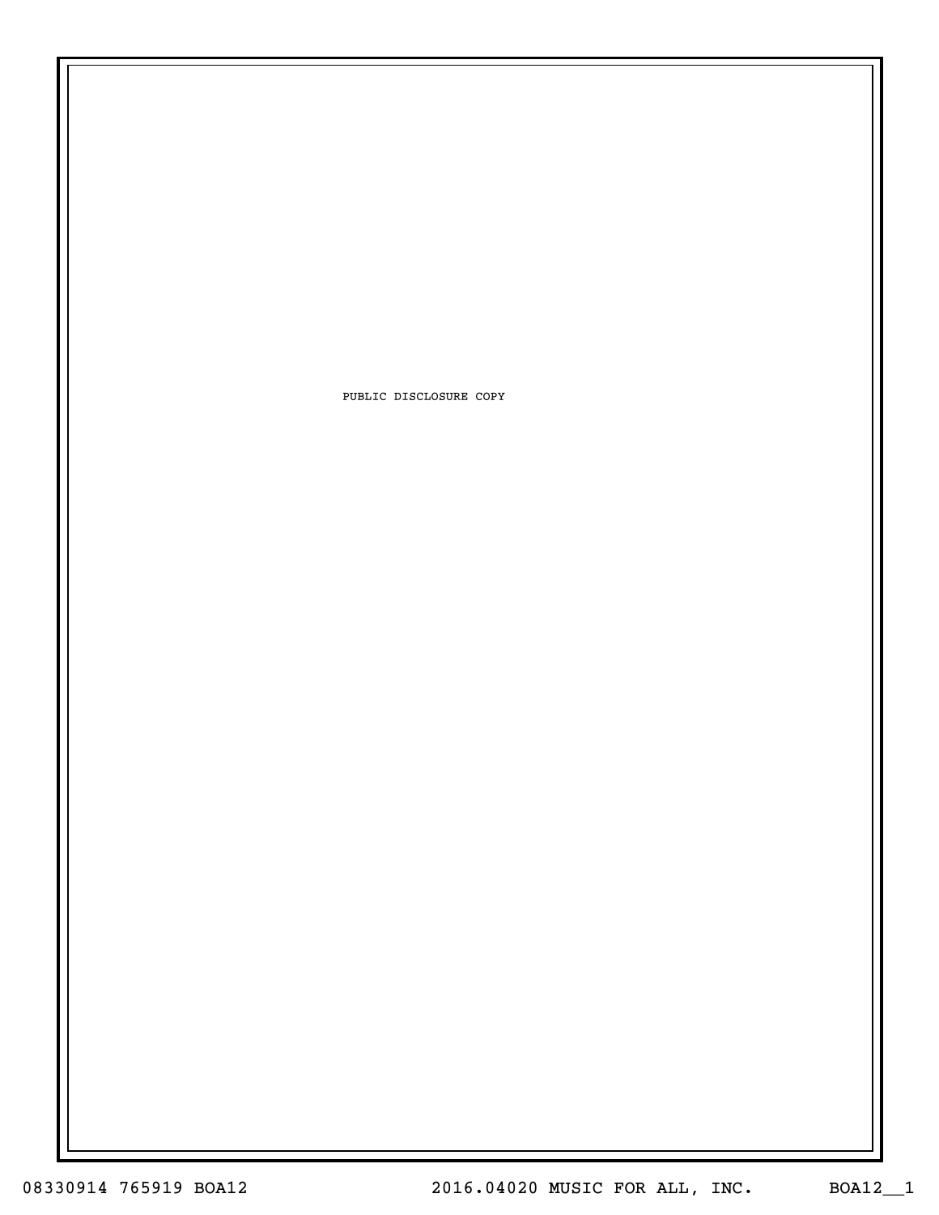PUBLIC DISCLOSURE COPY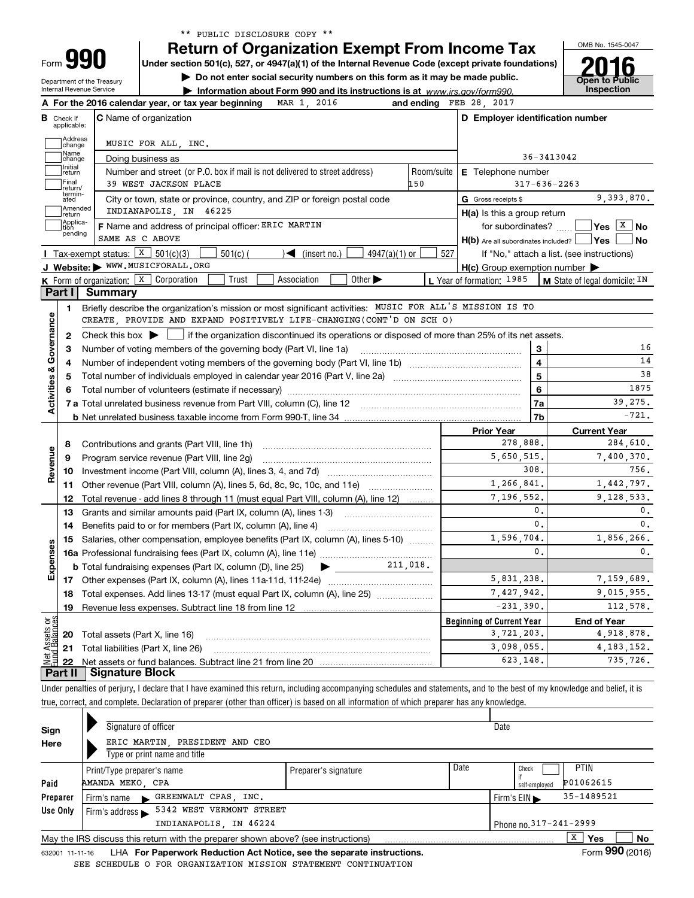** PUBLIC DISCLOSURE COPY **

# Form 990 — Return of Organization Exempt From Income Tax (2016)

Under section 501(c), 527, or 4947(a)(1) of the Internal Revenue Code (except private foundations)

▶ Do not enter social security numbers on this form as it may be made public.

▶ Information about Form 990 and its instructions is at www.irs.gov/form990.

Department of the Treasury, Internal Revenue Service

OMB No. 1545-0047 — Open to Public Inspection

**A** For the 2016 calendar year, or tax year beginning MAR 1, 2016 and ending FEB 28, 2017

**B** Check if applicable: Address change, Name change, Initial return, Final return/terminated, Amended return, Application pending

**C** Name of organization: MUSIC FOR ALL, INC.

Doing business as

Number and street (or P.O. box if mail is not delivered to street address): 39 WEST JACKSON PLACE — Room/suite: 150

City or town, state or province, country, and ZIP or foreign postal code: INDIANAPOLIS, IN 46225

**D** Employer identification number: 36-3413042

**E** Telephone number: 317-636-2263

**G** Gross receipts $ 9,393,870.

**F** Name and address of principal officer: ERIC MARTIN, SAME AS C ABOVE

**H(a)** Is this a group return for subordinates? ☐ Yes ☒ No

**H(b)** Are all subordinates included? ☐ Yes ☐ No — If "No," attach a list. (see instructions)

**H(c)** Group exemption number ▶

**I** Tax-exempt status: ☒ 501(c)(3) ☐ 501(c) ( ) ◀ (insert no.) ☐ 4947(a)(1) or ☐ 527

**J** Website: ▶ WWW.MUSICFORALL.ORG

**K** Form of organization: ☒ Corporation ☐ Trust ☐ Association ☐ Other ▶

**L** Year of formation: 1985 **M** State of legal domicile: IN

## Part I Summary

**Activities & Governance**

1. Briefly describe the organization's mission or most significant activities: MUSIC FOR ALL'S MISSION IS TO CREATE, PROVIDE AND EXPAND POSITIVELY LIFE-CHANGING(CONT'D ON SCH O)
2. Check this box ▶ ☐ if the organization discontinued its operations or disposed of more than 25% of its net assets.

| Line | Description | | Value |
|---|---|---|---|
| 3 | Number of voting members of the governing body (Part VI, line 1a) | 3 | 16 |
| 4 | Number of independent voting members of the governing body (Part VI, line 1b) | 4 | 14 |
| 5 | Total number of individuals employed in calendar year 2016 (Part V, line 2a) | 5 | 38 |
| 6 | Total number of volunteers (estimate if necessary) | 6 | 1875 |
| 7a | Total unrelated business revenue from Part VIII, column (C), line 12 | 7a | 39,275. |
| 7b | Net unrelated business taxable income from Form 990-T, line 34 | 7b | -721. |

| Line | Description | Prior Year | Current Year |
|---|---|---|---|
| **Revenue** | | | |
| 8 | Contributions and grants (Part VIII, line 1h) | 278,888. | 284,610. |
| 9 | Program service revenue (Part VIII, line 2g) | 5,650,515. | 7,400,370. |
| 10 | Investment income (Part VIII, column (A), lines 3, 4, and 7d) | 308. | 756. |
| 11 | Other revenue (Part VIII, column (A), lines 5, 6d, 8c, 9c, 10c, and 11e) | 1,266,841. | 1,442,797. |
| 12 | Total revenue - add lines 8 through 11 (must equal Part VIII, column (A), line 12) | 7,196,552. | 9,128,533. |
| **Expenses** | | | |
| 13 | Grants and similar amounts paid (Part IX, column (A), lines 1-3) | 0. | 0. |
| 14 | Benefits paid to or for members (Part IX, column (A), line 4) | 0. | 0. |
| 15 | Salaries, other compensation, employee benefits (Part IX, column (A), lines 5-10) | 1,596,704. | 1,856,266. |
| 16a | Professional fundraising fees (Part IX, column (A), line 11e) | 0. | 0. |
| b | Total fundraising expenses (Part IX, column (D), line 25) ▶ 211,018. | | |
| 17 | Other expenses (Part IX, column (A), lines 11a-11d, 11f-24e) | 5,831,238. | 7,159,689. |
| 18 | Total expenses. Add lines 13-17 (must equal Part IX, column (A), line 25) | 7,427,942. | 9,015,955. |
| 19 | Revenue less expenses. Subtract line 18 from line 12 | -231,390. | 112,578. |
| **Net Assets or Fund Balances** | | **Beginning of Current Year** | **End of Year** |
| 20 | Total assets (Part X, line 16) | 3,721,203. | 4,918,878. |
| 21 | Total liabilities (Part X, line 26) | 3,098,055. | 4,183,152. |
| 22 | Net assets or fund balances. Subtract line 21 from line 20 | 623,148. | 735,726. |

## Part II Signature Block

Under penalties of perjury, I declare that I have examined this return, including accompanying schedules and statements, and to the best of my knowledge and belief, it is true, correct, and complete. Declaration of preparer (other than officer) is based on all information of which preparer has any knowledge.

**Sign Here**

Signature of officer — Date

ERIC MARTIN, PRESIDENT AND CEO

Type or print name and title

**Paid Preparer Use Only**

| Print/Type preparer's name | Preparer's signature | Date | Check if self-employed | PTIN |
|---|---|---|---|---|
| AMANDA MEKO, CPA | | | ☐ | P01062615 |

Firm's name ▶ GREENWALT CPAS, INC. — Firm's EIN ▶ 35-1489521

Firm's address ▶ 5342 WEST VERMONT STREET, INDIANAPOLIS, IN 46224 — Phone no. 317-241-2999

May the IRS discuss this return with the preparer shown above? (see instructions) ☒ Yes ☐ No

632001 11-11-16 LHA For Paperwork Reduction Act Notice, see the separate instructions. Form 990 (2016)

SEE SCHEDULE O FOR ORGANIZATION MISSION STATEMENT CONTINUATION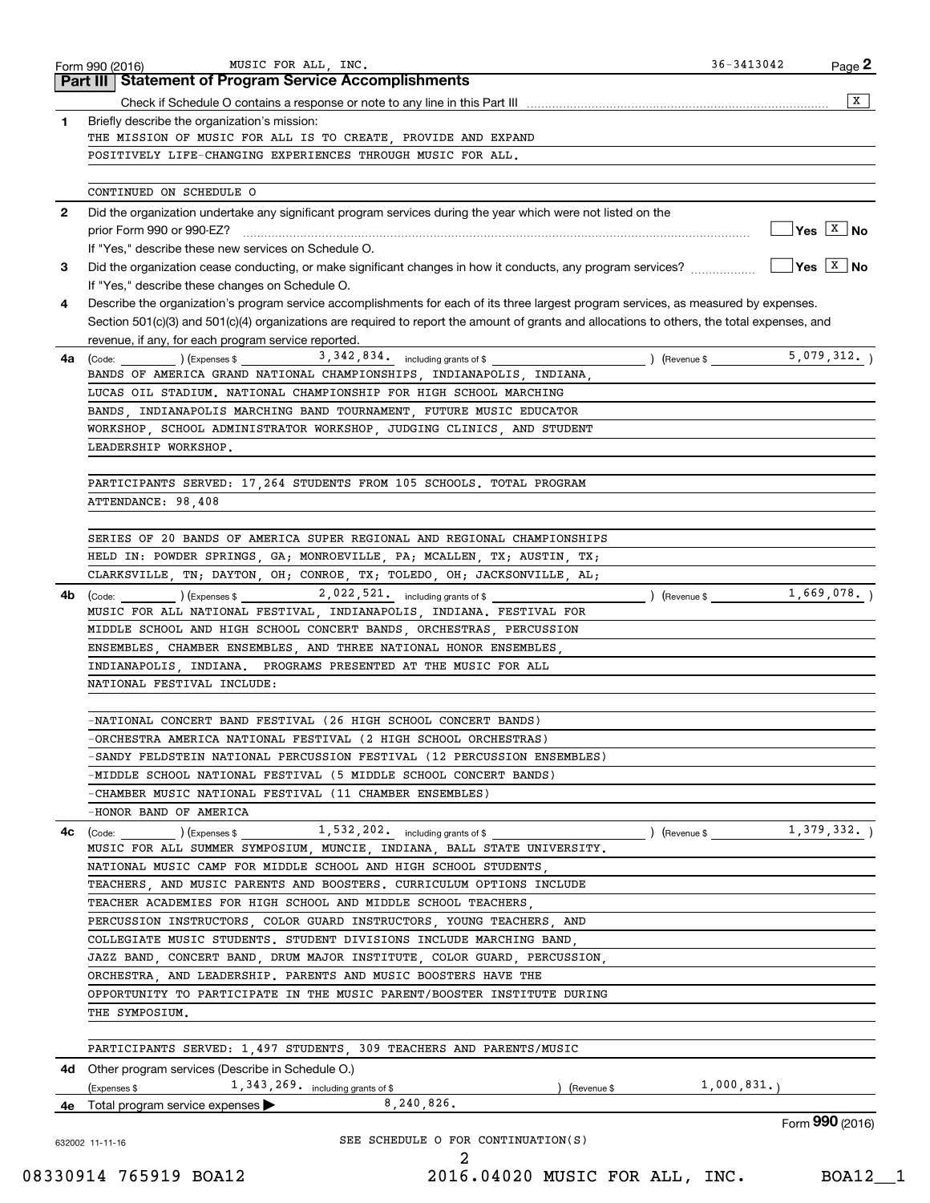Form 990 (2016) MUSIC FOR ALL, INC. 36-3413042 Page **2**

## Part III Statement of Program Service Accomplishments

Check if Schedule O contains a response or note to any line in this Part III [X]

**1** Briefly describe the organization's mission:

THE MISSION OF MUSIC FOR ALL IS TO CREATE, PROVIDE AND EXPAND POSITIVELY LIFE-CHANGING EXPERIENCES THROUGH MUSIC FOR ALL.

CONTINUED ON SCHEDULE O

**2** Did the organization undertake any significant program services during the year which were not listed on the prior Form 990 or 990-EZ? [ ] Yes [X] No

If "Yes," describe these new services on Schedule O.

**3** Did the organization cease conducting, or make significant changes in how it conducts, any program services? [ ] Yes [X] No

If "Yes," describe these changes on Schedule O.

**4** Describe the organization's program service accomplishments for each of its three largest program services, as measured by expenses. Section 501(c)(3) and 501(c)(4) organizations are required to report the amount of grants and allocations to others, the total expenses, and revenue, if any, for each program service reported.

**4a** (Code: ) (Expenses $ 3,342,834. including grants of $ ) (Revenue $ 5,079,312. )

BANDS OF AMERICA GRAND NATIONAL CHAMPIONSHIPS, INDIANAPOLIS, INDIANA, LUCAS OIL STADIUM. NATIONAL CHAMPIONSHIP FOR HIGH SCHOOL MARCHING BANDS, INDIANAPOLIS MARCHING BAND TOURNAMENT, FUTURE MUSIC EDUCATOR WORKSHOP, SCHOOL ADMINISTRATOR WORKSHOP, JUDGING CLINICS, AND STUDENT LEADERSHIP WORKSHOP.

PARTICIPANTS SERVED: 17,264 STUDENTS FROM 105 SCHOOLS. TOTAL PROGRAM ATTENDANCE: 98,408

SERIES OF 20 BANDS OF AMERICA SUPER REGIONAL AND REGIONAL CHAMPIONSHIPS HELD IN: POWDER SPRINGS, GA; MONROEVILLE, PA; MCALLEN, TX; AUSTIN, TX; CLARKSVILLE, TN; DAYTON, OH; CONROE, TX; TOLEDO, OH; JACKSONVILLE, AL;

**4b** (Code: ) (Expenses $ 2,022,521. including grants of $ ) (Revenue $ 1,669,078. )

MUSIC FOR ALL NATIONAL FESTIVAL, INDIANAPOLIS, INDIANA. FESTIVAL FOR MIDDLE SCHOOL AND HIGH SCHOOL CONCERT BANDS, ORCHESTRAS, PERCUSSION ENSEMBLES, CHAMBER ENSEMBLES, AND THREE NATIONAL HONOR ENSEMBLES, INDIANAPOLIS, INDIANA. PROGRAMS PRESENTED AT THE MUSIC FOR ALL NATIONAL FESTIVAL INCLUDE:

-NATIONAL CONCERT BAND FESTIVAL (26 HIGH SCHOOL CONCERT BANDS)
-ORCHESTRA AMERICA NATIONAL FESTIVAL (2 HIGH SCHOOL ORCHESTRAS)
-SANDY FELDSTEIN NATIONAL PERCUSSION FESTIVAL (12 PERCUSSION ENSEMBLES)
-MIDDLE SCHOOL NATIONAL FESTIVAL (5 MIDDLE SCHOOL CONCERT BANDS)
-CHAMBER MUSIC NATIONAL FESTIVAL (11 CHAMBER ENSEMBLES)
-HONOR BAND OF AMERICA

**4c** (Code: ) (Expenses $ 1,532,202. including grants of $ ) (Revenue $ 1,379,332. )

MUSIC FOR ALL SUMMER SYMPOSIUM, MUNCIE, INDIANA, BALL STATE UNIVERSITY. NATIONAL MUSIC CAMP FOR MIDDLE SCHOOL AND HIGH SCHOOL STUDENTS, TEACHERS, AND MUSIC PARENTS AND BOOSTERS. CURRICULUM OPTIONS INCLUDE TEACHER ACADEMIES FOR HIGH SCHOOL AND MIDDLE SCHOOL TEACHERS, PERCUSSION INSTRUCTORS, COLOR GUARD INSTRUCTORS, YOUNG TEACHERS, AND COLLEGIATE MUSIC STUDENTS. STUDENT DIVISIONS INCLUDE MARCHING BAND, JAZZ BAND, CONCERT BAND, DRUM MAJOR INSTITUTE, COLOR GUARD, PERCUSSION, ORCHESTRA, AND LEADERSHIP. PARENTS AND MUSIC BOOSTERS HAVE THE OPPORTUNITY TO PARTICIPATE IN THE MUSIC PARENT/BOOSTER INSTITUTE DURING THE SYMPOSIUM.

PARTICIPANTS SERVED: 1,497 STUDENTS, 309 TEACHERS AND PARENTS/MUSIC

**4d** Other program services (Describe in Schedule O.)

(Expenses $ 1,343,269. including grants of $ ) (Revenue $ 1,000,831.)

**4e** Total program service expenses ▶ 8,240,826.

Form **990** (2016)

SEE SCHEDULE O FOR CONTINUATION(S)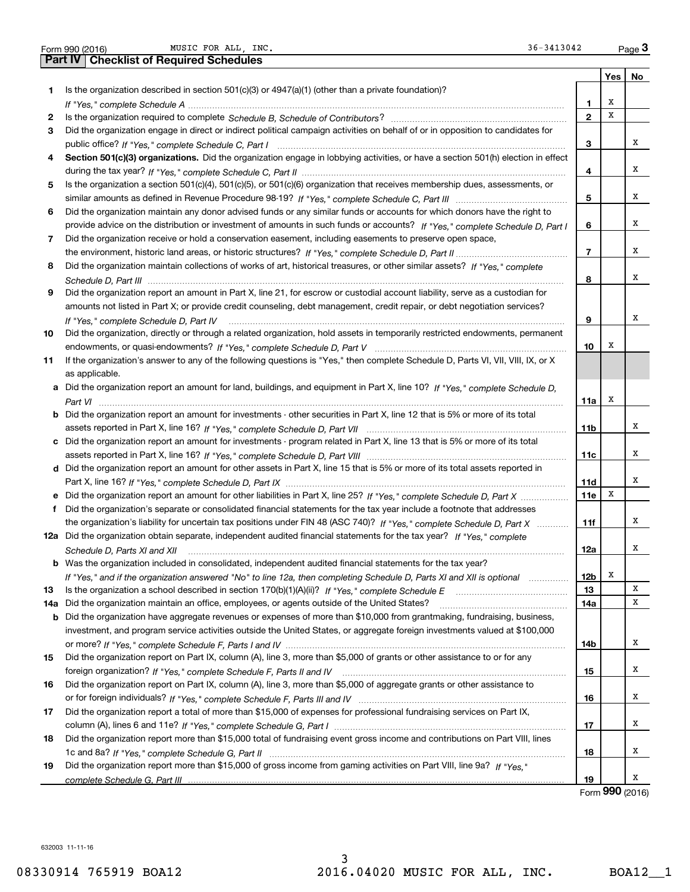Form 990 (2016) MUSIC FOR ALL, INC. 36-3413042 Page 3

## Part IV Checklist of Required Schedules

| | | | Yes | No |
|---|---|---|---|---|
| 1 | Is the organization described in section 501(c)(3) or 4947(a)(1) (other than a private foundation)? *If "Yes," complete Schedule A* | 1 | X | |
| 2 | Is the organization required to complete *Schedule B, Schedule of Contributors*? | 2 | X | |
| 3 | Did the organization engage in direct or indirect political campaign activities on behalf of or in opposition to candidates for public office? *If "Yes," complete Schedule C, Part I* | 3 | | X |
| 4 | **Section 501(c)(3) organizations.** Did the organization engage in lobbying activities, or have a section 501(h) election in effect during the tax year? *If "Yes," complete Schedule C, Part II* | 4 | | X |
| 5 | Is the organization a section 501(c)(4), 501(c)(5), or 501(c)(6) organization that receives membership dues, assessments, or similar amounts as defined in Revenue Procedure 98-19? *If "Yes," complete Schedule C, Part III* | 5 | | X |
| 6 | Did the organization maintain any donor advised funds or any similar funds or accounts for which donors have the right to provide advice on the distribution or investment of amounts in such funds or accounts? *If "Yes," complete Schedule D, Part I* | 6 | | X |
| 7 | Did the organization receive or hold a conservation easement, including easements to preserve open space, the environment, historic land areas, or historic structures? *If "Yes," complete Schedule D, Part II* | 7 | | X |
| 8 | Did the organization maintain collections of works of art, historical treasures, or other similar assets? *If "Yes," complete Schedule D, Part III* | 8 | | X |
| 9 | Did the organization report an amount in Part X, line 21, for escrow or custodial account liability, serve as a custodian for amounts not listed in Part X; or provide credit counseling, debt management, credit repair, or debt negotiation services? *If "Yes," complete Schedule D, Part IV* | 9 | | X |
| 10 | Did the organization, directly or through a related organization, hold assets in temporarily restricted endowments, permanent endowments, or quasi-endowments? *If "Yes," complete Schedule D, Part V* | 10 | X | |
| 11 | If the organization's answer to any of the following questions is "Yes," then complete Schedule D, Parts VI, VII, VIII, IX, or X as applicable. | | | |
| a | Did the organization report an amount for land, buildings, and equipment in Part X, line 10? *If "Yes," complete Schedule D, Part VI* | 11a | X | |
| b | Did the organization report an amount for investments - other securities in Part X, line 12 that is 5% or more of its total assets reported in Part X, line 16? *If "Yes," complete Schedule D, Part VII* | 11b | | X |
| c | Did the organization report an amount for investments - program related in Part X, line 13 that is 5% or more of its total assets reported in Part X, line 16? *If "Yes," complete Schedule D, Part VIII* | 11c | | X |
| d | Did the organization report an amount for other assets in Part X, line 15 that is 5% or more of its total assets reported in Part X, line 16? *If "Yes," complete Schedule D, Part IX* | 11d | | X |
| e | Did the organization report an amount for other liabilities in Part X, line 25? *If "Yes," complete Schedule D, Part X* | 11e | X | |
| f | Did the organization's separate or consolidated financial statements for the tax year include a footnote that addresses the organization's liability for uncertain tax positions under FIN 48 (ASC 740)? *If "Yes," complete Schedule D, Part X* | 11f | | X |
| 12a | Did the organization obtain separate, independent audited financial statements for the tax year? *If "Yes," complete Schedule D, Parts XI and XII* | 12a | | X |
| b | Was the organization included in consolidated, independent audited financial statements for the tax year? *If "Yes," and if the organization answered "No" to line 12a, then completing Schedule D, Parts XI and XII is optional* | 12b | X | |
| 13 | Is the organization a school described in section 170(b)(1)(A)(ii)? *If "Yes," complete Schedule E* | 13 | | X |
| 14a | Did the organization maintain an office, employees, or agents outside of the United States? | 14a | | X |
| b | Did the organization have aggregate revenues or expenses of more than $10,000 from grantmaking, fundraising, business, investment, and program service activities outside the United States, or aggregate foreign investments valued at $100,000 or more? *If "Yes," complete Schedule F, Parts I and IV* | 14b | | X |
| 15 | Did the organization report on Part IX, column (A), line 3, more than $5,000 of grants or other assistance to or for any foreign organization? *If "Yes," complete Schedule F, Parts II and IV* | 15 | | X |
| 16 | Did the organization report on Part IX, column (A), line 3, more than $5,000 of aggregate grants or other assistance to or for foreign individuals? *If "Yes," complete Schedule F, Parts III and IV* | 16 | | X |
| 17 | Did the organization report a total of more than $15,000 of expenses for professional fundraising services on Part IX, column (A), lines 6 and 11e? *If "Yes," complete Schedule G, Part I* | 17 | | X |
| 18 | Did the organization report more than $15,000 total of fundraising event gross income and contributions on Part VIII, lines 1c and 8a? *If "Yes," complete Schedule G, Part II* | 18 | | X |
| 19 | Did the organization report more than $15,000 of gross income from gaming activities on Part VIII, line 9a? *If "Yes," complete Schedule G, Part III* | 19 | | X |

Form **990** (2016)

632003 11-11-16

08330914 765919 BOA12 2016.04020 MUSIC FOR ALL, INC. BOA12__1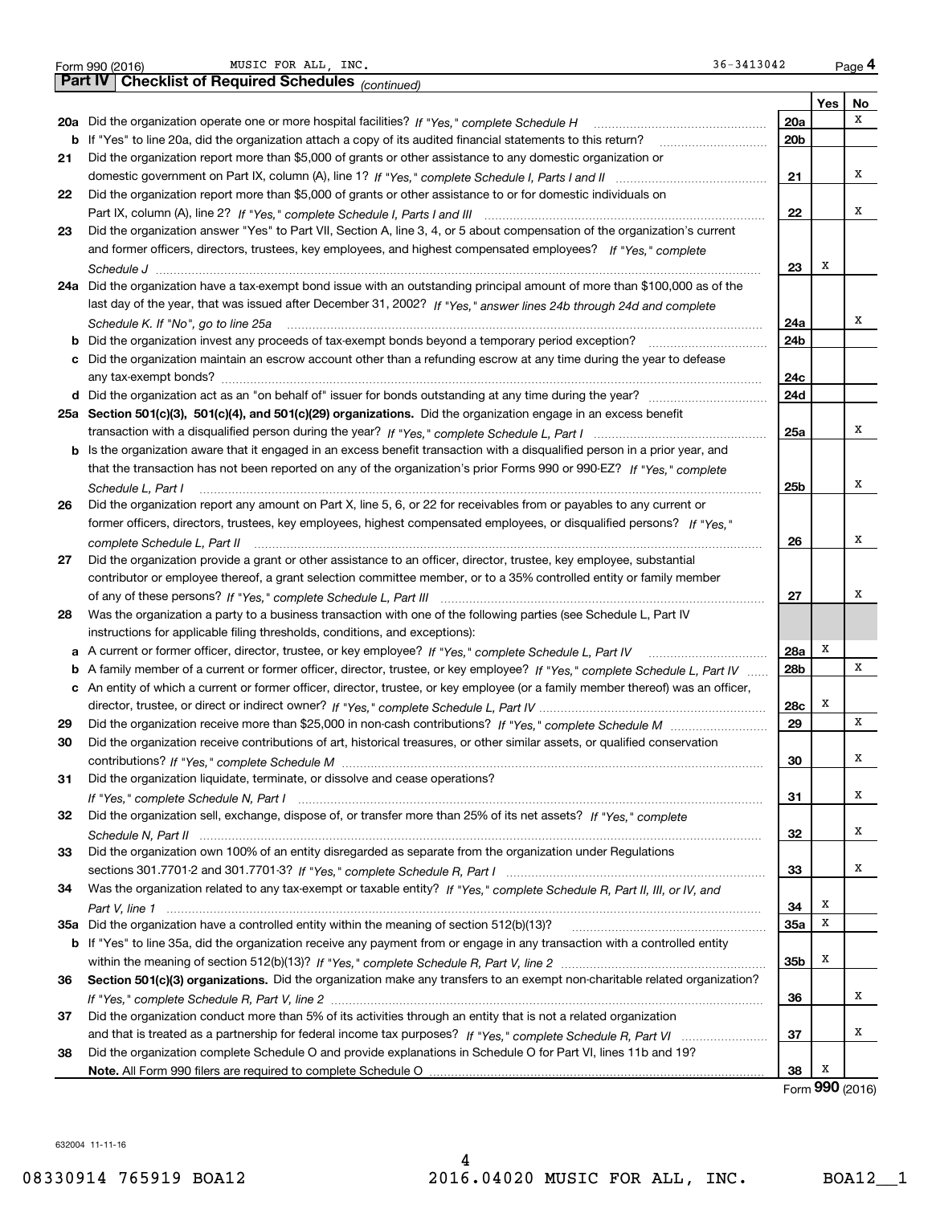Form 990 (2016) MUSIC FOR ALL, INC. 36-3413042 Page 4

## Part IV Checklist of Required Schedules *(continued)*

| | | | Yes | No |
|---|---|---|---|---|
| 20a | Did the organization operate one or more hospital facilities? *If "Yes," complete Schedule H* | 20a | | X |
| b | If "Yes" to line 20a, did the organization attach a copy of its audited financial statements to this return? | 20b | | |
| 21 | Did the organization report more than $5,000 of grants or other assistance to any domestic organization or domestic government on Part IX, column (A), line 1? *If "Yes," complete Schedule I, Parts I and II* | 21 | | X |
| 22 | Did the organization report more than $5,000 of grants or other assistance to or for domestic individuals on Part IX, column (A), line 2? *If "Yes," complete Schedule I, Parts I and III* | 22 | | X |
| 23 | Did the organization answer "Yes" to Part VII, Section A, line 3, 4, or 5 about compensation of the organization's current and former officers, directors, trustees, key employees, and highest compensated employees? *If "Yes," complete Schedule J* | 23 | X | |
| 24a | Did the organization have a tax-exempt bond issue with an outstanding principal amount of more than $100,000 as of the last day of the year, that was issued after December 31, 2002? *If "Yes," answer lines 24b through 24d and complete Schedule K. If "No", go to line 25a* | 24a | | X |
| b | Did the organization invest any proceeds of tax-exempt bonds beyond a temporary period exception? | 24b | | |
| c | Did the organization maintain an escrow account other than a refunding escrow at any time during the year to defease any tax-exempt bonds? | 24c | | |
| d | Did the organization act as an "on behalf of" issuer for bonds outstanding at any time during the year? | 24d | | |
| 25a | **Section 501(c)(3), 501(c)(4), and 501(c)(29) organizations.** Did the organization engage in an excess benefit transaction with a disqualified person during the year? *If "Yes," complete Schedule L, Part I* | 25a | | X |
| b | Is the organization aware that it engaged in an excess benefit transaction with a disqualified person in a prior year, and that the transaction has not been reported on any of the organization's prior Forms 990 or 990-EZ? *If "Yes," complete Schedule L, Part I* | 25b | | X |
| 26 | Did the organization report any amount on Part X, line 5, 6, or 22 for receivables from or payables to any current or former officers, directors, trustees, key employees, highest compensated employees, or disqualified persons? *If "Yes," complete Schedule L, Part II* | 26 | | X |
| 27 | Did the organization provide a grant or other assistance to an officer, director, trustee, key employee, substantial contributor or employee thereof, a grant selection committee member, or to a 35% controlled entity or family member of any of these persons? *If "Yes," complete Schedule L, Part III* | 27 | | X |
| 28 | Was the organization a party to a business transaction with one of the following parties (see Schedule L, Part IV instructions for applicable filing thresholds, conditions, and exceptions): | | | |
| a | A current or former officer, director, trustee, or key employee? *If "Yes," complete Schedule L, Part IV* | 28a | X | |
| b | A family member of a current or former officer, director, trustee, or key employee? *If "Yes," complete Schedule L, Part IV* | 28b | | X |
| c | An entity of which a current or former officer, director, trustee, or key employee (or a family member thereof) was an officer, director, trustee, or direct or indirect owner? *If "Yes," complete Schedule L, Part IV* | 28c | X | |
| 29 | Did the organization receive more than $25,000 in non-cash contributions? *If "Yes," complete Schedule M* | 29 | | X |
| 30 | Did the organization receive contributions of art, historical treasures, or other similar assets, or qualified conservation contributions? *If "Yes," complete Schedule M* | 30 | | X |
| 31 | Did the organization liquidate, terminate, or dissolve and cease operations? *If "Yes," complete Schedule N, Part I* | 31 | | X |
| 32 | Did the organization sell, exchange, dispose of, or transfer more than 25% of its net assets? *If "Yes," complete Schedule N, Part II* | 32 | | X |
| 33 | Did the organization own 100% of an entity disregarded as separate from the organization under Regulations sections 301.7701-2 and 301.7701-3? *If "Yes," complete Schedule R, Part I* | 33 | | X |
| 34 | Was the organization related to any tax-exempt or taxable entity? *If "Yes," complete Schedule R, Part II, III, or IV, and Part V, line 1* | 34 | X | |
| 35a | Did the organization have a controlled entity within the meaning of section 512(b)(13)? | 35a | X | |
| b | If "Yes" to line 35a, did the organization receive any payment from or engage in any transaction with a controlled entity within the meaning of section 512(b)(13)? *If "Yes," complete Schedule R, Part V, line 2* | 35b | X | |
| 36 | **Section 501(c)(3) organizations.** Did the organization make any transfers to an exempt non-charitable related organization? *If "Yes," complete Schedule R, Part V, line 2* | 36 | | X |
| 37 | Did the organization conduct more than 5% of its activities through an entity that is not a related organization and that is treated as a partnership for federal income tax purposes? *If "Yes," complete Schedule R, Part VI* | 37 | | X |
| 38 | Did the organization complete Schedule O and provide explanations in Schedule O for Part VI, lines 11b and 19? **Note.** All Form 990 filers are required to complete Schedule O | 38 | X | |

Form **990** (2016)

632004 11-11-16

08330914 765919 BOA12 2016.04020 MUSIC FOR ALL, INC. BOA12__1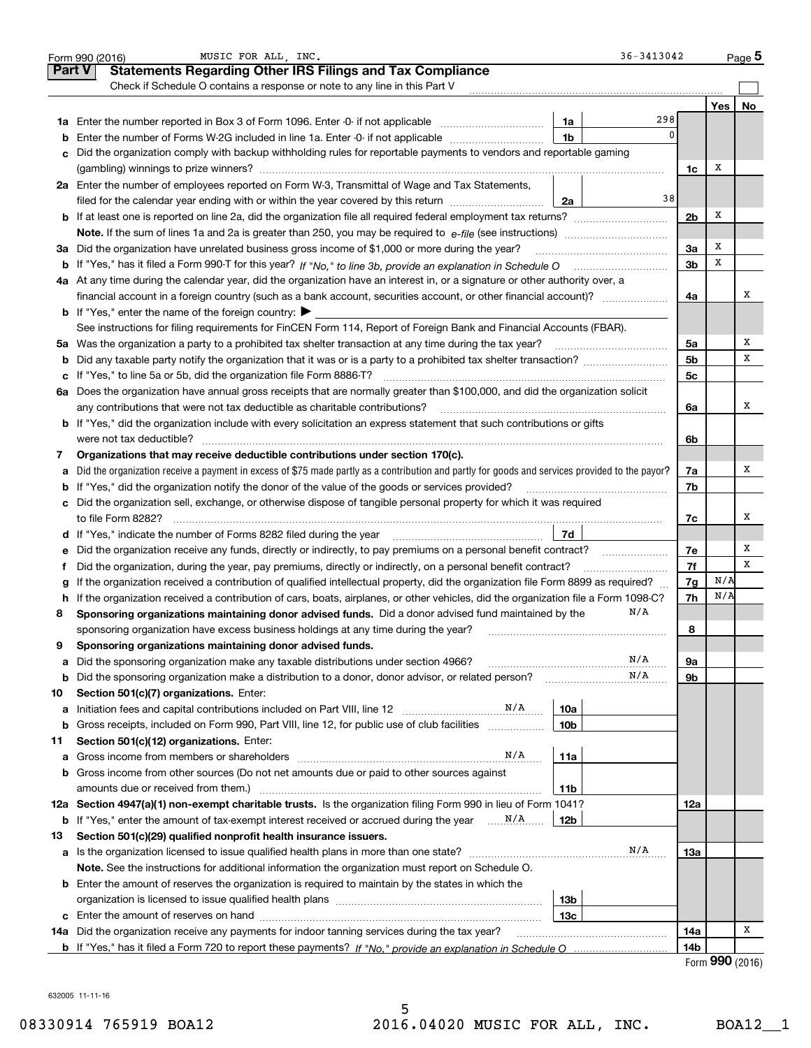Form 990 (2016) MUSIC FOR ALL, INC. 36-3413042 Page 5

## Part V Statements Regarding Other IRS Filings and Tax Compliance

Check if Schedule O contains a response or note to any line in this Part V ☐

| | | | | | Yes | No |
|---|---|---|---|---|---|---|
| **1a** | Enter the number reported in Box 3 of Form 1096. Enter -0- if not applicable | 1a | 298 | | | |
| **b** | Enter the number of Forms W-2G included in line 1a. Enter -0- if not applicable | 1b | 0 | | | |
| **c** | Did the organization comply with backup withholding rules for reportable payments to vendors and reportable gaming (gambling) winnings to prize winners? | | | 1c | X | |
| **2a** | Enter the number of employees reported on Form W-3, Transmittal of Wage and Tax Statements, filed for the calendar year ending with or within the year covered by this return | 2a | 38 | | | |
| **b** | If at least one is reported on line 2a, did the organization file all required federal employment tax returns? | | | 2b | X | |
| | **Note.** If the sum of lines 1a and 2a is greater than 250, you may be required to *e-file* (see instructions) | | | | | |
| **3a** | Did the organization have unrelated business gross income of $1,000 or more during the year? | | | 3a | X | |
| **b** | If "Yes," has it filed a Form 990-T for this year? *If "No," to line 3b, provide an explanation in Schedule O* | | | 3b | X | |
| **4a** | At any time during the calendar year, did the organization have an interest in, or a signature or other authority over, a financial account in a foreign country (such as a bank account, securities account, or other financial account)? | | | 4a | | X |
| **b** | If "Yes," enter the name of the foreign country: ▶ | | | | | |
| | See instructions for filing requirements for FinCEN Form 114, Report of Foreign Bank and Financial Accounts (FBAR). | | | | | |
| **5a** | Was the organization a party to a prohibited tax shelter transaction at any time during the tax year? | | | 5a | | X |
| **b** | Did any taxable party notify the organization that it was or is a party to a prohibited tax shelter transaction? | | | 5b | | X |
| **c** | If "Yes," to line 5a or 5b, did the organization file Form 8886-T? | | | 5c | | |
| **6a** | Does the organization have annual gross receipts that are normally greater than $100,000, and did the organization solicit any contributions that were not tax deductible as charitable contributions? | | | 6a | | X |
| **b** | If "Yes," did the organization include with every solicitation an express statement that such contributions or gifts were not tax deductible? | | | 6b | | |
| **7** | **Organizations that may receive deductible contributions under section 170(c).** | | | | | |
| **a** | Did the organization receive a payment in excess of $75 made partly as a contribution and partly for goods and services provided to the payor? | | | 7a | | X |
| **b** | If "Yes," did the organization notify the donor of the value of the goods or services provided? | | | 7b | | |
| **c** | Did the organization sell, exchange, or otherwise dispose of tangible personal property for which it was required to file Form 8282? | | | 7c | | X |
| **d** | If "Yes," indicate the number of Forms 8282 filed during the year | 7d | | | | |
| **e** | Did the organization receive any funds, directly or indirectly, to pay premiums on a personal benefit contract? | | | 7e | | X |
| **f** | Did the organization, during the year, pay premiums, directly or indirectly, on a personal benefit contract? | | | 7f | | X |
| **g** | If the organization received a contribution of qualified intellectual property, did the organization file Form 8899 as required? | | | 7g | N/A | |
| **h** | If the organization received a contribution of cars, boats, airplanes, or other vehicles, did the organization file a Form 1098-C? | | | 7h | N/A | |
| **8** | **Sponsoring organizations maintaining donor advised funds.** Did a donor advised fund maintained by the sponsoring organization have excess business holdings at any time during the year? N/A | | | 8 | | |
| **9** | **Sponsoring organizations maintaining donor advised funds.** | | | | | |
| **a** | Did the sponsoring organization make any taxable distributions under section 4966? N/A | | | 9a | | |
| **b** | Did the sponsoring organization make a distribution to a donor, donor advisor, or related person? N/A | | | 9b | | |
| **10** | **Section 501(c)(7) organizations.** Enter: | | | | | |
| **a** | Initiation fees and capital contributions included on Part VIII, line 12 N/A | 10a | | | | |
| **b** | Gross receipts, included on Form 990, Part VIII, line 12, for public use of club facilities | 10b | | | | |
| **11** | **Section 501(c)(12) organizations.** Enter: | | | | | |
| **a** | Gross income from members or shareholders N/A | 11a | | | | |
| **b** | Gross income from other sources (Do not net amounts due or paid to other sources against amounts due or received from them.) | 11b | | | | |
| **12a** | **Section 4947(a)(1) non-exempt charitable trusts.** Is the organization filing Form 990 in lieu of Form 1041? | | | 12a | | |
| **b** | If "Yes," enter the amount of tax-exempt interest received or accrued during the year N/A | 12b | | | | |
| **13** | **Section 501(c)(29) qualified nonprofit health insurance issuers.** | | | | | |
| **a** | Is the organization licensed to issue qualified health plans in more than one state? N/A | | | 13a | | |
| | **Note.** See the instructions for additional information the organization must report on Schedule O. | | | | | |
| **b** | Enter the amount of reserves the organization is required to maintain by the states in which the organization is licensed to issue qualified health plans | 13b | | | | |
| **c** | Enter the amount of reserves on hand | 13c | | | | |
| **14a** | Did the organization receive any payments for indoor tanning services during the tax year? | | | 14a | | X |
| **b** | If "Yes," has it filed a Form 720 to report these payments? *If "No," provide an explanation in Schedule O* | | | 14b | | |

Form **990** (2016)

632005 11-11-16

08330914 765919 BOA12 2016.04020 MUSIC FOR ALL, INC. BOA12__1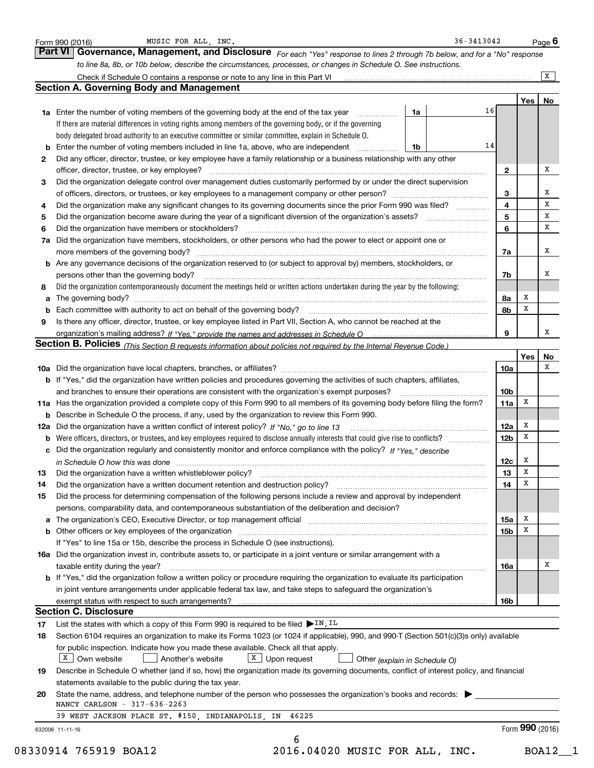Form 990 (2016) MUSIC FOR ALL, INC. 36-3413042 Page 6

## Part VI Governance, Management, and Disclosure

*For each "Yes" response to lines 2 through 7b below, and for a "No" response to line 8a, 8b, or 10b below, describe the circumstances, processes, or changes in Schedule O. See instructions.*

Check if Schedule O contains a response or note to any line in this Part VI ..... [X]

### Section A. Governing Body and Management

| | | | | Yes | No |
|---|---|---|---|---|---|
| **1a** | Enter the number of voting members of the governing body at the end of the tax year ... **1a** 16 If there are material differences in voting rights among members of the governing body, or if the governing body delegated broad authority to an executive committee or similar committee, explain in Schedule O. | | | | |
| **b** | Enter the number of voting members included in line 1a, above, who are independent ... **1b** 14 | | | | |
| **2** | Did any officer, director, trustee, or key employee have a family relationship or a business relationship with any other officer, director, trustee, or key employee? | **2** | | | X |
| **3** | Did the organization delegate control over management duties customarily performed by or under the direct supervision of officers, directors, or trustees, or key employees to a management company or other person? | **3** | | | X |
| **4** | Did the organization make any significant changes to its governing documents since the prior Form 990 was filed? | **4** | | | X |
| **5** | Did the organization become aware during the year of a significant diversion of the organization's assets? | **5** | | | X |
| **6** | Did the organization have members or stockholders? | **6** | | | X |
| **7a** | Did the organization have members, stockholders, or other persons who had the power to elect or appoint one or more members of the governing body? | **7a** | | | X |
| **b** | Are any governance decisions of the organization reserved to (or subject to approval by) members, stockholders, or persons other than the governing body? | **7b** | | | X |
| **8** | Did the organization contemporaneously document the meetings held or written actions undertaken during the year by the following: | | | | |
| **a** | The governing body? | **8a** | | X | |
| **b** | Each committee with authority to act on behalf of the governing body? | **8b** | | X | |
| **9** | Is there any officer, director, trustee, or key employee listed in Part VII, Section A, who cannot be reached at the organization's mailing address? *If "Yes," provide the names and addresses in Schedule O* | **9** | | | X |

### Section B. Policies *(This Section B requests information about policies not required by the Internal Revenue Code.)*

| | | | Yes | No |
|---|---|---|---|---|
| **10a** | Did the organization have local chapters, branches, or affiliates? | **10a** | | X |
| **b** | If "Yes," did the organization have written policies and procedures governing the activities of such chapters, affiliates, and branches to ensure their operations are consistent with the organization's exempt purposes? | **10b** | | |
| **11a** | Has the organization provided a complete copy of this Form 990 to all members of its governing body before filing the form? | **11a** | X | |
| **b** | Describe in Schedule O the process, if any, used by the organization to review this Form 990. | | | |
| **12a** | Did the organization have a written conflict of interest policy? *If "No," go to line 13* | **12a** | X | |
| **b** | Were officers, directors, or trustees, and key employees required to disclose annually interests that could give rise to conflicts? | **12b** | X | |
| **c** | Did the organization regularly and consistently monitor and enforce compliance with the policy? *If "Yes," describe in Schedule O how this was done* | **12c** | X | |
| **13** | Did the organization have a written whistleblower policy? | **13** | X | |
| **14** | Did the organization have a written document retention and destruction policy? | **14** | X | |
| **15** | Did the process for determining compensation of the following persons include a review and approval by independent persons, comparability data, and contemporaneous substantiation of the deliberation and decision? | | | |
| **a** | The organization's CEO, Executive Director, or top management official | **15a** | X | |
| **b** | Other officers or key employees of the organization | **15b** | X | |
| | If "Yes" to line 15a or 15b, describe the process in Schedule O (see instructions). | | | |
| **16a** | Did the organization invest in, contribute assets to, or participate in a joint venture or similar arrangement with a taxable entity during the year? | **16a** | | X |
| **b** | If "Yes," did the organization follow a written policy or procedure requiring the organization to evaluate its participation in joint venture arrangements under applicable federal tax law, and take steps to safeguard the organization's exempt status with respect to such arrangements? | **16b** | | |

### Section C. Disclosure

**17** List the states with which a copy of this Form 990 is required to be filed ▶ IN, IL

**18** Section 6104 requires an organization to make its Forms 1023 (or 1024 if applicable), 990, and 990-T (Section 501(c)(3)s only) available for public inspection. Indicate how you made these available. Check all that apply.

[X] Own website [ ] Another's website [X] Upon request [ ] Other *(explain in Schedule O)*

**19** Describe in Schedule O whether (and if so, how) the organization made its governing documents, conflict of interest policy, and financial statements available to the public during the tax year.

**20** State the name, address, and telephone number of the person who possesses the organization's books and records: ▶

NANCY CARLSON - 317-636-2263

39 WEST JACKSON PLACE ST. #150, INDIANAPOLIS, IN 46225

632006 11-11-16 Form **990** (2016)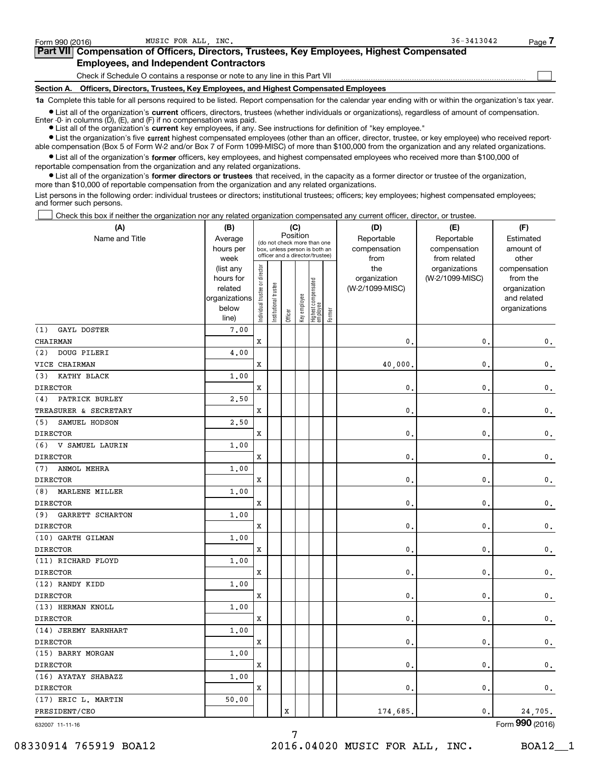Form 990 (2016) MUSIC FOR ALL, INC. 36-3413042 Page 7

## Part VII Compensation of Officers, Directors, Trustees, Key Employees, Highest Compensated Employees, and Independent Contractors

Check if Schedule O contains a response or note to any line in this Part VII ☐

### Section A. Officers, Directors, Trustees, Key Employees, and Highest Compensated Employees

**1a** Complete this table for all persons required to be listed. Report compensation for the calendar year ending with or within the organization's tax year.

- List all of the organization's **current** officers, directors, trustees (whether individuals or organizations), regardless of amount of compensation. Enter -0- in columns (D), (E), and (F) if no compensation was paid.
- List all of the organization's **current** key employees, if any. See instructions for definition of "key employee."
- List the organization's five **current** highest compensated employees (other than an officer, director, trustee, or key employee) who received reportable compensation (Box 5 of Form W-2 and/or Box 7 of Form 1099-MISC) of more than $100,000 from the organization and any related organizations.
- List all of the organization's **former** officers, key employees, and highest compensated employees who received more than $100,000 of reportable compensation from the organization and any related organizations.
- List all of the organization's **former directors or trustees** that received, in the capacity as a former director or trustee of the organization, more than $10,000 of reportable compensation from the organization and any related organizations.

List persons in the following order: individual trustees or directors; institutional trustees; officers; key employees; highest compensated employees; and former such persons.

☐ Check this box if neither the organization nor any related organization compensated any current officer, director, or trustee.

| (A) Name and Title | (B) Average hours per week (list any hours for related organizations below line) | (C) Position: Individual trustee or director | Institutional trustee | Officer | Key employee | Highest compensated employee | Former | (D) Reportable compensation from the organization (W-2/1099-MISC) | (E) Reportable compensation from related organizations (W-2/1099-MISC) | (F) Estimated amount of other compensation from the organization and related organizations |
|---|---|---|---|---|---|---|---|---|---|---|
| (1) GAYL DOSTER<br>CHAIRMAN | 7.00 | X | | | | | | 0. | 0. | 0. |
| (2) DOUG PILERI<br>VICE CHAIRMAN | 4.00 | X | | | | | | 40,000. | 0. | 0. |
| (3) KATHY BLACK<br>DIRECTOR | 1.00 | X | | | | | | 0. | 0. | 0. |
| (4) PATRICK BURLEY<br>TREASURER & SECRETARY | 2.50 | X | | | | | | 0. | 0. | 0. |
| (5) SAMUEL HODSON<br>DIRECTOR | 2.50 | X | | | | | | 0. | 0. | 0. |
| (6) V SAMUEL LAURIN<br>DIRECTOR | 1.00 | X | | | | | | 0. | 0. | 0. |
| (7) ANMOL MEHRA<br>DIRECTOR | 1.00 | X | | | | | | 0. | 0. | 0. |
| (8) MARLENE MILLER<br>DIRECTOR | 1.00 | X | | | | | | 0. | 0. | 0. |
| (9) GARRETT SCHARTON<br>DIRECTOR | 1.00 | X | | | | | | 0. | 0. | 0. |
| (10) GARTH GILMAN<br>DIRECTOR | 1.00 | X | | | | | | 0. | 0. | 0. |
| (11) RICHARD FLOYD<br>DIRECTOR | 1.00 | X | | | | | | 0. | 0. | 0. |
| (12) RANDY KIDD<br>DIRECTOR | 1.00 | X | | | | | | 0. | 0. | 0. |
| (13) HERMAN KNOLL<br>DIRECTOR | 1.00 | X | | | | | | 0. | 0. | 0. |
| (14) JEREMY EARNHART<br>DIRECTOR | 1.00 | X | | | | | | 0. | 0. | 0. |
| (15) BARRY MORGAN<br>DIRECTOR | 1.00 | X | | | | | | 0. | 0. | 0. |
| (16) AYATAY SHABAZZ<br>DIRECTOR | 1.00 | X | | | | | | 0. | 0. | 0. |
| (17) ERIC L. MARTIN<br>PRESIDENT/CEO | 50.00 | | | X | | | | 174,685. | 0. | 24,705. |

632007 11-11-16 Form **990** (2016)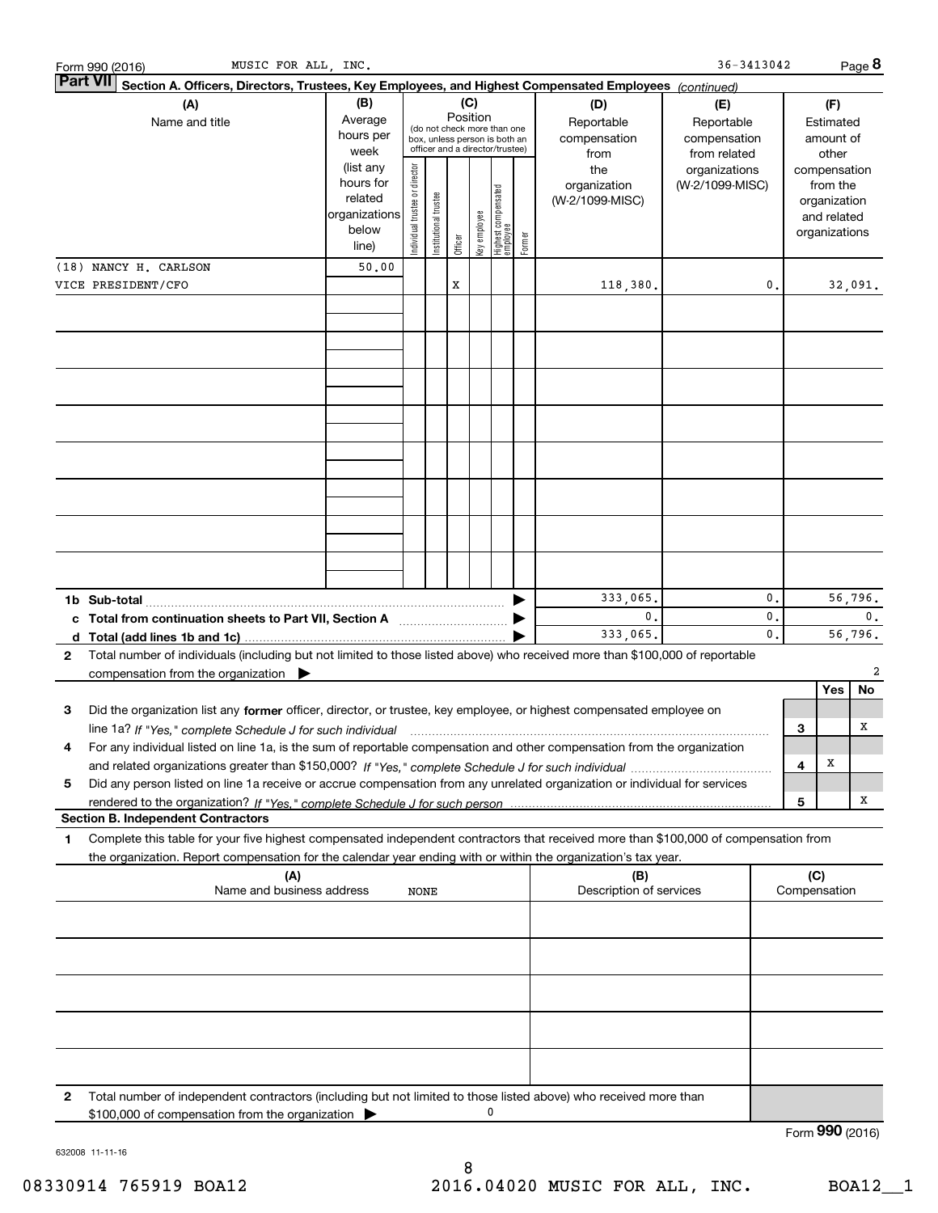Form 990 (2016) MUSIC FOR ALL, INC. 36-3413042 Page **8**

## Part VII Section A. Officers, Directors, Trustees, Key Employees, and Highest Compensated Employees *(continued)*

| (A) Name and title | (B) Average hours per week (list any hours for related organizations below line) | (C) Position: Individual trustee or director | Institutional trustee | Officer | Key employee | Highest compensated employee | Former | (D) Reportable compensation from the organization (W-2/1099-MISC) | (E) Reportable compensation from related organizations (W-2/1099-MISC) | (F) Estimated amount of other compensation from the organization and related organizations |
|---|---|---|---|---|---|---|---|---|---|---|
| (18) NANCY H. CARLSON | 50.00 | | | | | | | | | |
| VICE PRESIDENT/CFO | | | | X | | | | 118,380. | 0. | 32,091. |

| | | (D) | (E) | (F) |
|---|---|---|---|---|
| **1b Sub-total** | ▶ | 333,065. | 0. | 56,796. |
| **c Total from continuation sheets to Part VII, Section A** | ▶ | 0. | 0. | 0. |
| **d Total (add lines 1b and 1c)** | ▶ | 333,065. | 0. | 56,796. |

**2** Total number of individuals (including but not limited to those listed above) who received more than $100,000 of reportable compensation from the organization ▶ 2

| | | Yes | No |
|---|---|---|---|
| **3** Did the organization list any **former** officer, director, or trustee, key employee, or highest compensated employee on line 1a? *If "Yes," complete Schedule J for such individual* | 3 | | X |
| **4** For any individual listed on line 1a, is the sum of reportable compensation and other compensation from the organization and related organizations greater than $150,000? *If "Yes," complete Schedule J for such individual* | 4 | X | |
| **5** Did any person listed on line 1a receive or accrue compensation from any unrelated organization or individual for services rendered to the organization? *If "Yes," complete Schedule J for such person* | 5 | | X |

### Section B. Independent Contractors

**1** Complete this table for your five highest compensated independent contractors that received more than $100,000 of compensation from the organization. Report compensation for the calendar year ending with or within the organization's tax year.

| (A) Name and business address | (B) Description of services | (C) Compensation |
|---|---|---|
| NONE | | |

**2** Total number of independent contractors (including but not limited to those listed above) who received more than $100,000 of compensation from the organization ▶ 0

Form **990** (2016)

632008 11-11-16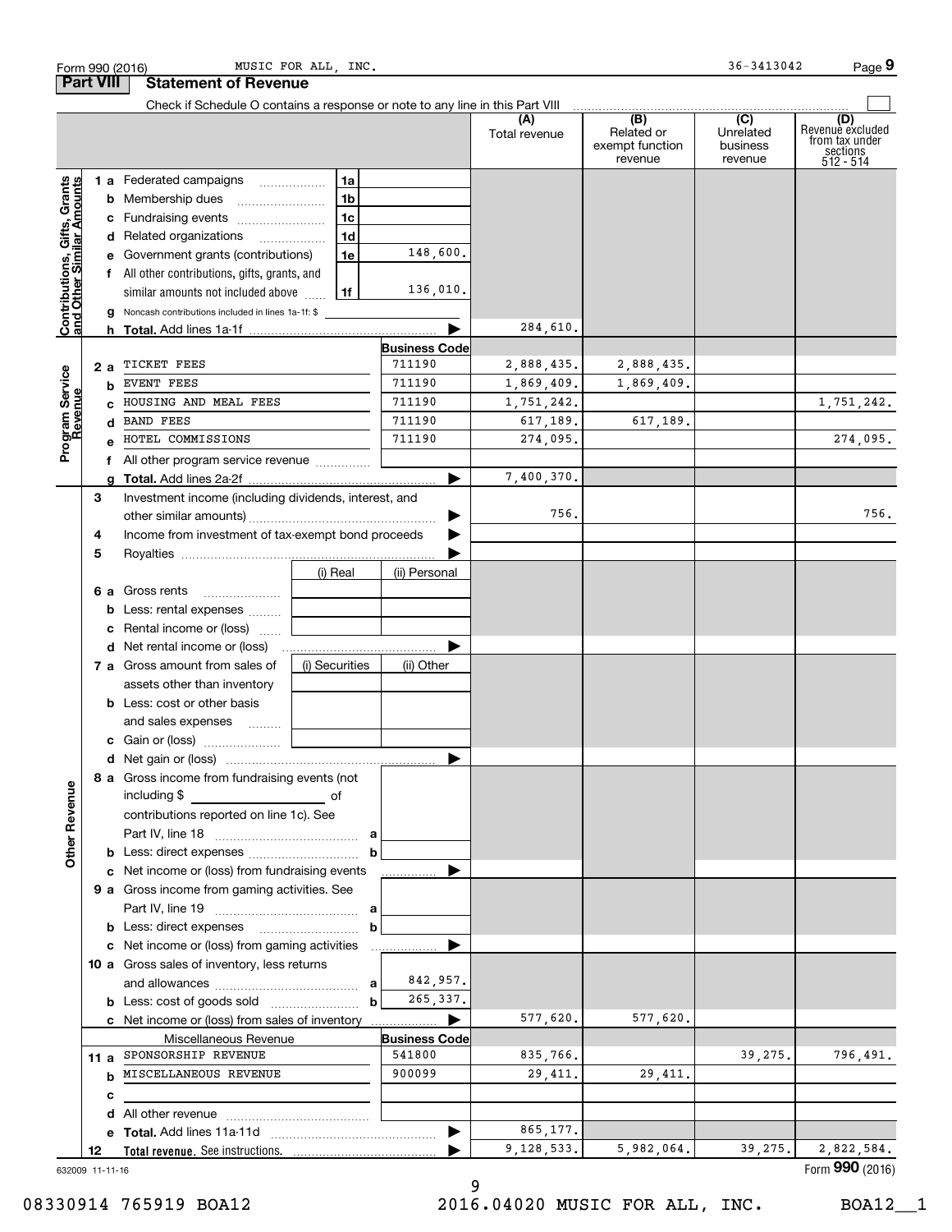Form 990 (2016) MUSIC FOR ALL, INC. 36-3413042 Page 9

## Part VIII Statement of Revenue

Check if Schedule O contains a response or note to any line in this Part VIII

| | | | | (A) Total revenue | (B) Related or exempt function revenue | (C) Unrelated business revenue | (D) Revenue excluded from tax under sections 512 - 514 |
|---|---|---|---|---|---|---|---|
| **Contributions, Gifts, Grants and Other Similar Amounts** | 1 a | Federated campaigns | 1a | | | | |
| | b | Membership dues | 1b | | | | |
| | c | Fundraising events | 1c | | | | |
| | d | Related organizations | 1d | | | | |
| | e | Government grants (contributions) | 1e 148,600. | | | | |
| | f | All other contributions, gifts, grants, and similar amounts not included above | 1f 136,010. | | | | |
| | g | Noncash contributions included in lines 1a-1f: $ | | | | | |
| | h | **Total.** Add lines 1a-1f | ▶ | 284,610. | | | |
| **Program Service Revenue** | | | **Business Code** | | | | |
| | 2 a | TICKET FEES | 711190 | 2,888,435. | 2,888,435. | | |
| | b | EVENT FEES | 711190 | 1,869,409. | 1,869,409. | | |
| | c | HOUSING AND MEAL FEES | 711190 | 1,751,242. | | | 1,751,242. |
| | d | BAND FEES | 711190 | 617,189. | 617,189. | | |
| | e | HOTEL COMMISSIONS | 711190 | 274,095. | | | 274,095. |
| | f | All other program service revenue | | | | | |
| | g | **Total.** Add lines 2a-2f | ▶ | 7,400,370. | | | |
| | 3 | Investment income (including dividends, interest, and other similar amounts) | ▶ | 756. | | | 756. |
| | 4 | Income from investment of tax-exempt bond proceeds | ▶ | | | | |
| | 5 | Royalties | ▶ | | | | |
| | | | (i) Real / (ii) Personal | | | | |
| | 6 a | Gross rents | | | | | |
| | b | Less: rental expenses | | | | | |
| | c | Rental income or (loss) | | | | | |
| | d | Net rental income or (loss) | ▶ | | | | |
| | 7 a | Gross amount from sales of assets other than inventory | (i) Securities / (ii) Other | | | | |
| | b | Less: cost or other basis and sales expenses | | | | | |
| | c | Gain or (loss) | | | | | |
| | d | Net gain or (loss) | ▶ | | | | |
| **Other Revenue** | 8 a | Gross income from fundraising events (not including $ of contributions reported on line 1c). See Part IV, line 18 | a | | | | |
| | b | Less: direct expenses | b | | | | |
| | c | Net income or (loss) from fundraising events | ▶ | | | | |
| | 9 a | Gross income from gaming activities. See Part IV, line 19 | a | | | | |
| | b | Less: direct expenses | b | | | | |
| | c | Net income or (loss) from gaming activities | ▶ | | | | |
| | 10 a | Gross sales of inventory, less returns and allowances | a 842,957. | | | | |
| | b | Less: cost of goods sold | b 265,337. | | | | |
| | c | Net income or (loss) from sales of inventory | ▶ | 577,620. | 577,620. | | |
| | | Miscellaneous Revenue | **Business Code** | | | | |
| | 11 a | SPONSORSHIP REVENUE | 541800 | 835,766. | | 39,275. | 796,491. |
| | b | MISCELLANEOUS REVENUE | 900099 | 29,411. | 29,411. | | |
| | c | | | | | | |
| | d | All other revenue | | | | | |
| | e | **Total.** Add lines 11a-11d | ▶ | 865,177. | | | |
| | 12 | **Total revenue.** See instructions. | ▶ | 9,128,533. | 5,982,064. | 39,275. | 2,822,584. |

632009 11-11-16 Form **990** (2016)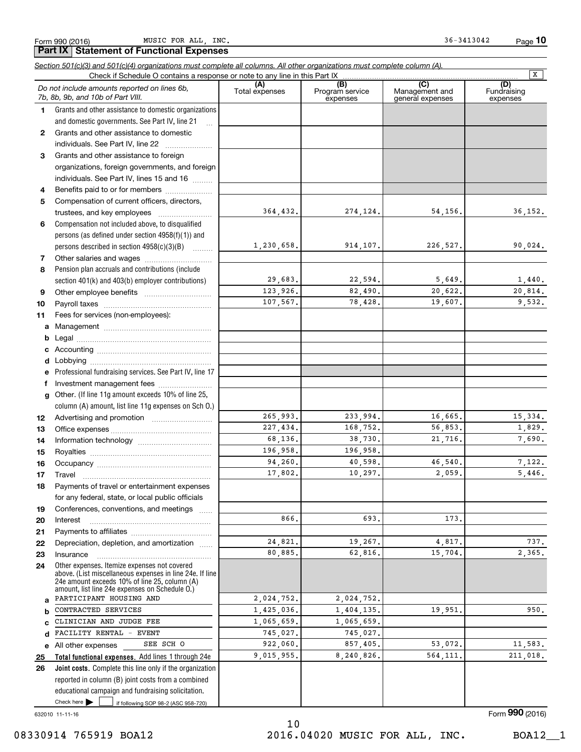Form 990 (2016) MUSIC FOR ALL, INC. 36-3413042 Page 10

## Part IX Statement of Functional Expenses

*Section 501(c)(3) and 501(c)(4) organizations must complete all columns. All other organizations must complete column (A).*

Check if Schedule O contains a response or note to any line in this Part IX [X]

| | *Do not include amounts reported on lines 6b, 7b, 8b, 9b, and 10b of Part VIII.* | (A) Total expenses | (B) Program service expenses | (C) Management and general expenses | (D) Fundraising expenses |
|---|---|---|---|---|---|
| 1 | Grants and other assistance to domestic organizations and domestic governments. See Part IV, line 21 | | | | |
| 2 | Grants and other assistance to domestic individuals. See Part IV, line 22 | | | | |
| 3 | Grants and other assistance to foreign organizations, foreign governments, and foreign individuals. See Part IV, lines 15 and 16 | | | | |
| 4 | Benefits paid to or for members | | | | |
| 5 | Compensation of current officers, directors, trustees, and key employees | 364,432. | 274,124. | 54,156. | 36,152. |
| 6 | Compensation not included above, to disqualified persons (as defined under section 4958(f)(1)) and persons described in section 4958(c)(3)(B) | 1,230,658. | 914,107. | 226,527. | 90,024. |
| 7 | Other salaries and wages | | | | |
| 8 | Pension plan accruals and contributions (include section 401(k) and 403(b) employer contributions) | 29,683. | 22,594. | 5,649. | 1,440. |
| 9 | Other employee benefits | 123,926. | 82,490. | 20,622. | 20,814. |
| 10 | Payroll taxes | 107,567. | 78,428. | 19,607. | 9,532. |
| 11 | Fees for services (non-employees): | | | | |
| a | Management | | | | |
| b | Legal | | | | |
| c | Accounting | | | | |
| d | Lobbying | | | | |
| e | Professional fundraising services. See Part IV, line 17 | | | | |
| f | Investment management fees | | | | |
| g | Other. (If line 11g amount exceeds 10% of line 25, column (A) amount, list line 11g expenses on Sch O.) | | | | |
| 12 | Advertising and promotion | 265,993. | 233,994. | 16,665. | 15,334. |
| 13 | Office expenses | 227,434. | 168,752. | 56,853. | 1,829. |
| 14 | Information technology | 68,136. | 38,730. | 21,716. | 7,690. |
| 15 | Royalties | 196,958. | 196,958. | | |
| 16 | Occupancy | 94,260. | 40,598. | 46,540. | 7,122. |
| 17 | Travel | 17,802. | 10,297. | 2,059. | 5,446. |
| 18 | Payments of travel or entertainment expenses for any federal, state, or local public officials | | | | |
| 19 | Conferences, conventions, and meetings | | | | |
| 20 | Interest | 866. | 693. | 173. | |
| 21 | Payments to affiliates | | | | |
| 22 | Depreciation, depletion, and amortization | 24,821. | 19,267. | 4,817. | 737. |
| 23 | Insurance | 80,885. | 62,816. | 15,704. | 2,365. |
| 24 | Other expenses. Itemize expenses not covered above. (List miscellaneous expenses in line 24e. If line 24e amount exceeds 10% of line 25, column (A) amount, list line 24e expenses on Schedule O.) | | | | |
| a | PARTICIPANT HOUSING AND | 2,024,752. | 2,024,752. | | |
| b | CONTRACTED SERVICES | 1,425,036. | 1,404,135. | 19,951. | 950. |
| c | CLINICIAN AND JUDGE FEE | 1,065,659. | 1,065,659. | | |
| d | FACILITY RENTAL - EVENT | 745,027. | 745,027. | | |
| e | All other expenses SEE SCH O | 922,060. | 857,405. | 53,072. | 11,583. |
| 25 | **Total functional expenses.** Add lines 1 through 24e | 9,015,955. | 8,240,826. | 564,111. | 211,018. |
| 26 | **Joint costs.** Complete this line only if the organization reported in column (B) joint costs from a combined educational campaign and fundraising solicitation. Check here [ ] if following SOP 98-2 (ASC 958-720) | | | | |

632010 11-11-16

Form **990** (2016)

08330914 765919 BOA12 2016.04020 MUSIC FOR ALL, INC. BOA12__1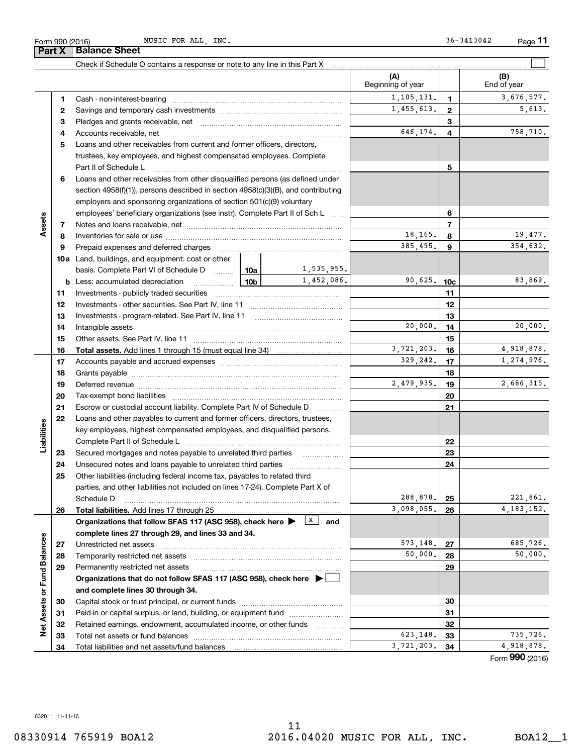Form 990 (2016) MUSIC FOR ALL, INC. 36-3413042

## Part X Balance Sheet

Check if Schedule O contains a response or note to any line in this Part X ☐

| | | | | (A) Beginning of year | | (B) End of year |
|---|---|---|---|---|---|---|
| **Assets** | 1 | Cash - non-interest-bearing | | 1,105,131. | 1 | 3,676,577. |
| | 2 | Savings and temporary cash investments | | 1,455,613. | 2 | 5,613. |
| | 3 | Pledges and grants receivable, net | | | 3 | |
| | 4 | Accounts receivable, net | | 646,174. | 4 | 758,710. |
| | 5 | Loans and other receivables from current and former officers, directors, trustees, key employees, and highest compensated employees. Complete Part II of Schedule L | | | 5 | |
| | 6 | Loans and other receivables from other disqualified persons (as defined under section 4958(f)(1)), persons described in section 4958(c)(3)(B), and contributing employers and sponsoring organizations of section 501(c)(9) voluntary employees' beneficiary organizations (see instr). Complete Part II of Sch L | | | 6 | |
| | 7 | Notes and loans receivable, net | | | 7 | |
| | 8 | Inventories for sale or use | | 18,165. | 8 | 19,477. |
| | 9 | Prepaid expenses and deferred charges | | 385,495. | 9 | 354,632. |
| | 10a | Land, buildings, and equipment: cost or other basis. Complete Part VI of Schedule D | 10a 1,535,955. | | | |
| | b | Less: accumulated depreciation | 10b 1,452,086. | 90,625. | 10c | 83,869. |
| | 11 | Investments - publicly traded securities | | | 11 | |
| | 12 | Investments - other securities. See Part IV, line 11 | | | 12 | |
| | 13 | Investments - program-related. See Part IV, line 11 | | | 13 | |
| | 14 | Intangible assets | | 20,000. | 14 | 20,000. |
| | 15 | Other assets. See Part IV, line 11 | | | 15 | |
| | 16 | **Total assets.** Add lines 1 through 15 (must equal line 34) | | 3,721,203. | 16 | 4,918,878. |
| **Liabilities** | 17 | Accounts payable and accrued expenses | | 329,242. | 17 | 1,274,976. |
| | 18 | Grants payable | | | 18 | |
| | 19 | Deferred revenue | | 2,479,935. | 19 | 2,686,315. |
| | 20 | Tax-exempt bond liabilities | | | 20 | |
| | 21 | Escrow or custodial account liability. Complete Part IV of Schedule D | | | 21 | |
| | 22 | Loans and other payables to current and former officers, directors, trustees, key employees, highest compensated employees, and disqualified persons. Complete Part II of Schedule L | | | 22 | |
| | 23 | Secured mortgages and notes payable to unrelated third parties | | | 23 | |
| | 24 | Unsecured notes and loans payable to unrelated third parties | | | 24 | |
| | 25 | Other liabilities (including federal income tax, payables to related third parties, and other liabilities not included on lines 17-24). Complete Part X of Schedule D | | 288,878. | 25 | 221,861. |
| | 26 | **Total liabilities.** Add lines 17 through 25 | | 3,098,055. | 26 | 4,183,152. |
| **Net Assets or Fund Balances** | | **Organizations that follow SFAS 117 (ASC 958), check here ▶ [X] and complete lines 27 through 29, and lines 33 and 34.** | | | | |
| | 27 | Unrestricted net assets | | 573,148. | 27 | 685,726. |
| | 28 | Temporarily restricted net assets | | 50,000. | 28 | 50,000. |
| | 29 | Permanently restricted net assets | | | 29 | |
| | | **Organizations that do not follow SFAS 117 (ASC 958), check here ▶ ☐ and complete lines 30 through 34.** | | | | |
| | 30 | Capital stock or trust principal, or current funds | | | 30 | |
| | 31 | Paid-in or capital surplus, or land, building, or equipment fund | | | 31 | |
| | 32 | Retained earnings, endowment, accumulated income, or other funds | | | 32 | |
| | 33 | Total net assets or fund balances | | 623,148. | 33 | 735,726. |
| | 34 | Total liabilities and net assets/fund balances | | 3,721,203. | 34 | 4,918,878. |

Form **990** (2016)

632011 11-11-16

08330914 765919 BOA12 2016.04020 MUSIC FOR ALL, INC. BOA12__1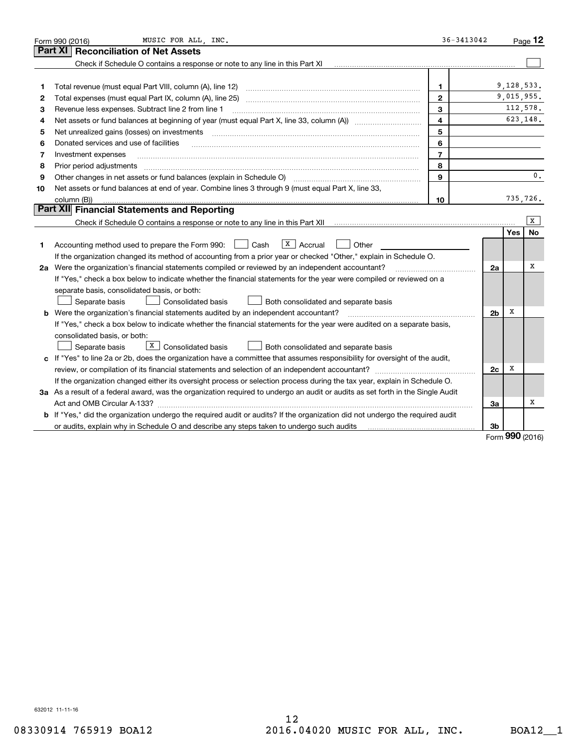Form 990 (2016) MUSIC FOR ALL, INC. 36-3413042 Page **12**

## Part XI Reconciliation of Net Assets

Check if Schedule O contains a response or note to any line in this Part XI ☐

| | | | |
|---|---|---|---|
| 1 | Total revenue (must equal Part VIII, column (A), line 12) | 1 | 9,128,533. |
| 2 | Total expenses (must equal Part IX, column (A), line 25) | 2 | 9,015,955. |
| 3 | Revenue less expenses. Subtract line 2 from line 1 | 3 | 112,578. |
| 4 | Net assets or fund balances at beginning of year (must equal Part X, line 33, column (A)) | 4 | 623,148. |
| 5 | Net unrealized gains (losses) on investments | 5 | |
| 6 | Donated services and use of facilities | 6 | |
| 7 | Investment expenses | 7 | |
| 8 | Prior period adjustments | 8 | |
| 9 | Other changes in net assets or fund balances (explain in Schedule O) | 9 | 0. |
| 10 | Net assets or fund balances at end of year. Combine lines 3 through 9 (must equal Part X, line 33, column (B)) | 10 | 735,726. |

## Part XII Financial Statements and Reporting

Check if Schedule O contains a response or note to any line in this Part XII ☒

| | | | Yes | No |
|---|---|---|---|---|
| 1 | Accounting method used to prepare the Form 990: ☐ Cash ☒ Accrual ☐ Other | | | |
| | If the organization changed its method of accounting from a prior year or checked "Other," explain in Schedule O. | | | |
| 2a | Were the organization's financial statements compiled or reviewed by an independent accountant? | 2a | | X |
| | If "Yes," check a box below to indicate whether the financial statements for the year were compiled or reviewed on a separate basis, consolidated basis, or both: ☐ Separate basis ☐ Consolidated basis ☐ Both consolidated and separate basis | | | |
| b | Were the organization's financial statements audited by an independent accountant? | 2b | X | |
| | If "Yes," check a box below to indicate whether the financial statements for the year were audited on a separate basis, consolidated basis, or both: ☐ Separate basis ☒ Consolidated basis ☐ Both consolidated and separate basis | | | |
| c | If "Yes" to line 2a or 2b, does the organization have a committee that assumes responsibility for oversight of the audit, review, or compilation of its financial statements and selection of an independent accountant? | 2c | X | |
| | If the organization changed either its oversight process or selection process during the tax year, explain in Schedule O. | | | |
| 3a | As a result of a federal award, was the organization required to undergo an audit or audits as set forth in the Single Audit Act and OMB Circular A-133? | 3a | | X |
| b | If "Yes," did the organization undergo the required audit or audits? If the organization did not undergo the required audit or audits, explain why in Schedule O and describe any steps taken to undergo such audits | 3b | | |

Form **990** (2016)

632012 11-11-16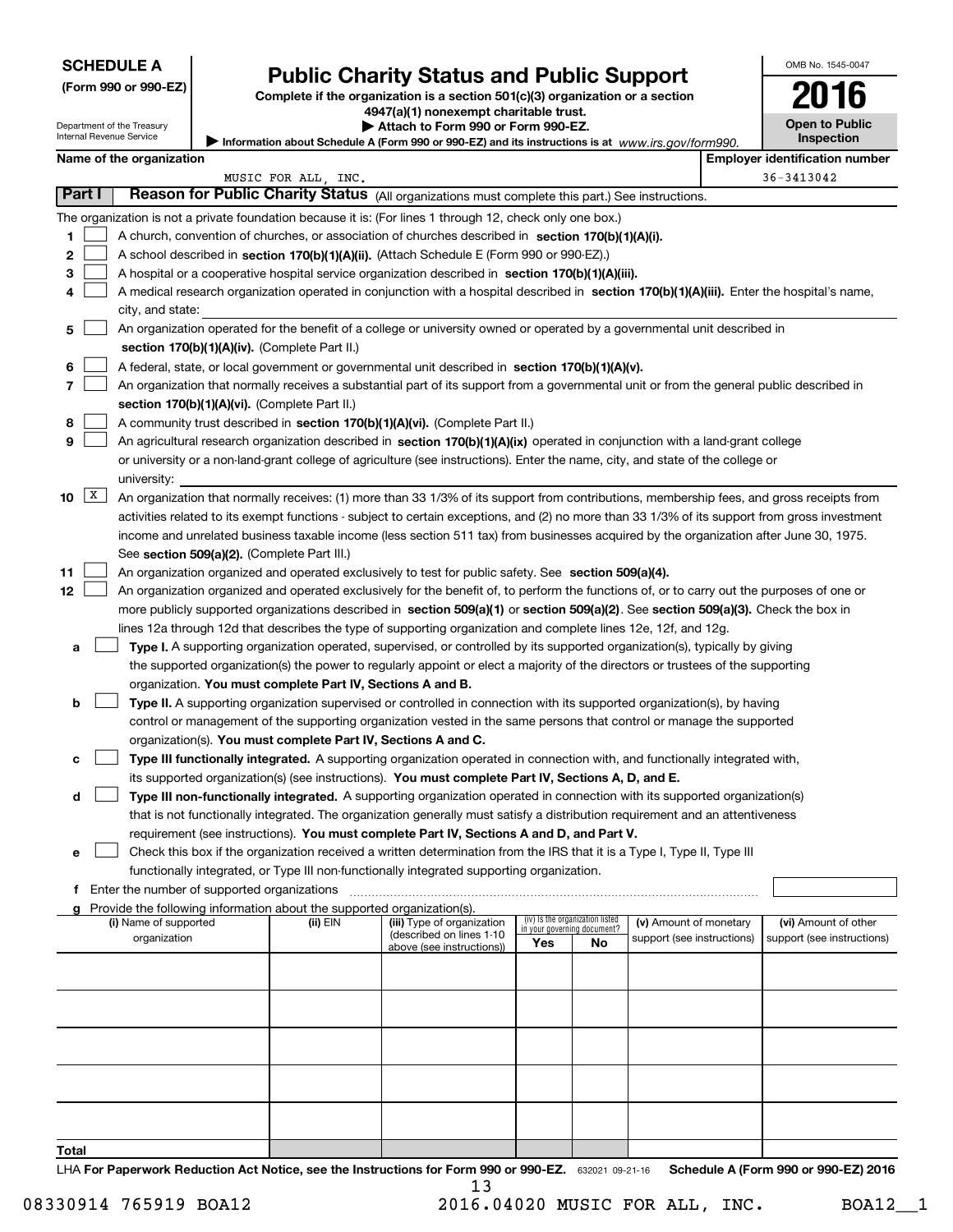**SCHEDULE A**
**(Form 990 or 990-EZ)**

Department of the Treasury
Internal Revenue Service

# Public Charity Status and Public Support

**Complete if the organization is a section 501(c)(3) organization or a section 4947(a)(1) nonexempt charitable trust.**
**▶ Attach to Form 990 or Form 990-EZ.**
▶ Information about Schedule A (Form 990 or 990-EZ) and its instructions is at *www.irs.gov/form990.*

OMB No. 1545-0047
**2016**
**Open to Public Inspection**

**Name of the organization:** MUSIC FOR ALL, INC.
**Employer identification number:** 36-3413042

## Part I Reason for Public Charity Status (All organizations must complete this part.) See instructions.

The organization is not a private foundation because it is: (For lines 1 through 12, check only one box.)

1. [ ] A church, convention of churches, or association of churches described in **section 170(b)(1)(A)(i).**
2. [ ] A school described in **section 170(b)(1)(A)(ii).** (Attach Schedule E (Form 990 or 990-EZ).)
3. [ ] A hospital or a cooperative hospital service organization described in **section 170(b)(1)(A)(iii).**
4. [ ] A medical research organization operated in conjunction with a hospital described in **section 170(b)(1)(A)(iii).** Enter the hospital's name, city, and state:
5. [ ] An organization operated for the benefit of a college or university owned or operated by a governmental unit described in **section 170(b)(1)(A)(iv).** (Complete Part II.)
6. [ ] A federal, state, or local government or governmental unit described in **section 170(b)(1)(A)(v).**
7. [ ] An organization that normally receives a substantial part of its support from a governmental unit or from the general public described in **section 170(b)(1)(A)(vi).** (Complete Part II.)
8. [ ] A community trust described in **section 170(b)(1)(A)(vi).** (Complete Part II.)
9. [ ] An agricultural research organization described in **section 170(b)(1)(A)(ix)** operated in conjunction with a land-grant college or university or a non-land-grant college of agriculture (see instructions). Enter the name, city, and state of the college or university:
10. [X] An organization that normally receives: (1) more than 33 1/3% of its support from contributions, membership fees, and gross receipts from activities related to its exempt functions - subject to certain exceptions, and (2) no more than 33 1/3% of its support from gross investment income and unrelated business taxable income (less section 511 tax) from businesses acquired by the organization after June 30, 1975. See **section 509(a)(2).** (Complete Part III.)
11. [ ] An organization organized and operated exclusively to test for public safety. See **section 509(a)(4).**
12. [ ] An organization organized and operated exclusively for the benefit of, to perform the functions of, or to carry out the purposes of one or more publicly supported organizations described in **section 509(a)(1)** or **section 509(a)(2)**. See **section 509(a)(3).** Check the box in lines 12a through 12d that describes the type of supporting organization and complete lines 12e, 12f, and 12g.
   - **a** [ ] **Type I.** A supporting organization operated, supervised, or controlled by its supported organization(s), typically by giving the supported organization(s) the power to regularly appoint or elect a majority of the directors or trustees of the supporting organization. **You must complete Part IV, Sections A and B.**
   - **b** [ ] **Type II.** A supporting organization supervised or controlled in connection with its supported organization(s), by having control or management of the supporting organization vested in the same persons that control or manage the supported organization(s). **You must complete Part IV, Sections A and C.**
   - **c** [ ] **Type III functionally integrated.** A supporting organization operated in connection with, and functionally integrated with, its supported organization(s) (see instructions). **You must complete Part IV, Sections A, D, and E.**
   - **d** [ ] **Type III non-functionally integrated.** A supporting organization operated in connection with its supported organization(s) that is not functionally integrated. The organization generally must satisfy a distribution requirement and an attentiveness requirement (see instructions). **You must complete Part IV, Sections A and D, and Part V.**
   - **e** [ ] Check this box if the organization received a written determination from the IRS that it is a Type I, Type II, Type III functionally integrated, or Type III non-functionally integrated supporting organization.
   - **f** Enter the number of supported organizations
   - **g** Provide the following information about the supported organization(s).

| (i) Name of supported organization | (ii) EIN | (iii) Type of organization (described on lines 1-10 above (see instructions)) | (iv) Is the organization listed in your governing document? Yes | No | (v) Amount of monetary support (see instructions) | (vi) Amount of other support (see instructions) |
|---|---|---|---|---|---|---|
| | | | | | | |
| | | | | | | |
| | | | | | | |
| | | | | | | |
| | | | | | | |
| **Total** | | | | | | |

LHA **For Paperwork Reduction Act Notice, see the Instructions for Form 990 or 990-EZ.** 632021 09-21-16 **Schedule A (Form 990 or 990-EZ) 2016**

08330914 765919 BOA12 2016.04020 MUSIC FOR ALL, INC. BOA12__1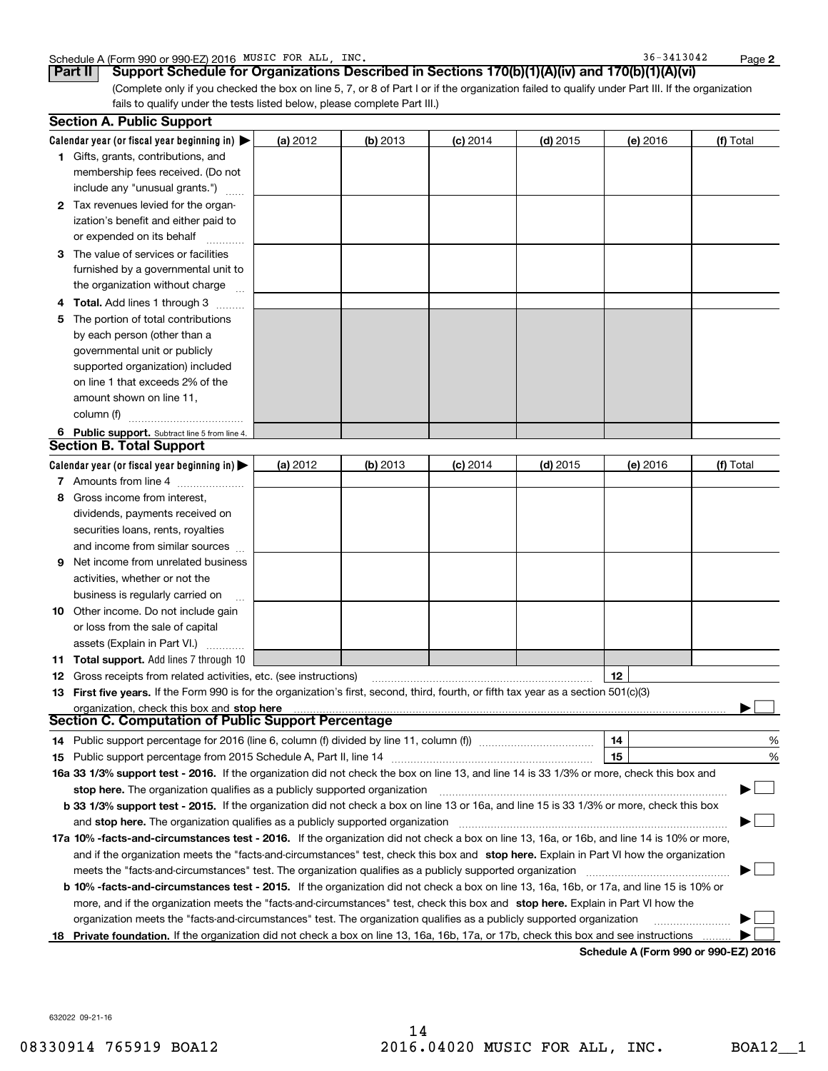Schedule A (Form 990 or 990-EZ) 2016 MUSIC FOR ALL, INC. 36-3413042 Page **2**

**Part II** **Support Schedule for Organizations Described in Sections 170(b)(1)(A)(iv) and 170(b)(1)(A)(vi)**

(Complete only if you checked the box on line 5, 7, or 8 of Part I or if the organization failed to qualify under Part III. If the organization fails to qualify under the tests listed below, please complete Part III.)

### Section A. Public Support

| Calendar year (or fiscal year beginning in) ▶ | (a) 2012 | (b) 2013 | (c) 2014 | (d) 2015 | (e) 2016 | (f) Total |
|---|---|---|---|---|---|---|
| **1** Gifts, grants, contributions, and membership fees received. (Do not include any "unusual grants.") | | | | | | |
| **2** Tax revenues levied for the organization's benefit and either paid to or expended on its behalf | | | | | | |
| **3** The value of services or facilities furnished by a governmental unit to the organization without charge | | | | | | |
| **4** **Total.** Add lines 1 through 3 | | | | | | |
| **5** The portion of total contributions by each person (other than a governmental unit or publicly supported organization) included on line 1 that exceeds 2% of the amount shown on line 11, column (f) | | | | | | |
| **6** **Public support.** Subtract line 5 from line 4. | | | | | | |

### Section B. Total Support

| Calendar year (or fiscal year beginning in) ▶ | (a) 2012 | (b) 2013 | (c) 2014 | (d) 2015 | (e) 2016 | (f) Total |
|---|---|---|---|---|---|---|
| **7** Amounts from line 4 | | | | | | |
| **8** Gross income from interest, dividends, payments received on securities loans, rents, royalties and income from similar sources | | | | | | |
| **9** Net income from unrelated business activities, whether or not the business is regularly carried on | | | | | | |
| **10** Other income. Do not include gain or loss from the sale of capital assets (Explain in Part VI.) | | | | | | |
| **11** **Total support.** Add lines 7 through 10 | | | | | | |

**12** Gross receipts from related activities, etc. (see instructions) | **12** |

**13** **First five years.** If the Form 990 is for the organization's first, second, third, fourth, or fifth tax year as a section 501(c)(3) organization, check this box and **stop here** ▶ ☐

### Section C. Computation of Public Support Percentage

**14** Public support percentage for 2016 (line 6, column (f) divided by line 11, column (f)) | **14** | %

**15** Public support percentage from 2015 Schedule A, Part II, line 14 | **15** | %

**16a 33 1/3% support test - 2016.** If the organization did not check the box on line 13, and line 14 is 33 1/3% or more, check this box and **stop here.** The organization qualifies as a publicly supported organization ▶ ☐

**b 33 1/3% support test - 2015.** If the organization did not check a box on line 13 or 16a, and line 15 is 33 1/3% or more, check this box and **stop here.** The organization qualifies as a publicly supported organization ▶ ☐

**17a 10% -facts-and-circumstances test - 2016.** If the organization did not check a box on line 13, 16a, or 16b, and line 14 is 10% or more, and if the organization meets the "facts-and-circumstances" test, check this box and **stop here.** Explain in Part VI how the organization meets the "facts-and-circumstances" test. The organization qualifies as a publicly supported organization ▶ ☐

**b 10% -facts-and-circumstances test - 2015.** If the organization did not check a box on line 13, 16a, 16b, or 17a, and line 15 is 10% or more, and if the organization meets the "facts-and-circumstances" test, check this box and **stop here.** Explain in Part VI how the organization meets the "facts-and-circumstances" test. The organization qualifies as a publicly supported organization ▶ ☐

**18** **Private foundation.** If the organization did not check a box on line 13, 16a, 16b, 17a, or 17b, check this box and see instructions ▶ ☐

**Schedule A (Form 990 or 990-EZ) 2016**

632022 09-21-16

08330914 765919 BOA12 2016.04020 MUSIC FOR ALL, INC. BOA12__1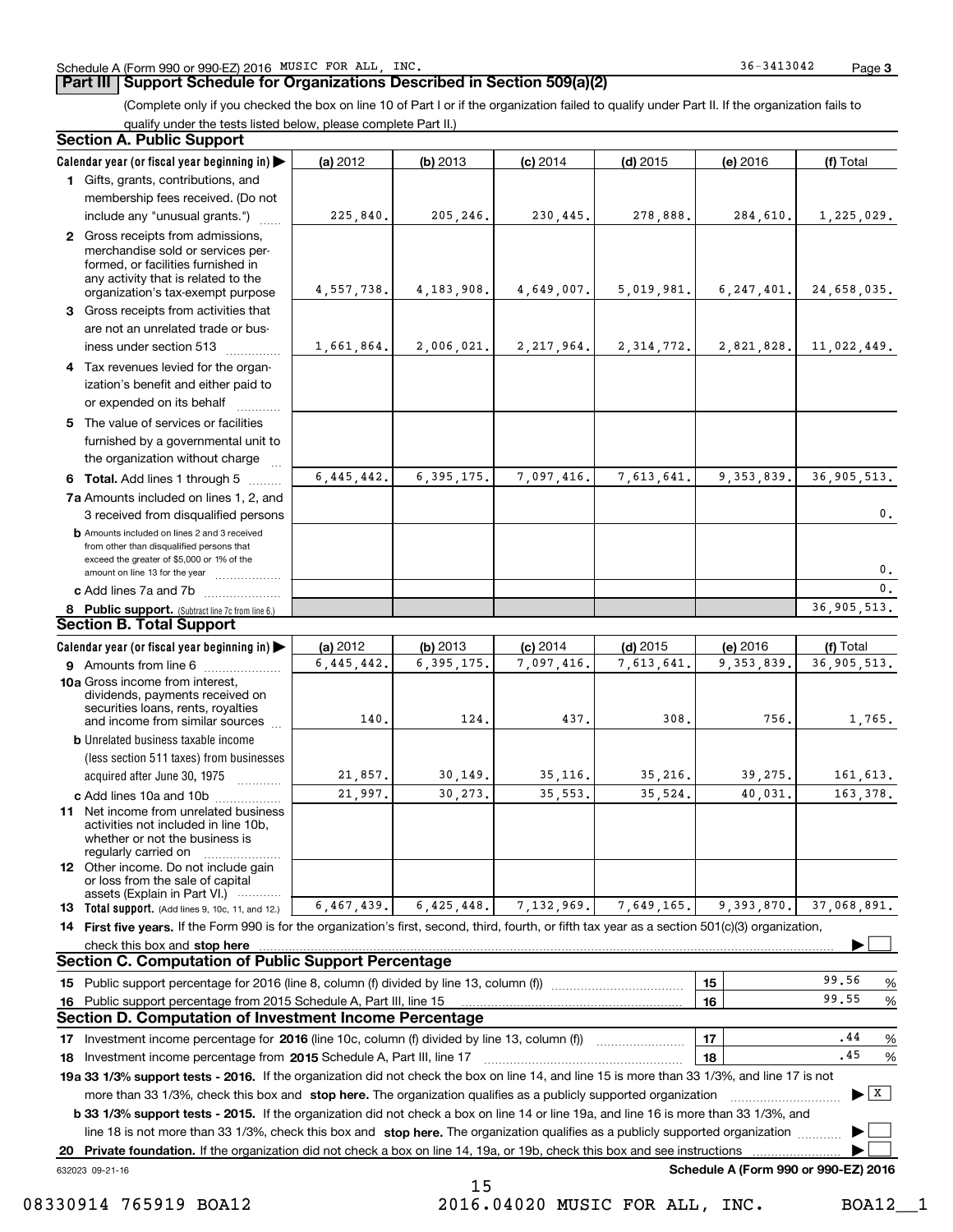Schedule A (Form 990 or 990-EZ) 2016 MUSIC FOR ALL, INC. 36-3413042 Page 3

## Part III Support Schedule for Organizations Described in Section 509(a)(2)

(Complete only if you checked the box on line 10 of Part I or if the organization failed to qualify under Part II. If the organization fails to qualify under the tests listed below, please complete Part II.)

### Section A. Public Support

| Calendar year (or fiscal year beginning in) ▶ | (a) 2012 | (b) 2013 | (c) 2014 | (d) 2015 | (e) 2016 | (f) Total |
|---|---|---|---|---|---|---|
| 1 Gifts, grants, contributions, and membership fees received. (Do not include any "unusual grants.") | 225,840. | 205,246. | 230,445. | 278,888. | 284,610. | 1,225,029. |
| 2 Gross receipts from admissions, merchandise sold or services performed, or facilities furnished in any activity that is related to the organization's tax-exempt purpose | 4,557,738. | 4,183,908. | 4,649,007. | 5,019,981. | 6,247,401. | 24,658,035. |
| 3 Gross receipts from activities that are not an unrelated trade or business under section 513 | 1,661,864. | 2,006,021. | 2,217,964. | 2,314,772. | 2,821,828. | 11,022,449. |
| 4 Tax revenues levied for the organization's benefit and either paid to or expended on its behalf | | | | | | |
| 5 The value of services or facilities furnished by a governmental unit to the organization without charge | | | | | | |
| 6 **Total.** Add lines 1 through 5 | 6,445,442. | 6,395,175. | 7,097,416. | 7,613,641. | 9,353,839. | 36,905,513. |
| 7a Amounts included on lines 1, 2, and 3 received from disqualified persons | | | | | | 0. |
| b Amounts included on lines 2 and 3 received from other than disqualified persons that exceed the greater of $5,000 or 1% of the amount on line 13 for the year | | | | | | 0. |
| c Add lines 7a and 7b | | | | | | 0. |
| 8 **Public support.** (Subtract line 7c from line 6.) | | | | | | 36,905,513. |

### Section B. Total Support

| Calendar year (or fiscal year beginning in) ▶ | (a) 2012 | (b) 2013 | (c) 2014 | (d) 2015 | (e) 2016 | (f) Total |
|---|---|---|---|---|---|---|
| 9 Amounts from line 6 | 6,445,442. | 6,395,175. | 7,097,416. | 7,613,641. | 9,353,839. | 36,905,513. |
| 10a Gross income from interest, dividends, payments received on securities loans, rents, royalties and income from similar sources | 140. | 124. | 437. | 308. | 756. | 1,765. |
| b Unrelated business taxable income (less section 511 taxes) from businesses acquired after June 30, 1975 | 21,857. | 30,149. | 35,116. | 35,216. | 39,275. | 161,613. |
| c Add lines 10a and 10b | 21,997. | 30,273. | 35,553. | 35,524. | 40,031. | 163,378. |
| 11 Net income from unrelated business activities not included in line 10b, whether or not the business is regularly carried on | | | | | | |
| 12 Other income. Do not include gain or loss from the sale of capital assets (Explain in Part VI.) | | | | | | |
| 13 **Total support.** (Add lines 9, 10c, 11, and 12.) | 6,467,439. | 6,425,448. | 7,132,969. | 7,649,165. | 9,393,870. | 37,068,891. |

14 **First five years.** If the Form 990 is for the organization's first, second, third, fourth, or fifth tax year as a section 501(c)(3) organization, check this box and **stop here** ▶ ☐

### Section C. Computation of Public Support Percentage

| | | | |
|---|---|---|---|
| 15 Public support percentage for 2016 (line 8, column (f) divided by line 13, column (f)) | 15 | 99.56 | % |
| 16 Public support percentage from 2015 Schedule A, Part III, line 15 | 16 | 99.55 | % |

### Section D. Computation of Investment Income Percentage

| | | | |
|---|---|---|---|
| 17 Investment income percentage for **2016** (line 10c, column (f) divided by line 13, column (f)) | 17 | .44 | % |
| 18 Investment income percentage from **2015** Schedule A, Part III, line 17 | 18 | .45 | % |

**19a 33 1/3% support tests - 2016.** If the organization did not check the box on line 14, and line 15 is more than 33 1/3%, and line 17 is not more than 33 1/3%, check this box and **stop here.** The organization qualifies as a publicly supported organization ▶ ☒

**b 33 1/3% support tests - 2015.** If the organization did not check a box on line 14 or line 19a, and line 16 is more than 33 1/3%, and line 18 is not more than 33 1/3%, check this box and **stop here.** The organization qualifies as a publicly supported organization ▶ ☐

**20 Private foundation.** If the organization did not check a box on line 14, 19a, or 19b, check this box and see instructions ▶ ☐

632023 09-21-16 **Schedule A (Form 990 or 990-EZ) 2016**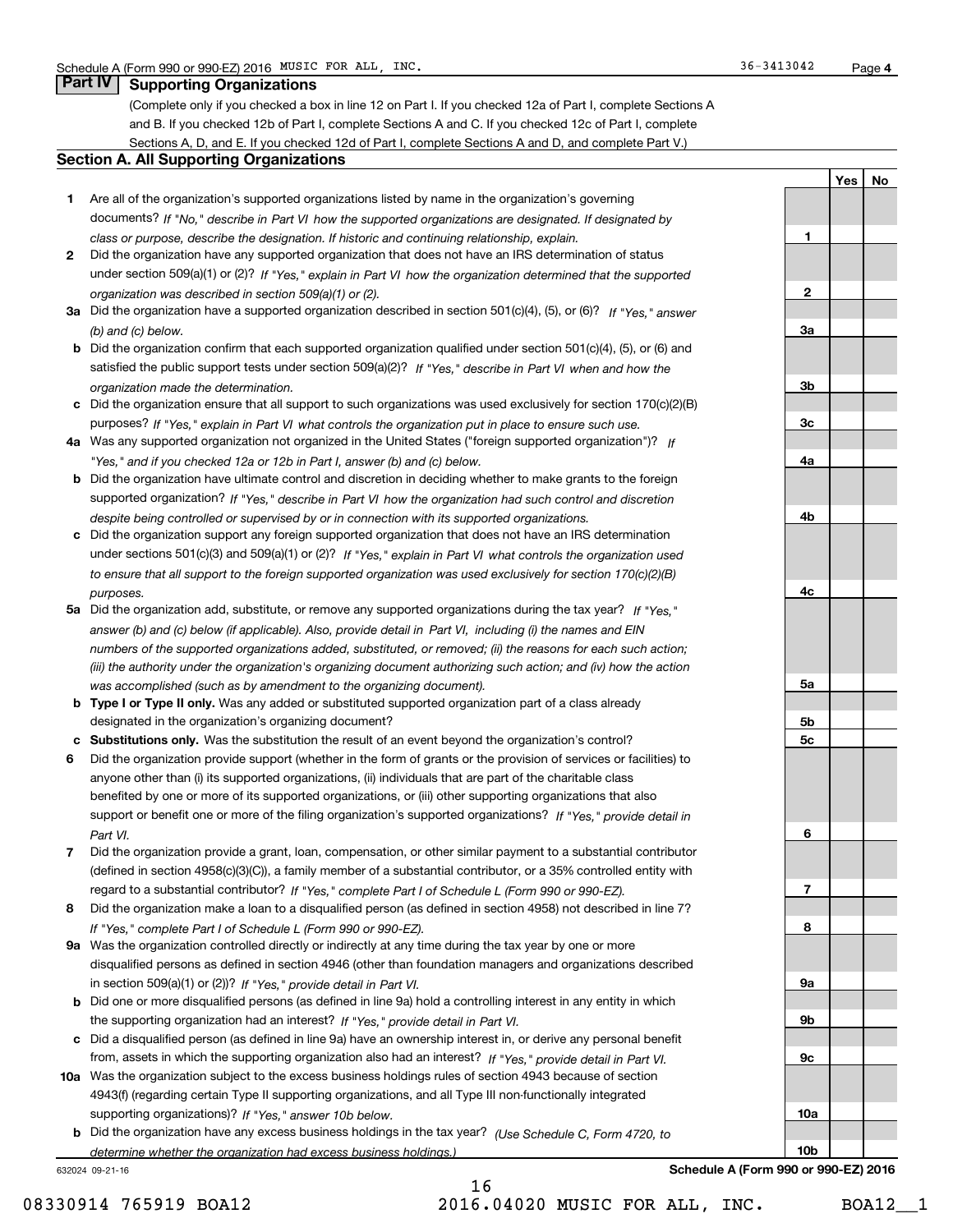Schedule A (Form 990 or 990-EZ) 2016 MUSIC FOR ALL, INC. 36-3413042 Page 4

## Part IV Supporting Organizations

(Complete only if you checked a box in line 12 on Part I. If you checked 12a of Part I, complete Sections A and B. If you checked 12b of Part I, complete Sections A and C. If you checked 12c of Part I, complete Sections A, D, and E. If you checked 12d of Part I, complete Sections A and D, and complete Part V.)

### Section A. All Supporting Organizations

| | | Line | Yes | No |
|---|---|---|---|---|
| **1** | Are all of the organization's supported organizations listed by name in the organization's governing documents? *If "No," describe in Part VI how the supported organizations are designated. If designated by class or purpose, describe the designation. If historic and continuing relationship, explain.* | 1 | | |
| **2** | Did the organization have any supported organization that does not have an IRS determination of status under section 509(a)(1) or (2)? *If "Yes," explain in Part VI how the organization determined that the supported organization was described in section 509(a)(1) or (2).* | 2 | | |
| **3a** | Did the organization have a supported organization described in section 501(c)(4), (5), or (6)? *If "Yes," answer (b) and (c) below.* | 3a | | |
| **b** | Did the organization confirm that each supported organization qualified under section 501(c)(4), (5), or (6) and satisfied the public support tests under section 509(a)(2)? *If "Yes," describe in Part VI when and how the organization made the determination.* | 3b | | |
| **c** | Did the organization ensure that all support to such organizations was used exclusively for section 170(c)(2)(B) purposes? *If "Yes," explain in Part VI what controls the organization put in place to ensure such use.* | 3c | | |
| **4a** | Was any supported organization not organized in the United States ("foreign supported organization")? *If "Yes," and if you checked 12a or 12b in Part I, answer (b) and (c) below.* | 4a | | |
| **b** | Did the organization have ultimate control and discretion in deciding whether to make grants to the foreign supported organization? *If "Yes," describe in Part VI how the organization had such control and discretion despite being controlled or supervised by or in connection with its supported organizations.* | 4b | | |
| **c** | Did the organization support any foreign supported organization that does not have an IRS determination under sections 501(c)(3) and 509(a)(1) or (2)? *If "Yes," explain in Part VI what controls the organization used to ensure that all support to the foreign supported organization was used exclusively for section 170(c)(2)(B) purposes.* | 4c | | |
| **5a** | Did the organization add, substitute, or remove any supported organizations during the tax year? *If "Yes," answer (b) and (c) below (if applicable). Also, provide detail in Part VI, including (i) the names and EIN numbers of the supported organizations added, substituted, or removed; (ii) the reasons for each such action; (iii) the authority under the organization's organizing document authorizing such action; and (iv) how the action was accomplished (such as by amendment to the organizing document).* | 5a | | |
| **b** | **Type I or Type II only.** Was any added or substituted supported organization part of a class already designated in the organization's organizing document? | 5b | | |
| **c** | **Substitutions only.** Was the substitution the result of an event beyond the organization's control? | 5c | | |
| **6** | Did the organization provide support (whether in the form of grants or the provision of services or facilities) to anyone other than (i) its supported organizations, (ii) individuals that are part of the charitable class benefited by one or more of its supported organizations, or (iii) other supporting organizations that also support or benefit one or more of the filing organization's supported organizations? *If "Yes," provide detail in Part VI.* | 6 | | |
| **7** | Did the organization provide a grant, loan, compensation, or other similar payment to a substantial contributor (defined in section 4958(c)(3)(C)), a family member of a substantial contributor, or a 35% controlled entity with regard to a substantial contributor? *If "Yes," complete Part I of Schedule L (Form 990 or 990-EZ).* | 7 | | |
| **8** | Did the organization make a loan to a disqualified person (as defined in section 4958) not described in line 7? *If "Yes," complete Part I of Schedule L (Form 990 or 990-EZ).* | 8 | | |
| **9a** | Was the organization controlled directly or indirectly at any time during the tax year by one or more disqualified persons as defined in section 4946 (other than foundation managers and organizations described in section 509(a)(1) or (2))? *If "Yes," provide detail in Part VI.* | 9a | | |
| **b** | Did one or more disqualified persons (as defined in line 9a) hold a controlling interest in any entity in which the supporting organization had an interest? *If "Yes," provide detail in Part VI.* | 9b | | |
| **c** | Did a disqualified person (as defined in line 9a) have an ownership interest in, or derive any personal benefit from, assets in which the supporting organization also had an interest? *If "Yes," provide detail in Part VI.* | 9c | | |
| **10a** | Was the organization subject to the excess business holdings rules of section 4943 because of section 4943(f) (regarding certain Type II supporting organizations, and all Type III non-functionally integrated supporting organizations)? *If "Yes," answer 10b below.* | 10a | | |
| **b** | Did the organization have any excess business holdings in the tax year? *(Use Schedule C, Form 4720, to determine whether the organization had excess business holdings.)* | 10b | | |

632024 09-21-16 **Schedule A (Form 990 or 990-EZ) 2016**

08330914 765919 BOA12 2016.04020 MUSIC FOR ALL, INC. BOA12__1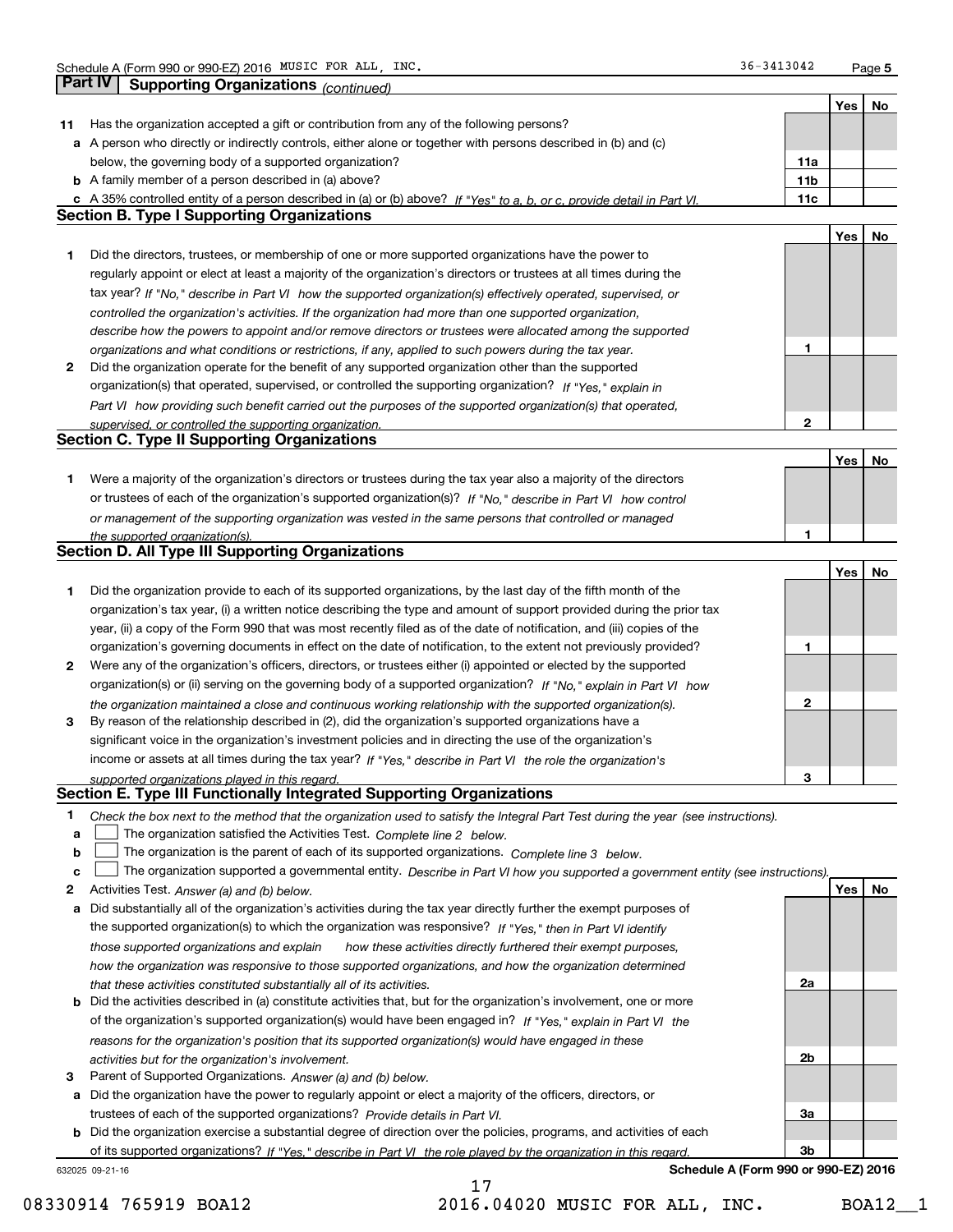Schedule A (Form 990 or 990-EZ) 2016 MUSIC FOR ALL, INC. 36-3413042 Page 5

## Part IV Supporting Organizations *(continued)*

| | | | Yes | No |
|---|---|---|---|---|
| **11** | Has the organization accepted a gift or contribution from any of the following persons? | | | |
| **a** | A person who directly or indirectly controls, either alone or together with persons described in (b) and (c) below, the governing body of a supported organization? | **11a** | | |
| **b** | A family member of a person described in (a) above? | **11b** | | |
| **c** | A 35% controlled entity of a person described in (a) or (b) above? *If "Yes" to a, b, or c, provide detail in Part VI.* | **11c** | | |

### Section B. Type I Supporting Organizations

| | | | Yes | No |
|---|---|---|---|---|
| **1** | Did the directors, trustees, or membership of one or more supported organizations have the power to regularly appoint or elect at least a majority of the organization's directors or trustees at all times during the tax year? *If "No," describe in Part VI how the supported organization(s) effectively operated, supervised, or controlled the organization's activities. If the organization had more than one supported organization, describe how the powers to appoint and/or remove directors or trustees were allocated among the supported organizations and what conditions or restrictions, if any, applied to such powers during the tax year.* | **1** | | |
| **2** | Did the organization operate for the benefit of any supported organization other than the supported organization(s) that operated, supervised, or controlled the supporting organization? *If "Yes," explain in Part VI how providing such benefit carried out the purposes of the supported organization(s) that operated, supervised, or controlled the supporting organization.* | **2** | | |

### Section C. Type II Supporting Organizations

| | | | Yes | No |
|---|---|---|---|---|
| **1** | Were a majority of the organization's directors or trustees during the tax year also a majority of the directors or trustees of each of the organization's supported organization(s)? *If "No," describe in Part VI how control or management of the supporting organization was vested in the same persons that controlled or managed the supported organization(s).* | **1** | | |

### Section D. All Type III Supporting Organizations

| | | | Yes | No |
|---|---|---|---|---|
| **1** | Did the organization provide to each of its supported organizations, by the last day of the fifth month of the organization's tax year, (i) a written notice describing the type and amount of support provided during the prior tax year, (ii) a copy of the Form 990 that was most recently filed as of the date of notification, and (iii) copies of the organization's governing documents in effect on the date of notification, to the extent not previously provided? | **1** | | |
| **2** | Were any of the organization's officers, directors, or trustees either (i) appointed or elected by the supported organization(s) or (ii) serving on the governing body of a supported organization? *If "No," explain in Part VI how the organization maintained a close and continuous working relationship with the supported organization(s).* | **2** | | |
| **3** | By reason of the relationship described in (2), did the organization's supported organizations have a significant voice in the organization's investment policies and in directing the use of the organization's income or assets at all times during the tax year? *If "Yes," describe in Part VI the role the organization's supported organizations played in this regard.* | **3** | | |

### Section E. Type III Functionally Integrated Supporting Organizations

**1** *Check the box next to the method that the organization used to satisfy the Integral Part Test during the year (see instructions).*

- **a** ☐ The organization satisfied the Activities Test. *Complete line 2 below.*
- **b** ☐ The organization is the parent of each of its supported organizations. *Complete line 3 below.*
- **c** ☐ The organization supported a governmental entity. *Describe in Part VI how you supported a government entity (see instructions).*

| | | | Yes | No |
|---|---|---|---|---|
| **2** | Activities Test. *Answer (a) and (b) below.* | | | |
| **a** | Did substantially all of the organization's activities during the tax year directly further the exempt purposes of the supported organization(s) to which the organization was responsive? *If "Yes," then in Part VI identify those supported organizations and explain how these activities directly furthered their exempt purposes, how the organization was responsive to those supported organizations, and how the organization determined that these activities constituted substantially all of its activities.* | **2a** | | |
| **b** | Did the activities described in (a) constitute activities that, but for the organization's involvement, one or more of the organization's supported organization(s) would have been engaged in? *If "Yes," explain in Part VI the reasons for the organization's position that its supported organization(s) would have engaged in these activities but for the organization's involvement.* | **2b** | | |
| **3** | Parent of Supported Organizations. *Answer (a) and (b) below.* | | | |
| **a** | Did the organization have the power to regularly appoint or elect a majority of the officers, directors, or trustees of each of the supported organizations? *Provide details in Part VI.* | **3a** | | |
| **b** | Did the organization exercise a substantial degree of direction over the policies, programs, and activities of each of its supported organizations? *If "Yes," describe in Part VI the role played by the organization in this regard.* | **3b** | | |

632025 09-21-16 **Schedule A (Form 990 or 990-EZ) 2016**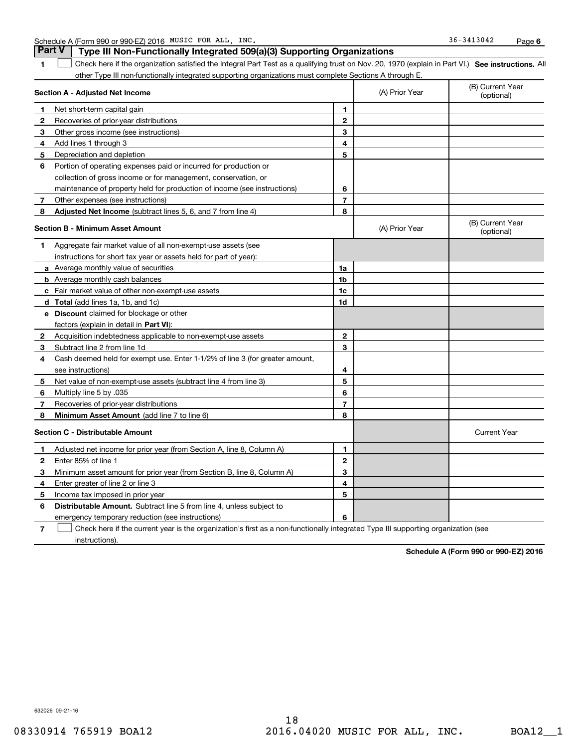**Part V — Type III Non-Functionally Integrated 509(a)(3) Supporting Organizations**

1 ☐ Check here if the organization satisfied the Integral Part Test as a qualifying trust on Nov. 20, 1970 (explain in Part VI.) **See instructions.** All other Type III non-functionally integrated supporting organizations must complete Sections A through E.

| **Section A - Adjusted Net Income** | | (A) Prior Year | (B) Current Year (optional) |
|---|---|---|---|
| 1 Net short-term capital gain | 1 | | |
| 2 Recoveries of prior-year distributions | 2 | | |
| 3 Other gross income (see instructions) | 3 | | |
| 4 Add lines 1 through 3 | 4 | | |
| 5 Depreciation and depletion | 5 | | |
| 6 Portion of operating expenses paid or incurred for production or collection of gross income or for management, conservation, or maintenance of property held for production of income (see instructions) | 6 | | |
| 7 Other expenses (see instructions) | 7 | | |
| 8 **Adjusted Net Income** (subtract lines 5, 6, and 7 from line 4) | 8 | | |

| **Section B - Minimum Asset Amount** | | (A) Prior Year | (B) Current Year (optional) |
|---|---|---|---|
| 1 Aggregate fair market value of all non-exempt-use assets (see instructions for short tax year or assets held for part of year): | | | |
| a Average monthly value of securities | 1a | | |
| b Average monthly cash balances | 1b | | |
| c Fair market value of other non-exempt-use assets | 1c | | |
| d **Total** (add lines 1a, 1b, and 1c) | 1d | | |
| e **Discount** claimed for blockage or other factors (explain in detail in **Part VI**): | | | |
| 2 Acquisition indebtedness applicable to non-exempt-use assets | 2 | | |
| 3 Subtract line 2 from line 1d | 3 | | |
| 4 Cash deemed held for exempt use. Enter 1-1/2% of line 3 (for greater amount, see instructions) | 4 | | |
| 5 Net value of non-exempt-use assets (subtract line 4 from line 3) | 5 | | |
| 6 Multiply line 5 by .035 | 6 | | |
| 7 Recoveries of prior-year distributions | 7 | | |
| 8 **Minimum Asset Amount** (add line 7 to line 6) | 8 | | |

| **Section C - Distributable Amount** | | | Current Year |
|---|---|---|---|
| 1 Adjusted net income for prior year (from Section A, line 8, Column A) | 1 | | |
| 2 Enter 85% of line 1 | 2 | | |
| 3 Minimum asset amount for prior year (from Section B, line 8, Column A) | 3 | | |
| 4 Enter greater of line 2 or line 3 | 4 | | |
| 5 Income tax imposed in prior year | 5 | | |
| 6 **Distributable Amount.** Subtract line 5 from line 4, unless subject to emergency temporary reduction (see instructions) | 6 | | |

7 ☐ Check here if the current year is the organization's first as a non-functionally integrated Type III supporting organization (see instructions).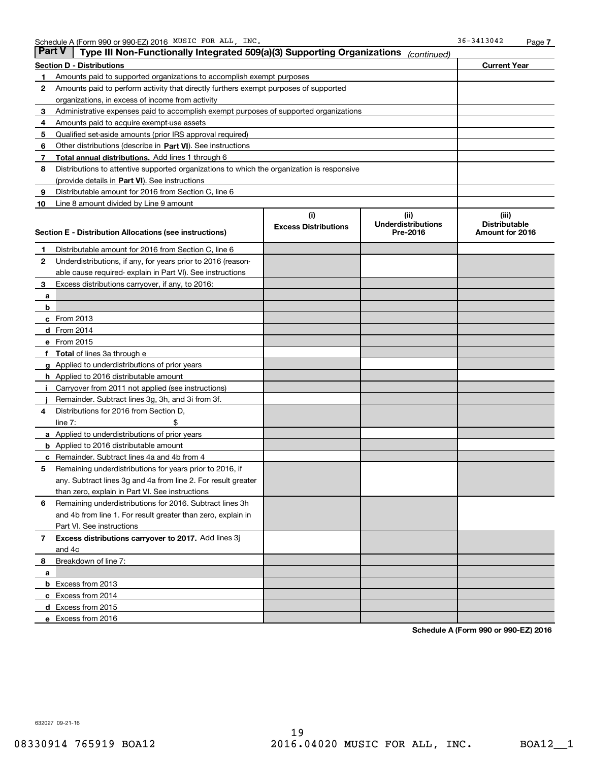Schedule A (Form 990 or 990-EZ) 2016 MUSIC FOR ALL, INC. 36-3413042 Page 7

## Part V | Type III Non-Functionally Integrated 509(a)(3) Supporting Organizations *(continued)*

| Section D - Distributions | | Current Year |
|---|---|---|
| 1 | Amounts paid to supported organizations to accomplish exempt purposes | |
| 2 | Amounts paid to perform activity that directly furthers exempt purposes of supported organizations, in excess of income from activity | |
| 3 | Administrative expenses paid to accomplish exempt purposes of supported organizations | |
| 4 | Amounts paid to acquire exempt-use assets | |
| 5 | Qualified set-aside amounts (prior IRS approval required) | |
| 6 | Other distributions (describe in **Part VI**). See instructions | |
| 7 | **Total annual distributions.** Add lines 1 through 6 | |
| 8 | Distributions to attentive supported organizations to which the organization is responsive (provide details in **Part VI**). See instructions | |
| 9 | Distributable amount for 2016 from Section C, line 6 | |
| 10 | Line 8 amount divided by Line 9 amount | |

| Section E - Distribution Allocations (see instructions) | (i) Excess Distributions | (ii) Underdistributions Pre-2016 | (iii) Distributable Amount for 2016 |
|---|---|---|---|
| **1** Distributable amount for 2016 from Section C, line 6 | | | |
| **2** Underdistributions, if any, for years prior to 2016 (reasonable cause required- explain in Part VI). See instructions | | | |
| **3** Excess distributions carryover, if any, to 2016: | | | |
| a | | | |
| b | | | |
| c From 2013 | | | |
| d From 2014 | | | |
| e From 2015 | | | |
| f **Total** of lines 3a through e | | | |
| g Applied to underdistributions of prior years | | | |
| h Applied to 2016 distributable amount | | | |
| i Carryover from 2011 not applied (see instructions) | | | |
| j Remainder. Subtract lines 3g, 3h, and 3i from 3f. | | | |
| **4** Distributions for 2016 from Section D, line 7: $ | | | |
| a Applied to underdistributions of prior years | | | |
| b Applied to 2016 distributable amount | | | |
| c Remainder. Subtract lines 4a and 4b from 4 | | | |
| **5** Remaining underdistributions for years prior to 2016, if any. Subtract lines 3g and 4a from line 2. For result greater than zero, explain in Part VI. See instructions | | | |
| **6** Remaining underdistributions for 2016. Subtract lines 3h and 4b from line 1. For result greater than zero, explain in Part VI. See instructions | | | |
| **7** **Excess distributions carryover to 2017.** Add lines 3j and 4c | | | |
| **8** Breakdown of line 7: | | | |
| a | | | |
| b Excess from 2013 | | | |
| c Excess from 2014 | | | |
| d Excess from 2015 | | | |
| e Excess from 2016 | | | |

**Schedule A (Form 990 or 990-EZ) 2016**

632027 09-21-16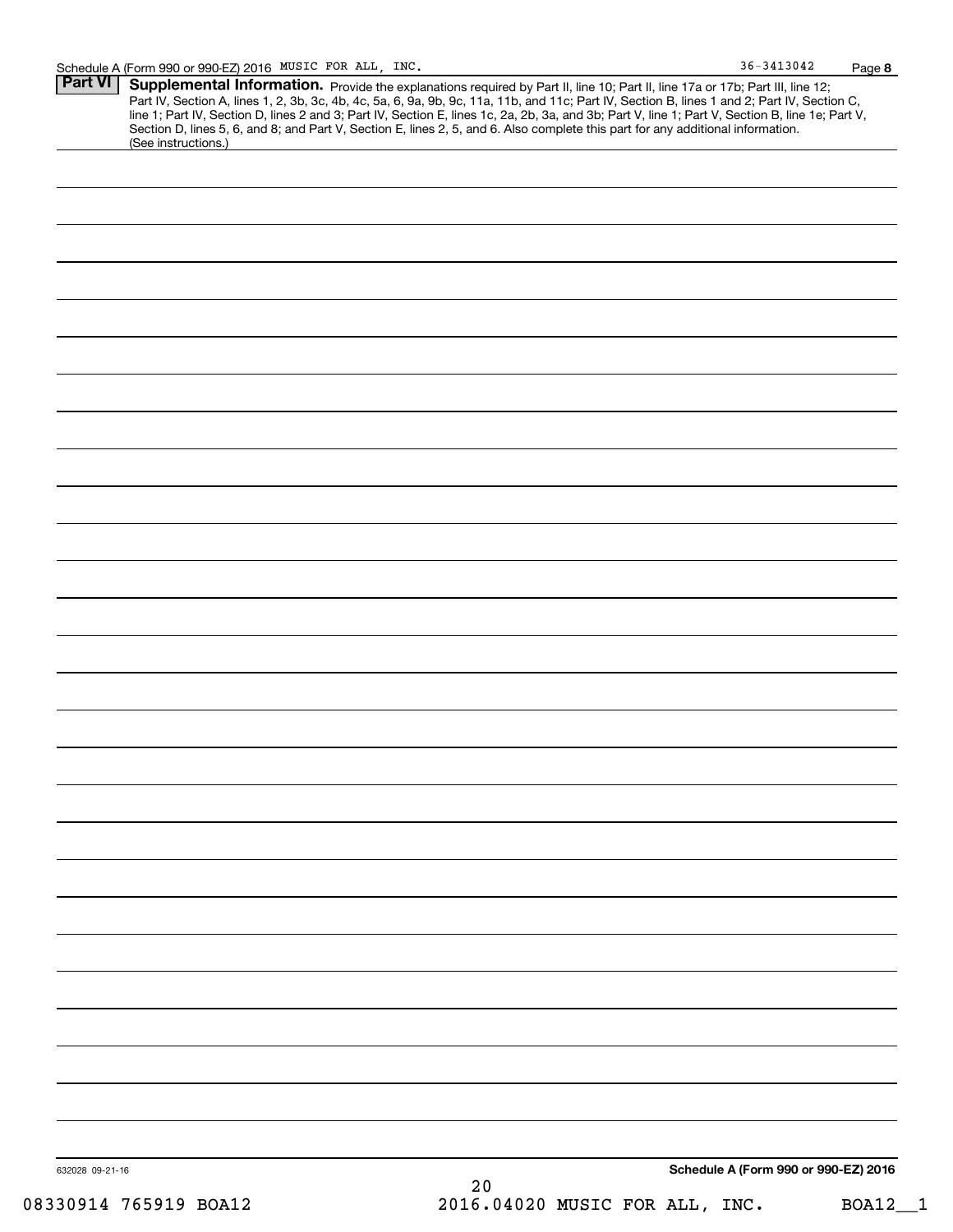## Part VI Supplemental Information.

Provide the explanations required by Part II, line 10; Part II, line 17a or 17b; Part III, line 12; Part IV, Section A, lines 1, 2, 3b, 3c, 4b, 4c, 5a, 6, 9a, 9b, 9c, 11a, 11b, and 11c; Part IV, Section B, lines 1 and 2; Part IV, Section C, line 1; Part IV, Section D, lines 2 and 3; Part IV, Section E, lines 1c, 2a, 2b, 3a, and 3b; Part V, line 1; Part V, Section B, line 1e; Part V, Section D, lines 5, 6, and 8; and Part V, Section E, lines 2, 5, and 6. Also complete this part for any additional information. (See instructions.)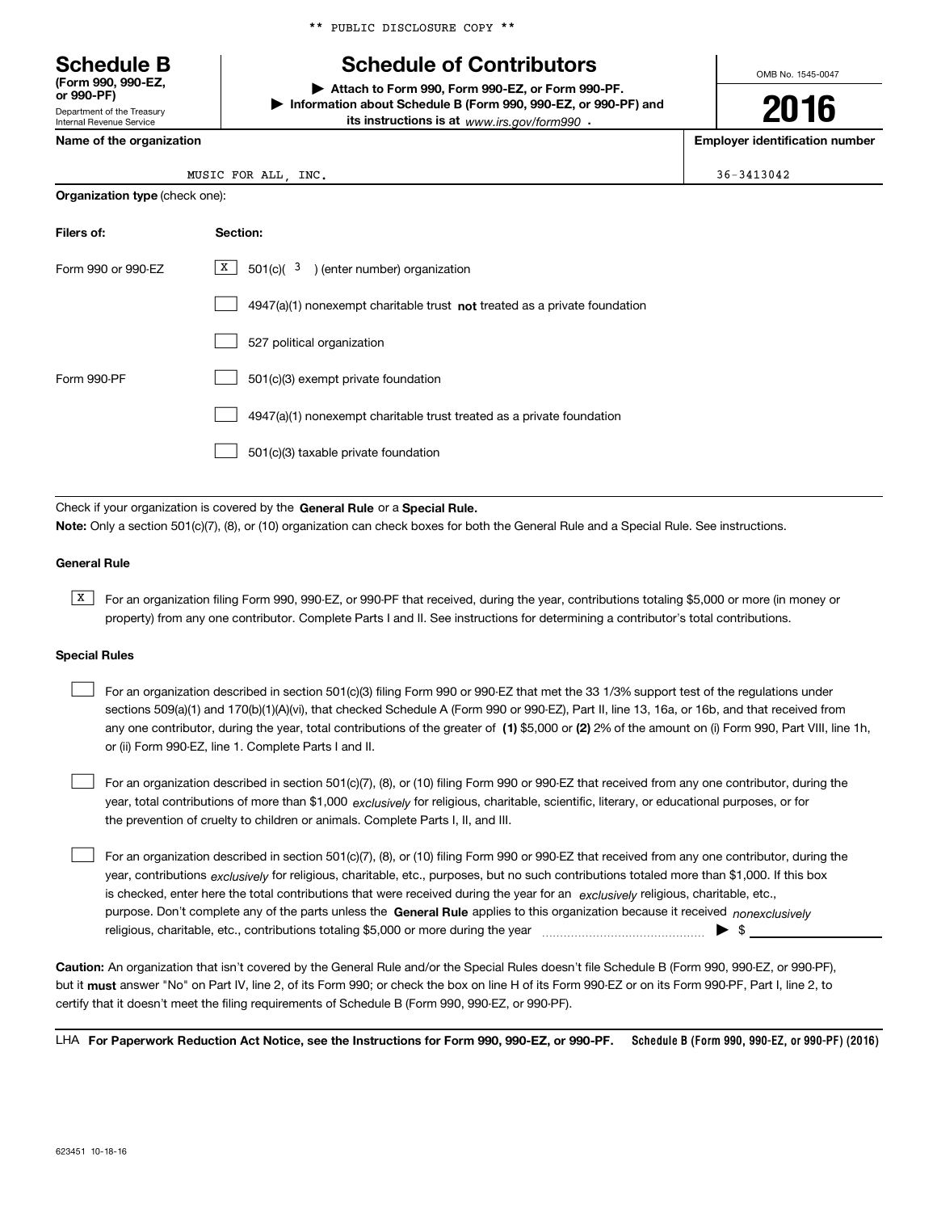** PUBLIC DISCLOSURE COPY **

# Schedule B

**(Form 990, 990-EZ, or 990-PF)**

Department of the Treasury
Internal Revenue Service

## Schedule of Contributors

▶ **Attach to Form 990, Form 990-EZ, or Form 990-PF.**

▶ **Information about Schedule B (Form 990, 990-EZ, or 990-PF) and its instructions is at** *www.irs.gov/form990* .

OMB No. 1545-0047

**2016**

| **Name of the organization** | **Employer identification number** |
| --- | --- |
| MUSIC FOR ALL, INC. | 36-3413042 |

**Organization type** (check one):

| **Filers of:** | **Section:** |
| --- | --- |
| Form 990 or 990-EZ | [X] 501(c)( 3 ) (enter number) organization |
| | [ ] 4947(a)(1) nonexempt charitable trust **not** treated as a private foundation |
| | [ ] 527 political organization |
| Form 990-PF | [ ] 501(c)(3) exempt private foundation |
| | [ ] 4947(a)(1) nonexempt charitable trust treated as a private foundation |
| | [ ] 501(c)(3) taxable private foundation |

Check if your organization is covered by the **General Rule** or a **Special Rule.**

**Note:** Only a section 501(c)(7), (8), or (10) organization can check boxes for both the General Rule and a Special Rule. See instructions.

**General Rule**

[X] For an organization filing Form 990, 990-EZ, or 990-PF that received, during the year, contributions totaling $5,000 or more (in money or property) from any one contributor. Complete Parts I and II. See instructions for determining a contributor's total contributions.

**Special Rules**

[ ] For an organization described in section 501(c)(3) filing Form 990 or 990-EZ that met the 33 1/3% support test of the regulations under sections 509(a)(1) and 170(b)(1)(A)(vi), that checked Schedule A (Form 990 or 990-EZ), Part II, line 13, 16a, or 16b, and that received from any one contributor, during the year, total contributions of the greater of **(1)** $5,000 or **(2)** 2% of the amount on (i) Form 990, Part VIII, line 1h, or (ii) Form 990-EZ, line 1. Complete Parts I and II.

[ ] For an organization described in section 501(c)(7), (8), or (10) filing Form 990 or 990-EZ that received from any one contributor, during the year, total contributions of more than $1,000 *exclusively* for religious, charitable, scientific, literary, or educational purposes, or for the prevention of cruelty to children or animals. Complete Parts I, II, and III.

[ ] For an organization described in section 501(c)(7), (8), or (10) filing Form 990 or 990-EZ that received from any one contributor, during the year, contributions *exclusively* for religious, charitable, etc., purposes, but no such contributions totaled more than $1,000. If this box is checked, enter here the total contributions that were received during the year for an *exclusively* religious, charitable, etc., purpose. Don't complete any of the parts unless the **General Rule** applies to this organization because it received *nonexclusively* religious, charitable, etc., contributions totaling $5,000 or more during the year ▶ $

**Caution:** An organization that isn't covered by the General Rule and/or the Special Rules doesn't file Schedule B (Form 990, 990-EZ, or 990-PF), but it **must** answer "No" on Part IV, line 2, of its Form 990; or check the box on line H of its Form 990-EZ or on its Form 990-PF, Part I, line 2, to certify that it doesn't meet the filing requirements of Schedule B (Form 990, 990-EZ, or 990-PF).

LHA **For Paperwork Reduction Act Notice, see the Instructions for Form 990, 990-EZ, or 990-PF.** **Schedule B (Form 990, 990-EZ, or 990-PF) (2016)**

623451 10-18-16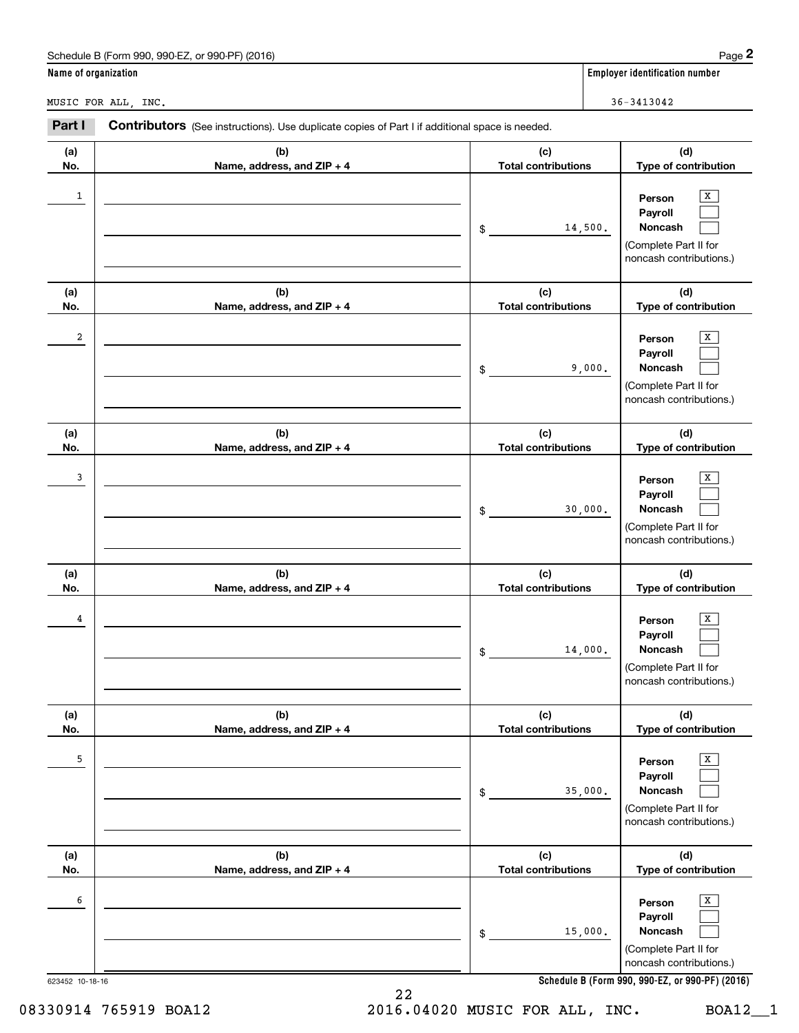Schedule B (Form 990, 990-EZ, or 990-PF) (2016)

**Name of organization**

MUSIC FOR ALL, INC.

**Employer identification number**

36-3413042

**Part I** **Contributors** (See instructions). Use duplicate copies of Part I if additional space is needed.

| (a) No. | (b) Name, address, and ZIP + 4 | (c) Total contributions | (d) Type of contribution |
|---|---|---|---|
| 1 | | $ 14,500. | Person [X] Payroll [ ] Noncash [ ] (Complete Part II for noncash contributions.) |
| 2 | | $ 9,000. | Person [X] Payroll [ ] Noncash [ ] (Complete Part II for noncash contributions.) |
| 3 | | $ 30,000. | Person [X] Payroll [ ] Noncash [ ] (Complete Part II for noncash contributions.) |
| 4 | | $ 14,000. | Person [X] Payroll [ ] Noncash [ ] (Complete Part II for noncash contributions.) |
| 5 | | $ 35,000. | Person [X] Payroll [ ] Noncash [ ] (Complete Part II for noncash contributions.) |
| 6 | | $ 15,000. | Person [X] Payroll [ ] Noncash [ ] (Complete Part II for noncash contributions.) |

623452 10-18-16

**Schedule B (Form 990, 990-EZ, or 990-PF) (2016)**

08330914 765919 BOA12 2016.04020 MUSIC FOR ALL, INC. BOA12__1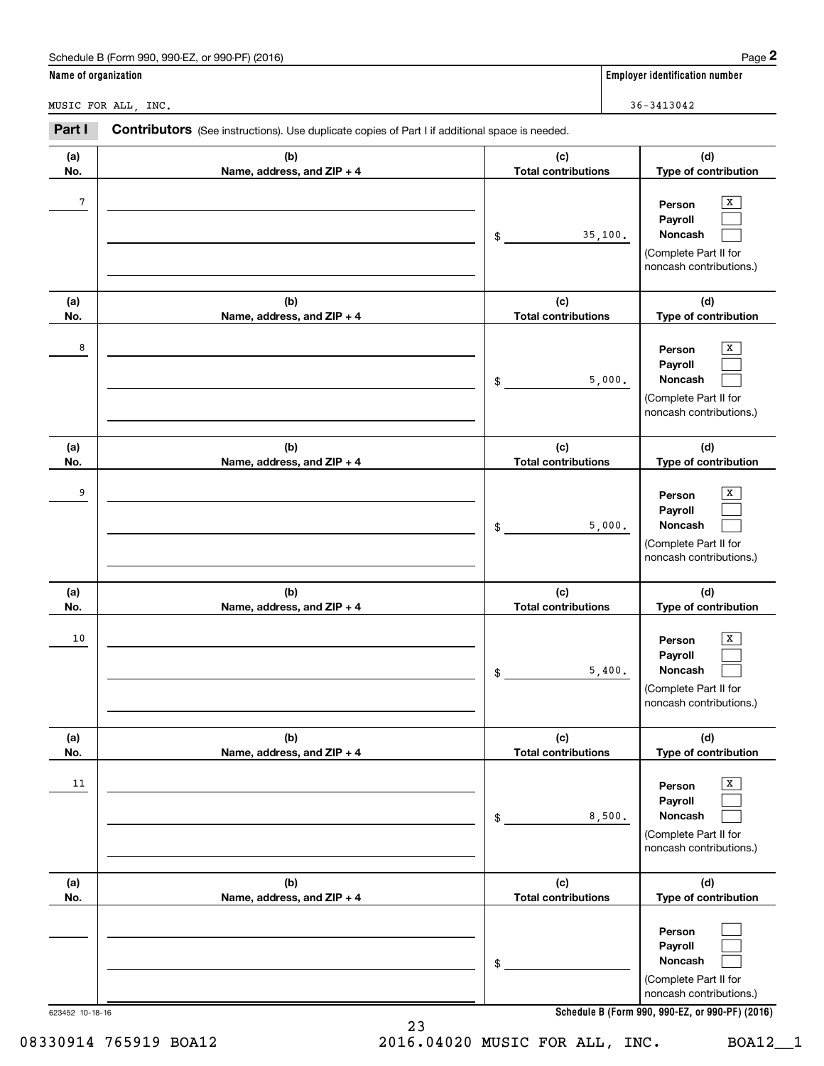Schedule B (Form 990, 990-EZ, or 990-PF) (2016)

**Name of organization**

MUSIC FOR ALL, INC.

**Employer identification number**

36-3413042

**Part I** **Contributors** (See instructions). Use duplicate copies of Part I if additional space is needed.

| (a) No. | (b) Name, address, and ZIP + 4 | (c) Total contributions | (d) Type of contribution |
|---|---|---|---|
| 7 | | $ 35,100. | Person [X] Payroll [ ] Noncash [ ] (Complete Part II for noncash contributions.) |
| 8 | | $ 5,000. | Person [X] Payroll [ ] Noncash [ ] (Complete Part II for noncash contributions.) |
| 9 | | $ 5,000. | Person [X] Payroll [ ] Noncash [ ] (Complete Part II for noncash contributions.) |
| 10 | | $ 5,400. | Person [X] Payroll [ ] Noncash [ ] (Complete Part II for noncash contributions.) |
| 11 | | $ 8,500. | Person [X] Payroll [ ] Noncash [ ] (Complete Part II for noncash contributions.) |
| | | $ | Person [ ] Payroll [ ] Noncash [ ] (Complete Part II for noncash contributions.) |

623452 10-18-16

Schedule B (Form 990, 990-EZ, or 990-PF) (2016)

08330914 765919 BOA12 2016.04020 MUSIC FOR ALL, INC. BOA12__1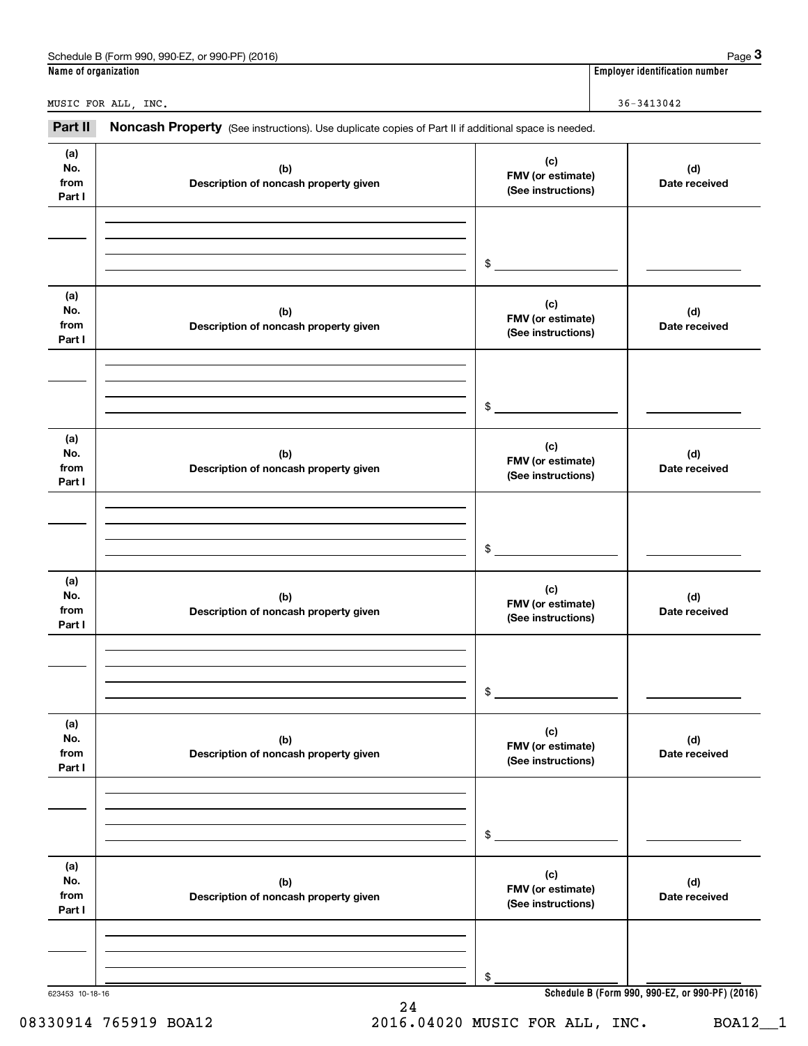Schedule B (Form 990, 990-EZ, or 990-PF) (2016)

| Name of organization | Employer identification number |
| --- | --- |
| MUSIC FOR ALL, INC. | 36-3413042 |

**Part II** **Noncash Property** (See instructions). Use duplicate copies of Part II if additional space is needed.

| (a) No. from Part I | (b) Description of noncash property given | (c) FMV (or estimate) (See instructions) | (d) Date received |
| --- | --- | --- | --- |
| | | $ | |

| (a) No. from Part I | (b) Description of noncash property given | (c) FMV (or estimate) (See instructions) | (d) Date received |
| --- | --- | --- | --- |
| | | $ | |

| (a) No. from Part I | (b) Description of noncash property given | (c) FMV (or estimate) (See instructions) | (d) Date received |
| --- | --- | --- | --- |
| | | $ | |

| (a) No. from Part I | (b) Description of noncash property given | (c) FMV (or estimate) (See instructions) | (d) Date received |
| --- | --- | --- | --- |
| | | $ | |

| (a) No. from Part I | (b) Description of noncash property given | (c) FMV (or estimate) (See instructions) | (d) Date received |
| --- | --- | --- | --- |
| | | $ | |

| (a) No. from Part I | (b) Description of noncash property given | (c) FMV (or estimate) (See instructions) | (d) Date received |
| --- | --- | --- | --- |
| | | $ | |

623453 10-18-16

**Schedule B (Form 990, 990-EZ, or 990-PF) (2016)**

08330914 765919 BOA12 2016.04020 MUSIC FOR ALL, INC. BOA12__1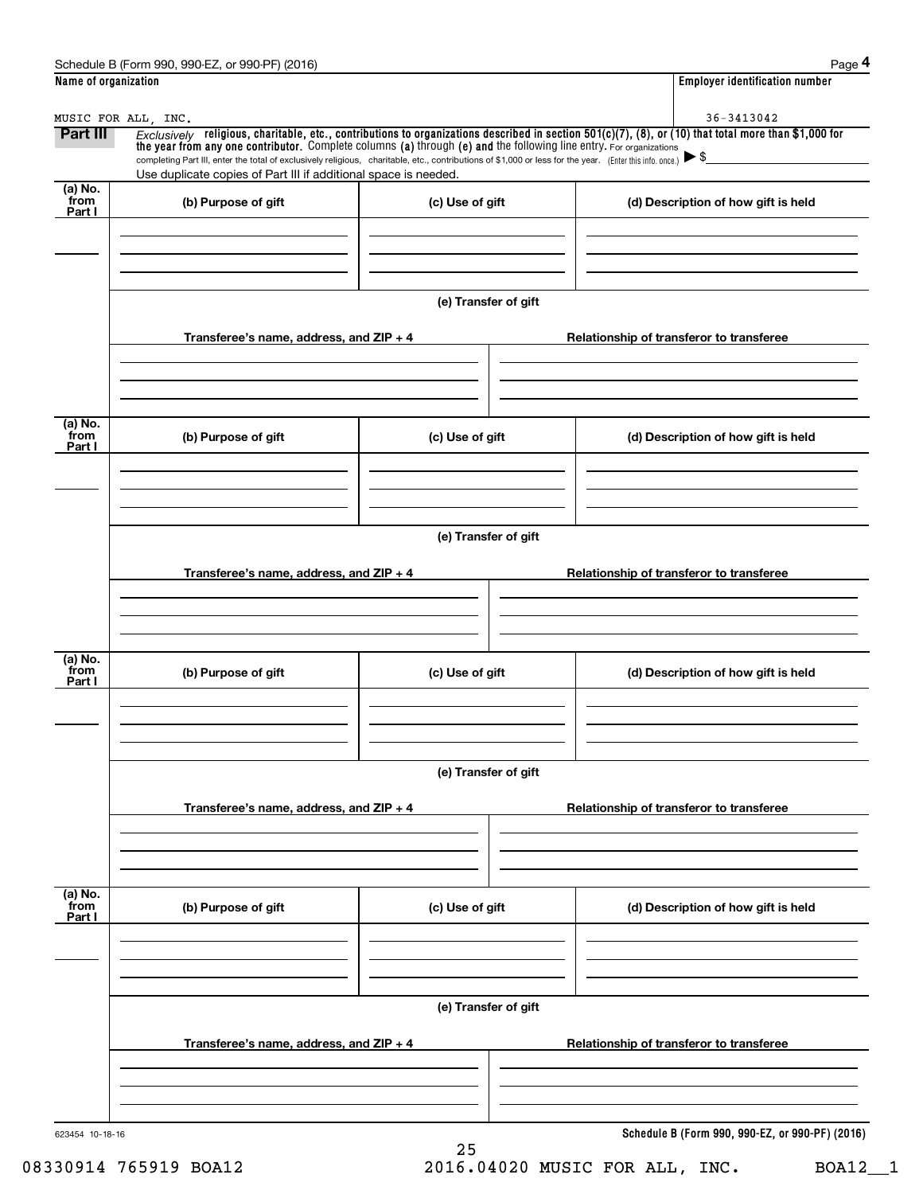Schedule B (Form 990, 990-EZ, or 990-PF) (2016)

| Name of organization | Employer identification number |
|---|---|
| MUSIC FOR ALL, INC. | 36-3413042 |

**Part III** *Exclusively* **religious, charitable, etc., contributions to organizations described in section 501(c)(7), (8), or (10) that total more than $1,000 for the year from any one contributor.** Complete columns **(a)** through **(e) and** the following line entry. For organizations completing Part III, enter the total of exclusively religious, charitable, etc., contributions of $1,000 or less for the year. (Enter this info. once.) ▶ $

Use duplicate copies of Part III if additional space is needed.

| (a) No. from Part I | (b) Purpose of gift | (c) Use of gift | (d) Description of how gift is held |
|---|---|---|---|
| | | | |

**(e) Transfer of gift**

| Transferee's name, address, and ZIP + 4 | Relationship of transferor to transferee |
|---|---|
| | |

| (a) No. from Part I | (b) Purpose of gift | (c) Use of gift | (d) Description of how gift is held |
|---|---|---|---|
| | | | |

**(e) Transfer of gift**

| Transferee's name, address, and ZIP + 4 | Relationship of transferor to transferee |
|---|---|
| | |

| (a) No. from Part I | (b) Purpose of gift | (c) Use of gift | (d) Description of how gift is held |
|---|---|---|---|
| | | | |

**(e) Transfer of gift**

| Transferee's name, address, and ZIP + 4 | Relationship of transferor to transferee |
|---|---|
| | |

| (a) No. from Part I | (b) Purpose of gift | (c) Use of gift | (d) Description of how gift is held |
|---|---|---|---|
| | | | |

**(e) Transfer of gift**

| Transferee's name, address, and ZIP + 4 | Relationship of transferor to transferee |
|---|---|
| | |

623454 10-18-16

**Schedule B (Form 990, 990-EZ, or 990-PF) (2016)**

08330914 765919 BOA12 2016.04020 MUSIC FOR ALL, INC. BOA12__1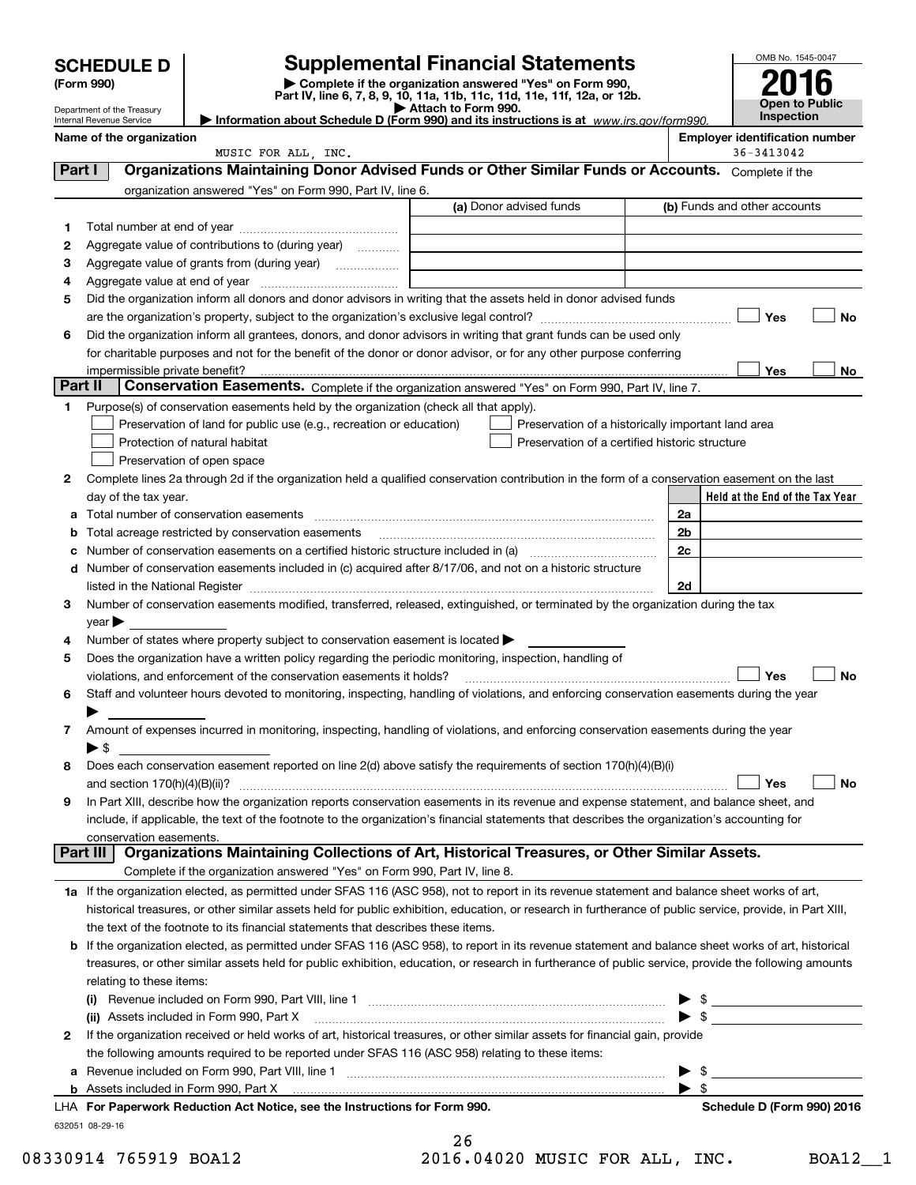# SCHEDULE D (Form 990)

Department of the Treasury
Internal Revenue Service

# Supplemental Financial Statements

▶ Complete if the organization answered "Yes" on Form 990, Part IV, line 6, 7, 8, 9, 10, 11a, 11b, 11c, 11d, 11e, 11f, 12a, or 12b.
▶ Attach to Form 990.
▶ Information about Schedule D (Form 990) and its instructions is at www.irs.gov/form990.

OMB No. 1545-0047

**2016**

**Open to Public Inspection**

**Name of the organization**
MUSIC FOR ALL, INC.

**Employer identification number**
36-3413042

## Part I — Organizations Maintaining Donor Advised Funds or Other Similar Funds or Accounts.

Complete if the organization answered "Yes" on Form 990, Part IV, line 6.

| | | (a) Donor advised funds | (b) Funds and other accounts |
|---|---|---|---|
| 1 | Total number at end of year | | |
| 2 | Aggregate value of contributions to (during year) | | |
| 3 | Aggregate value of grants from (during year) | | |
| 4 | Aggregate value at end of year | | |

5 Did the organization inform all donors and donor advisors in writing that the assets held in donor advised funds are the organization's property, subject to the organization's exclusive legal control? ☐ Yes ☐ No

6 Did the organization inform all grantees, donors, and donor advisors in writing that grant funds can be used only for charitable purposes and not for the benefit of the donor or donor advisor, or for any other purpose conferring impermissible private benefit? ☐ Yes ☐ No

## Part II — Conservation Easements.

Complete if the organization answered "Yes" on Form 990, Part IV, line 7.

1 Purpose(s) of conservation easements held by the organization (check all that apply).

- ☐ Preservation of land for public use (e.g., recreation or education)
- ☐ Preservation of a historically important land area
- ☐ Protection of natural habitat
- ☐ Preservation of a certified historic structure
- ☐ Preservation of open space

2 Complete lines 2a through 2d if the organization held a qualified conservation contribution in the form of a conservation easement on the last day of the tax year.

| | | | Held at the End of the Tax Year |
|---|---|---|---|
| a | Total number of conservation easements | 2a | |
| b | Total acreage restricted by conservation easements | 2b | |
| c | Number of conservation easements on a certified historic structure included in (a) | 2c | |
| d | Number of conservation easements included in (c) acquired after 8/17/06, and not on a historic structure listed in the National Register | 2d | |

3 Number of conservation easements modified, transferred, released, extinguished, or terminated by the organization during the tax year ▶

4 Number of states where property subject to conservation easement is located ▶

5 Does the organization have a written policy regarding the periodic monitoring, inspection, handling of violations, and enforcement of the conservation easements it holds? ☐ Yes ☐ No

6 Staff and volunteer hours devoted to monitoring, inspecting, handling of violations, and enforcing conservation easements during the year ▶

7 Amount of expenses incurred in monitoring, inspecting, handling of violations, and enforcing conservation easements during the year ▶ $

8 Does each conservation easement reported on line 2(d) above satisfy the requirements of section 170(h)(4)(B)(i) and section 170(h)(4)(B)(ii)? ☐ Yes ☐ No

9 In Part XIII, describe how the organization reports conservation easements in its revenue and expense statement, and balance sheet, and include, if applicable, the text of the footnote to the organization's financial statements that describes the organization's accounting for conservation easements.

## Part III — Organizations Maintaining Collections of Art, Historical Treasures, or Other Similar Assets.

Complete if the organization answered "Yes" on Form 990, Part IV, line 8.

1a If the organization elected, as permitted under SFAS 116 (ASC 958), not to report in its revenue statement and balance sheet works of art, historical treasures, or other similar assets held for public exhibition, education, or research in furtherance of public service, provide, in Part XIII, the text of the footnote to its financial statements that describes these items.

b If the organization elected, as permitted under SFAS 116 (ASC 958), to report in its revenue statement and balance sheet works of art, historical treasures, or other similar assets held for public exhibition, education, or research in furtherance of public service, provide the following amounts relating to these items:

(i) Revenue included on Form 990, Part VIII, line 1 ▶ $

(ii) Assets included in Form 990, Part X ▶ $

2 If the organization received or held works of art, historical treasures, or other similar assets for financial gain, provide the following amounts required to be reported under SFAS 116 (ASC 958) relating to these items:

a Revenue included on Form 990, Part VIII, line 1 ▶ $

b Assets included in Form 990, Part X ▶ $

LHA **For Paperwork Reduction Act Notice, see the Instructions for Form 990.** **Schedule D (Form 990) 2016**

632051 08-29-16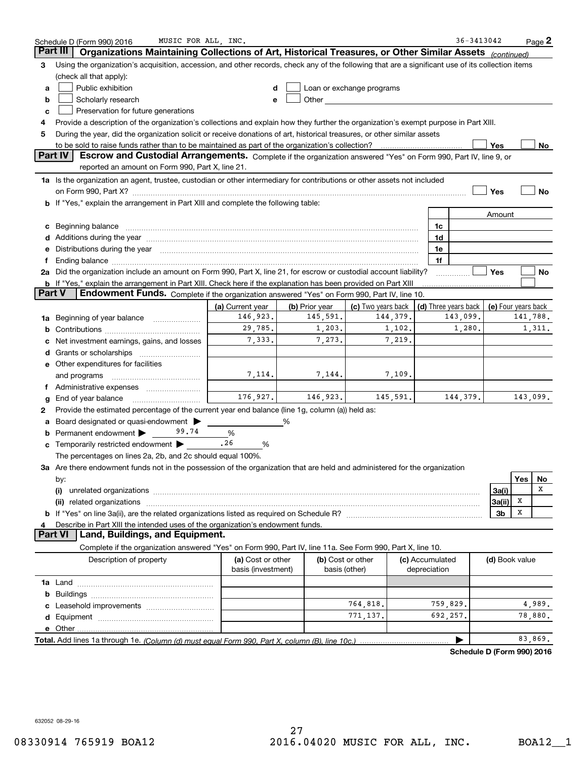Schedule D (Form 990) 2016 MUSIC FOR ALL, INC. 36-3413042 Page 2

## Part III Organizations Maintaining Collections of Art, Historical Treasures, or Other Similar Assets *(continued)*

**3** Using the organization's acquisition, accession, and other records, check any of the following that are a significant use of its collection items (check all that apply):

- **a** ☐ Public exhibition
- **b** ☐ Scholarly research
- **c** ☐ Preservation for future generations
- **d** ☐ Loan or exchange programs
- **e** ☐ Other

**4** Provide a description of the organization's collections and explain how they further the organization's exempt purpose in Part XIII.

**5** During the year, did the organization solicit or receive donations of art, historical treasures, or other similar assets to be sold to raise funds rather than to be maintained as part of the organization's collection? ☐ Yes ☐ No

## Part IV Escrow and Custodial Arrangements. 

Complete if the organization answered "Yes" on Form 990, Part IV, line 9, or reported an amount on Form 990, Part X, line 21.

**1a** Is the organization an agent, trustee, custodian or other intermediary for contributions or other assets not included on Form 990, Part X? ☐ Yes ☐ No

**b** If "Yes," explain the arrangement in Part XIII and complete the following table:

| | | Amount |
|---|---|---|
| **c** Beginning balance | 1c | |
| **d** Additions during the year | 1d | |
| **e** Distributions during the year | 1e | |
| **f** Ending balance | 1f | |

**2a** Did the organization include an amount on Form 990, Part X, line 21, for escrow or custodial account liability? ☐ Yes ☐ No

**b** If "Yes," explain the arrangement in Part XIII. Check here if the explanation has been provided on Part XIII ☐

## Part V Endowment Funds. 

Complete if the organization answered "Yes" on Form 990, Part IV, line 10.

| | (a) Current year | (b) Prior year | (c) Two years back | (d) Three years back | (e) Four years back |
|---|---|---|---|---|---|
| **1a** Beginning of year balance | 146,923. | 145,591. | 144,379. | 143,099. | 141,788. |
| **b** Contributions | 29,785. | 1,203. | 1,102. | 1,280. | 1,311. |
| **c** Net investment earnings, gains, and losses | 7,333. | 7,273. | 7,219. | | |
| **d** Grants or scholarships | | | | | |
| **e** Other expenditures for facilities and programs | 7,114. | 7,144. | 7,109. | | |
| **f** Administrative expenses | | | | | |
| **g** End of year balance | 176,927. | 146,923. | 145,591. | 144,379. | 143,099. |

**2** Provide the estimated percentage of the current year end balance (line 1g, column (a)) held as:

- **a** Board designated or quasi-endowment ▶ %
- **b** Permanent endowment ▶ 99.74 %
- **c** Temporarily restricted endowment ▶ .26 %

The percentages on lines 2a, 2b, and 2c should equal 100%.

**3a** Are there endowment funds not in the possession of the organization that are held and administered for the organization by:

| | | Yes | No |
|---|---|---|---|
| **(i)** unrelated organizations | 3a(i) | | X |
| **(ii)** related organizations | 3a(ii) | X | |
| **b** If "Yes" on line 3a(ii), are the related organizations listed as required on Schedule R? | 3b | X | |

**4** Describe in Part XIII the intended uses of the organization's endowment funds.

## Part VI Land, Buildings, and Equipment.

Complete if the organization answered "Yes" on Form 990, Part IV, line 11a. See Form 990, Part X, line 10.

| Description of property | (a) Cost or other basis (investment) | (b) Cost or other basis (other) | (c) Accumulated depreciation | (d) Book value |
|---|---|---|---|---|
| **1a** Land | | | | |
| **b** Buildings | | | | |
| **c** Leasehold improvements | | 764,818. | 759,829. | 4,989. |
| **d** Equipment | | 771,137. | 692,257. | 78,880. |
| **e** Other | | | | |
| **Total.** Add lines 1a through 1e. *(Column (d) must equal Form 990, Part X, column (B), line 10c.)* | | | ▶ | 83,869. |

**Schedule D (Form 990) 2016**

632052 08-29-16

08330914 765919 BOA12 2016.04020 MUSIC FOR ALL, INC. BOA12__1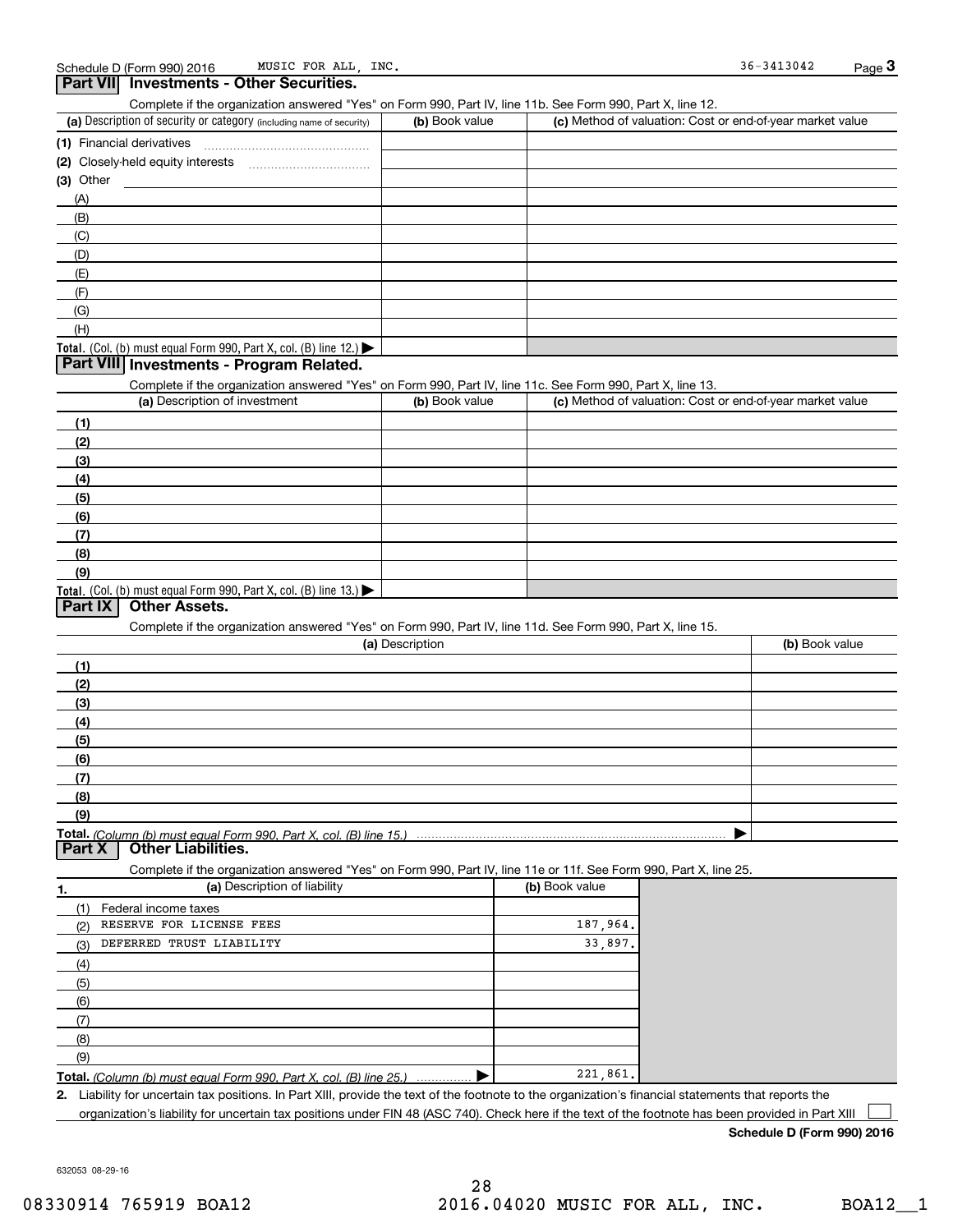Schedule D (Form 990) 2016 MUSIC FOR ALL, INC. 36-3413042 Page 3

## Part VII Investments - Other Securities.

Complete if the organization answered "Yes" on Form 990, Part IV, line 11b. See Form 990, Part X, line 12.

| (a) Description of security or category (including name of security) | (b) Book value | (c) Method of valuation: Cost or end-of-year market value |
|---|---|---|
| (1) Financial derivatives | | |
| (2) Closely-held equity interests | | |
| (3) Other | | |
| (A) | | |
| (B) | | |
| (C) | | |
| (D) | | |
| (E) | | |
| (F) | | |
| (G) | | |
| (H) | | |
| **Total.** (Col. (b) must equal Form 990, Part X, col. (B) line 12.) ▶ | | |

## Part VIII Investments - Program Related.

Complete if the organization answered "Yes" on Form 990, Part IV, line 11c. See Form 990, Part X, line 13.

| (a) Description of investment | (b) Book value | (c) Method of valuation: Cost or end-of-year market value |
|---|---|---|
| (1) | | |
| (2) | | |
| (3) | | |
| (4) | | |
| (5) | | |
| (6) | | |
| (7) | | |
| (8) | | |
| (9) | | |
| **Total.** (Col. (b) must equal Form 990, Part X, col. (B) line 13.) ▶ | | |

## Part IX Other Assets.

Complete if the organization answered "Yes" on Form 990, Part IV, line 11d. See Form 990, Part X, line 15.

| (a) Description | (b) Book value |
|---|---|
| (1) | |
| (2) | |
| (3) | |
| (4) | |
| (5) | |
| (6) | |
| (7) | |
| (8) | |
| (9) | |
| **Total.** *(Column (b) must equal Form 990, Part X, col. (B) line 15.)* ▶ | |

## Part X Other Liabilities.

Complete if the organization answered "Yes" on Form 990, Part IV, line 11e or 11f. See Form 990, Part X, line 25.

| 1. (a) Description of liability | (b) Book value |
|---|---|
| (1) Federal income taxes | |
| (2) RESERVE FOR LICENSE FEES | 187,964. |
| (3) DEFERRED TRUST LIABILITY | 33,897. |
| (4) | |
| (5) | |
| (6) | |
| (7) | |
| (8) | |
| (9) | |
| **Total.** *(Column (b) must equal Form 990, Part X, col. (B) line 25.)* ▶ | 221,861. |

**2.** Liability for uncertain tax positions. In Part XIII, provide the text of the footnote to the organization's financial statements that reports the organization's liability for uncertain tax positions under FIN 48 (ASC 740). Check here if the text of the footnote has been provided in Part XIII ☐

**Schedule D (Form 990) 2016**

632053 08-29-16

08330914 765919 BOA12 2016.04020 MUSIC FOR ALL, INC. BOA12__1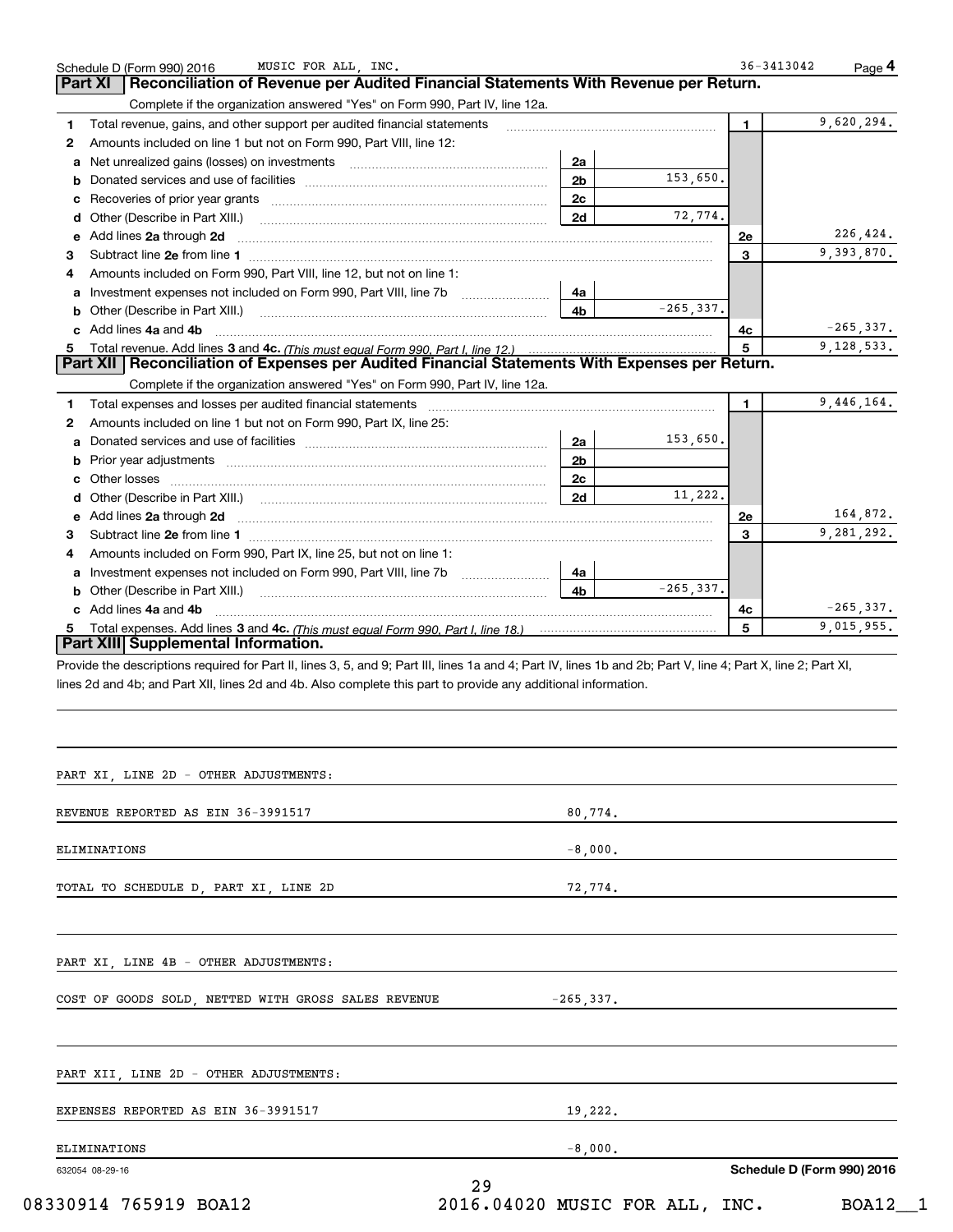Schedule D (Form 990) 2016 MUSIC FOR ALL, INC. 36-3413042 Page **4**

## Part XI Reconciliation of Revenue per Audited Financial Statements With Revenue per Return.

Complete if the organization answered "Yes" on Form 990, Part IV, line 12a.

| Line | Description | Sub-line | Sub-amount | Line | Amount |
|---|---|---|---|---|---|
| 1 | Total revenue, gains, and other support per audited financial statements | | | 1 | 9,620,294. |
| 2 | Amounts included on line 1 but not on Form 990, Part VIII, line 12: | | | | |
| a | Net unrealized gains (losses) on investments | 2a | | | |
| b | Donated services and use of facilities | 2b | 153,650. | | |
| c | Recoveries of prior year grants | 2c | | | |
| d | Other (Describe in Part XIII.) | 2d | 72,774. | | |
| e | Add lines **2a** through **2d** | | | 2e | 226,424. |
| 3 | Subtract line **2e** from line **1** | | | 3 | 9,393,870. |
| 4 | Amounts included on Form 990, Part VIII, line 12, but not on line 1: | | | | |
| a | Investment expenses not included on Form 990, Part VIII, line 7b | 4a | | | |
| b | Other (Describe in Part XIII.) | 4b | -265,337. | | |
| c | Add lines **4a** and **4b** | | | 4c | -265,337. |
| 5 | Total revenue. Add lines **3** and **4c.** *(This must equal Form 990, Part I, line 12.)* | | | 5 | 9,128,533. |

## Part XII Reconciliation of Expenses per Audited Financial Statements With Expenses per Return.

Complete if the organization answered "Yes" on Form 990, Part IV, line 12a.

| Line | Description | Sub-line | Sub-amount | Line | Amount |
|---|---|---|---|---|---|
| 1 | Total expenses and losses per audited financial statements | | | 1 | 9,446,164. |
| 2 | Amounts included on line 1 but not on Form 990, Part IX, line 25: | | | | |
| a | Donated services and use of facilities | 2a | 153,650. | | |
| b | Prior year adjustments | 2b | | | |
| c | Other losses | 2c | | | |
| d | Other (Describe in Part XIII.) | 2d | 11,222. | | |
| e | Add lines **2a** through **2d** | | | 2e | 164,872. |
| 3 | Subtract line **2e** from line **1** | | | 3 | 9,281,292. |
| 4 | Amounts included on Form 990, Part IX, line 25, but not on line 1: | | | | |
| a | Investment expenses not included on Form 990, Part VIII, line 7b | 4a | | | |
| b | Other (Describe in Part XIII.) | 4b | -265,337. | | |
| c | Add lines **4a** and **4b** | | | 4c | -265,337. |
| 5 | Total expenses. Add lines **3** and **4c.** *(This must equal Form 990, Part I, line 18.)* | | | 5 | 9,015,955. |

## Part XIII Supplemental Information.

Provide the descriptions required for Part II, lines 3, 5, and 9; Part III, lines 1a and 4; Part IV, lines 1b and 2b; Part V, line 4; Part X, line 2; Part XI, lines 2d and 4b; and Part XII, lines 2d and 4b. Also complete this part to provide any additional information.

PART XI, LINE 2D - OTHER ADJUSTMENTS:

| | |
|---|---|
| REVENUE REPORTED AS EIN 36-3991517 | 80,774. |
| ELIMINATIONS | -8,000. |
| TOTAL TO SCHEDULE D, PART XI, LINE 2D | 72,774. |

PART XI, LINE 4B - OTHER ADJUSTMENTS:

| | |
|---|---|
| COST OF GOODS SOLD, NETTED WITH GROSS SALES REVENUE | -265,337. |

PART XII, LINE 2D - OTHER ADJUSTMENTS:

| | |
|---|---|
| EXPENSES REPORTED AS EIN 36-3991517 | 19,222. |
| ELIMINATIONS | -8,000. |

632054 08-29-16 **Schedule D (Form 990) 2016**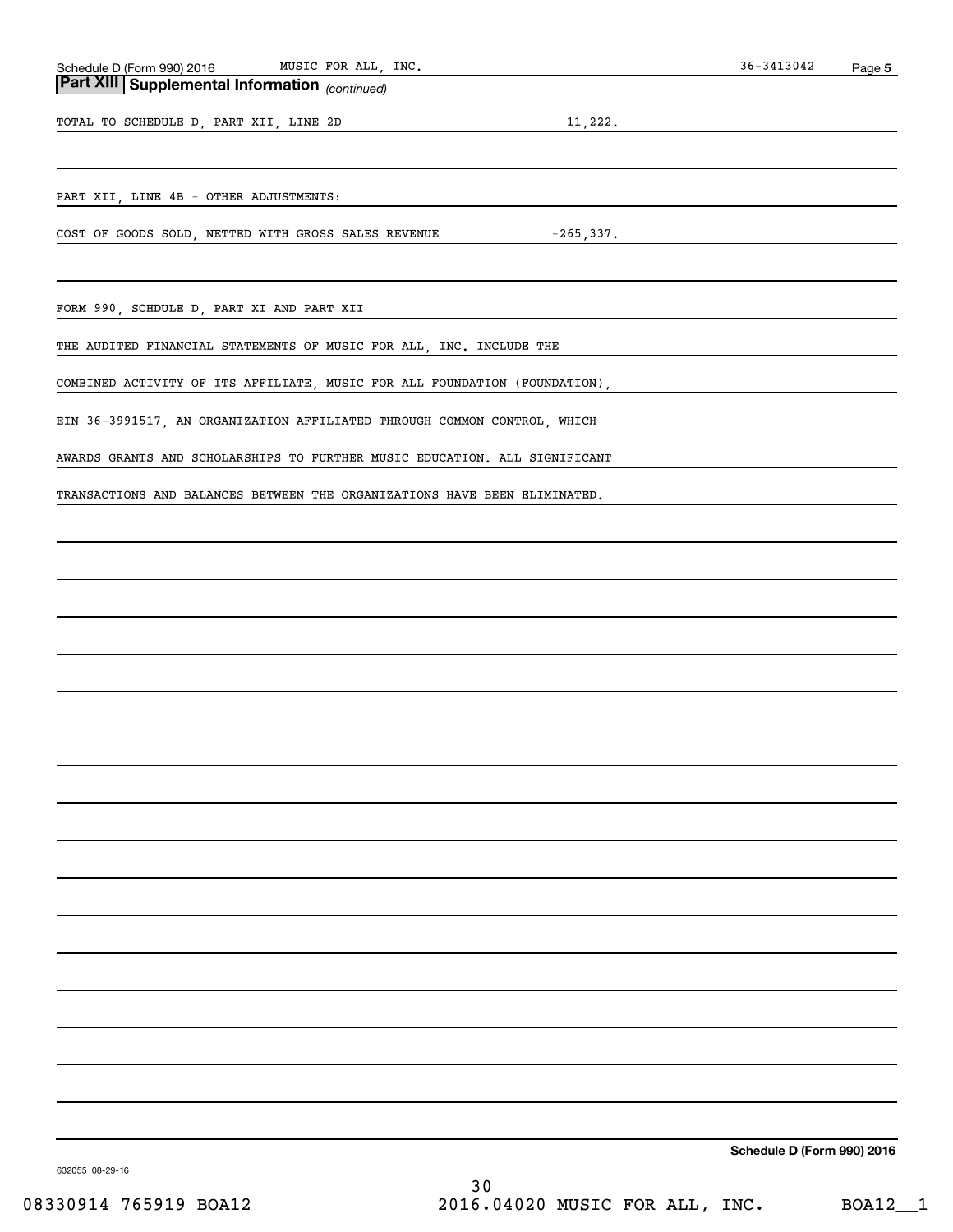## Part XIII Supplemental Information *(continued)*

| | |
|---|---|
| TOTAL TO SCHEDULE D, PART XII, LINE 2D | 11,222. |

PART XII, LINE 4B - OTHER ADJUSTMENTS:

| | |
|---|---|
| COST OF GOODS SOLD, NETTED WITH GROSS SALES REVENUE | -265,337. |

FORM 990, SCHDULE D, PART XI AND PART XII

THE AUDITED FINANCIAL STATEMENTS OF MUSIC FOR ALL, INC. INCLUDE THE COMBINED ACTIVITY OF ITS AFFILIATE, MUSIC FOR ALL FOUNDATION (FOUNDATION), EIN 36-3991517, AN ORGANIZATION AFFILIATED THROUGH COMMON CONTROL, WHICH AWARDS GRANTS AND SCHOLARSHIPS TO FURTHER MUSIC EDUCATION. ALL SIGNIFICANT TRANSACTIONS AND BALANCES BETWEEN THE ORGANIZATIONS HAVE BEEN ELIMINATED.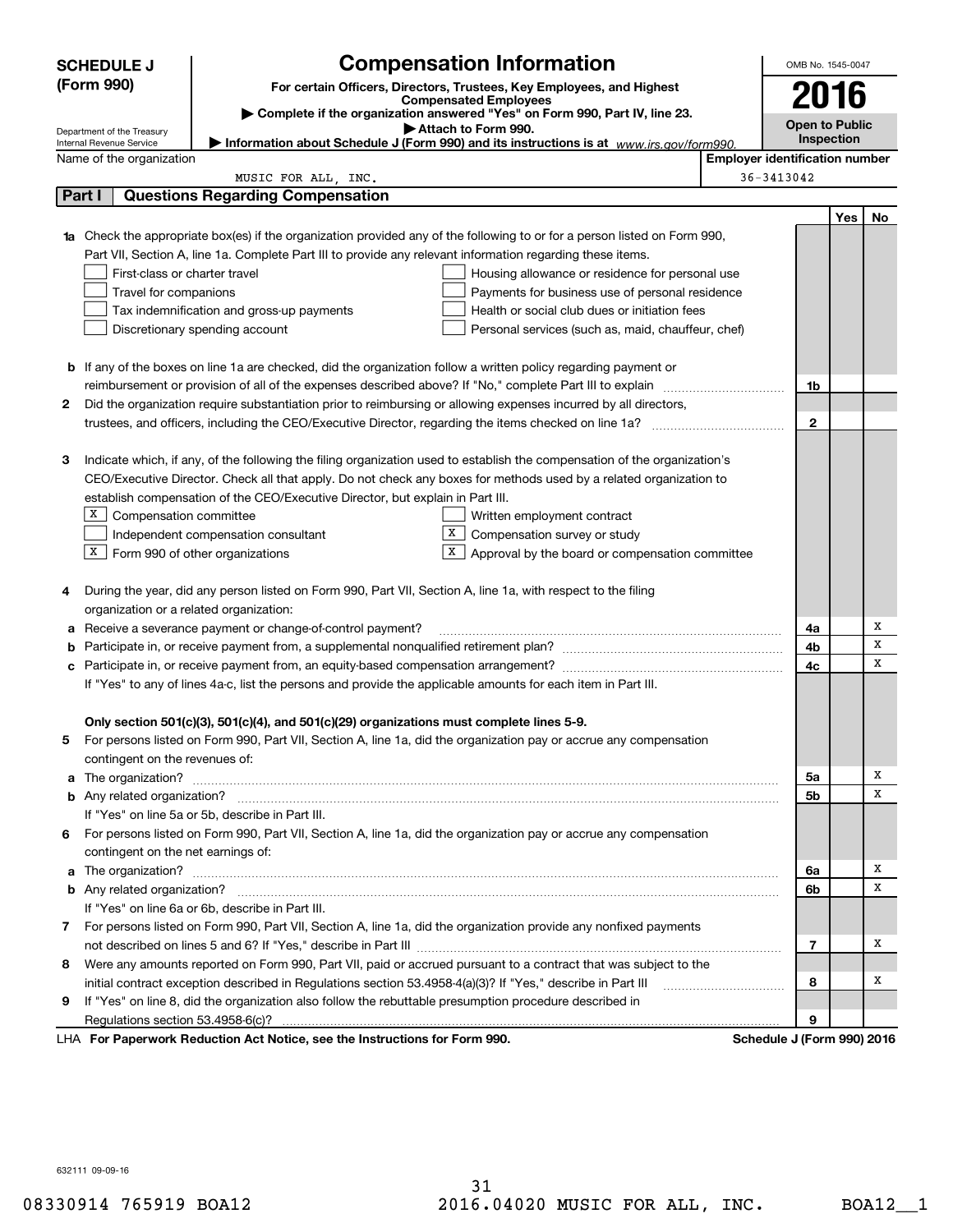# SCHEDULE J (Form 990)

## Compensation Information

**For certain Officers, Directors, Trustees, Key Employees, and Highest Compensated Employees**

▶ Complete if the organization answered "Yes" on Form 990, Part IV, line 23.

▶ Attach to Form 990.

▶ Information about Schedule J (Form 990) and its instructions is at *www.irs.gov/form990.*

OMB No. 1545-0047

**2016**

**Open to Public Inspection**

Department of the Treasury
Internal Revenue Service

| Name of the organization | Employer identification number |
|---|---|
| MUSIC FOR ALL, INC. | 36-3413042 |

### Part I — Questions Regarding Compensation

| | | | Yes | No |
|---|---|---|---|---|
| **1a** | Check the appropriate box(es) if the organization provided any of the following to or for a person listed on Form 990, Part VII, Section A, line 1a. Complete Part III to provide any relevant information regarding these items.<br>☐ First-class or charter travel ☐ Housing allowance or residence for personal use<br>☐ Travel for companions ☐ Payments for business use of personal residence<br>☐ Tax indemnification and gross-up payments ☐ Health or social club dues or initiation fees<br>☐ Discretionary spending account ☐ Personal services (such as, maid, chauffeur, chef) | | | |
| **b** | If any of the boxes on line 1a are checked, did the organization follow a written policy regarding payment or reimbursement or provision of all of the expenses described above? If "No," complete Part III to explain | 1b | | |
| **2** | Did the organization require substantiation prior to reimbursing or allowing expenses incurred by all directors, trustees, and officers, including the CEO/Executive Director, regarding the items checked on line 1a? | 2 | | |
| **3** | Indicate which, if any, of the following the filing organization used to establish the compensation of the organization's CEO/Executive Director. Check all that apply. Do not check any boxes for methods used by a related organization to establish compensation of the CEO/Executive Director, but explain in Part III.<br>☒ Compensation committee ☐ Written employment contract<br>☐ Independent compensation consultant ☒ Compensation survey or study<br>☒ Form 990 of other organizations ☒ Approval by the board or compensation committee | | | |
| **4** | During the year, did any person listed on Form 990, Part VII, Section A, line 1a, with respect to the filing organization or a related organization: | | | |
| **a** | Receive a severance payment or change-of-control payment? | 4a | | X |
| **b** | Participate in, or receive payment from, a supplemental nonqualified retirement plan? | 4b | | X |
| **c** | Participate in, or receive payment from, an equity-based compensation arrangement? | 4c | | X |
| | If "Yes" to any of lines 4a-c, list the persons and provide the applicable amounts for each item in Part III. | | | |
| | **Only section 501(c)(3), 501(c)(4), and 501(c)(29) organizations must complete lines 5-9.** | | | |
| **5** | For persons listed on Form 990, Part VII, Section A, line 1a, did the organization pay or accrue any compensation contingent on the revenues of: | | | |
| **a** | The organization? | 5a | | X |
| **b** | Any related organization? | 5b | | X |
| | If "Yes" on line 5a or 5b, describe in Part III. | | | |
| **6** | For persons listed on Form 990, Part VII, Section A, line 1a, did the organization pay or accrue any compensation contingent on the net earnings of: | | | |
| **a** | The organization? | 6a | | X |
| **b** | Any related organization? | 6b | | X |
| | If "Yes" on line 6a or 6b, describe in Part III. | | | |
| **7** | For persons listed on Form 990, Part VII, Section A, line 1a, did the organization provide any nonfixed payments not described on lines 5 and 6? If "Yes," describe in Part III | 7 | | X |
| **8** | Were any amounts reported on Form 990, Part VII, paid or accrued pursuant to a contract that was subject to the initial contract exception described in Regulations section 53.4958-4(a)(3)? If "Yes," describe in Part III | 8 | | X |
| **9** | If "Yes" on line 8, did the organization also follow the rebuttable presumption procedure described in Regulations section 53.4958-6(c)? | 9 | | |

LHA **For Paperwork Reduction Act Notice, see the Instructions for Form 990.** **Schedule J (Form 990) 2016**

632111 09-09-16

08330914 765919 BOA12 2016.04020 MUSIC FOR ALL, INC. BOA12__1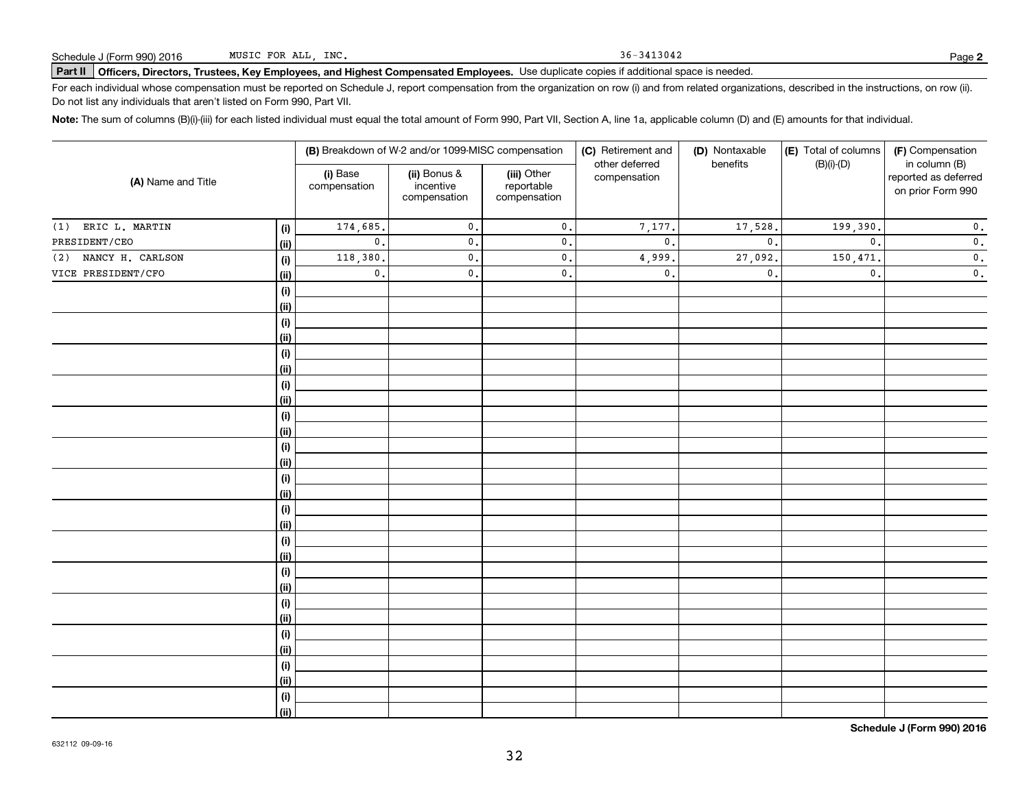Schedule J (Form 990) 2016 MUSIC FOR ALL, INC. 36-3413042 Page **2**

**Part II** **Officers, Directors, Trustees, Key Employees, and Highest Compensated Employees.** Use duplicate copies if additional space is needed.

For each individual whose compensation must be reported on Schedule J, report compensation from the organization on row (i) and from related organizations, described in the instructions, on row (ii). Do not list any individuals that aren't listed on Form 990, Part VII.

**Note:** The sum of columns (B)(i)-(iii) for each listed individual must equal the total amount of Form 990, Part VII, Section A, line 1a, applicable column (D) and (E) amounts for that individual.

| (A) Name and Title | | (B) Breakdown of W-2 and/or 1099-MISC compensation | | | (C) Retirement and other deferred compensation | (D) Nontaxable benefits | (E) Total of columns (B)(i)-(D) | (F) Compensation in column (B) reported as deferred on prior Form 990 |
|---|---|---|---|---|---|---|---|---|
| | | (i) Base compensation | (ii) Bonus & incentive compensation | (iii) Other reportable compensation | | | | |
| (1) ERIC L. MARTIN | (i) | 174,685. | 0. | 0. | 7,177. | 17,528. | 199,390. | 0. |
| PRESIDENT/CEO | (ii) | 0. | 0. | 0. | 0. | 0. | 0. | 0. |
| (2) NANCY H. CARLSON | (i) | 118,380. | 0. | 0. | 4,999. | 27,092. | 150,471. | 0. |
| VICE PRESIDENT/CFO | (ii) | 0. | 0. | 0. | 0. | 0. | 0. | 0. |
| | (i) | | | | | | | |
| | (ii) | | | | | | | |
| | (i) | | | | | | | |
| | (ii) | | | | | | | |
| | (i) | | | | | | | |
| | (ii) | | | | | | | |
| | (i) | | | | | | | |
| | (ii) | | | | | | | |
| | (i) | | | | | | | |
| | (ii) | | | | | | | |
| | (i) | | | | | | | |
| | (ii) | | | | | | | |
| | (i) | | | | | | | |
| | (ii) | | | | | | | |
| | (i) | | | | | | | |
| | (ii) | | | | | | | |
| | (i) | | | | | | | |
| | (ii) | | | | | | | |
| | (i) | | | | | | | |
| | (ii) | | | | | | | |
| | (i) | | | | | | | |
| | (ii) | | | | | | | |
| | (i) | | | | | | | |
| | (ii) | | | | | | | |
| | (i) | | | | | | | |
| | (ii) | | | | | | | |
| | (i) | | | | | | | |
| | (ii) | | | | | | | |

**Schedule J (Form 990) 2016**

632112 09-09-16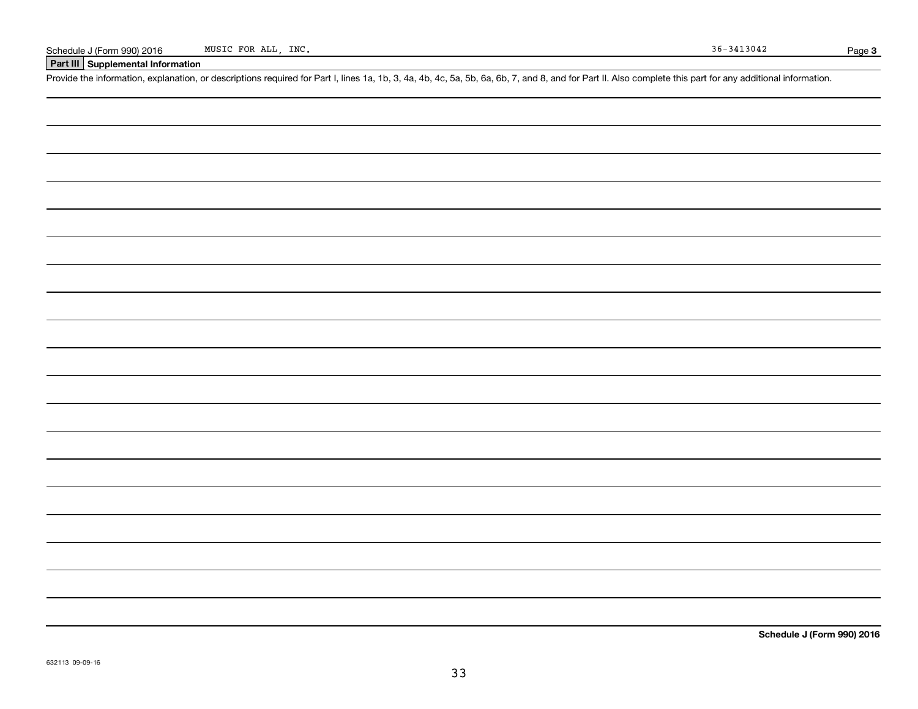Schedule J (Form 990) 2016 MUSIC FOR ALL, INC. 36-3413042 Page **3**

## Part III Supplemental Information

Provide the information, explanation, or descriptions required for Part I, lines 1a, 1b, 3, 4a, 4b, 4c, 5a, 5b, 6a, 6b, 7, and 8, and for Part II. Also complete this part for any additional information.

**Schedule J (Form 990) 2016**

632113 09-09-16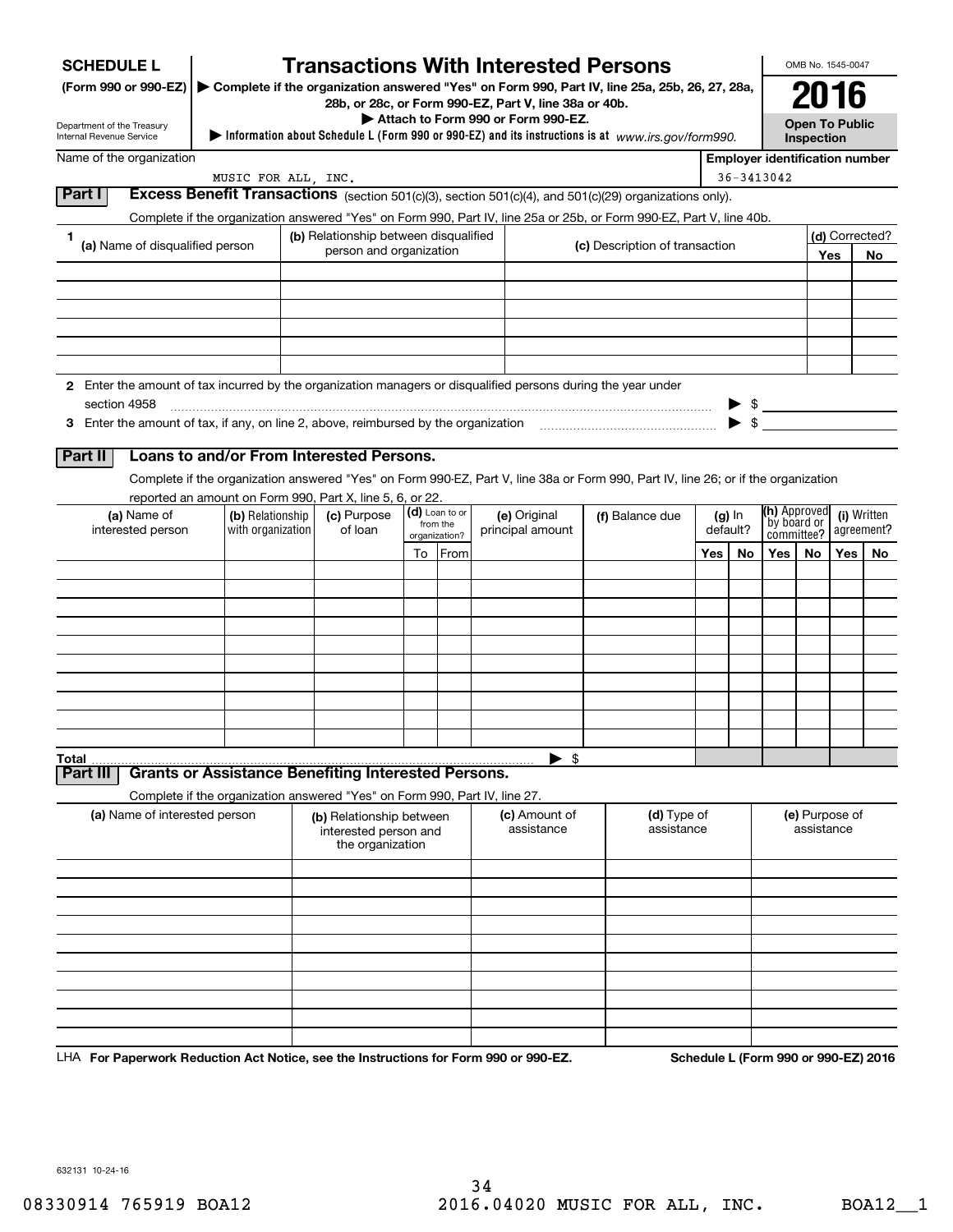# SCHEDULE L (Form 990 or 990-EZ)

Department of the Treasury
Internal Revenue Service

## Transactions With Interested Persons

▶ Complete if the organization answered "Yes" on Form 990, Part IV, line 25a, 25b, 26, 27, 28a, 28b, or 28c, or Form 990-EZ, Part V, line 38a or 40b.
▶ Attach to Form 990 or Form 990-EZ.
▶ Information about Schedule L (Form 990 or 990-EZ) and its instructions is at www.irs.gov/form990.

OMB No. 1545-0047

**2016**

**Open To Public Inspection**

Name of the organization: MUSIC FOR ALL, INC.

Employer identification number: 36-3413042

### Part I Excess Benefit Transactions (section 501(c)(3), section 501(c)(4), and 501(c)(29) organizations only).

Complete if the organization answered "Yes" on Form 990, Part IV, line 25a or 25b, or Form 990-EZ, Part V, line 40b.

| 1 (a) Name of disqualified person | (b) Relationship between disqualified person and organization | (c) Description of transaction | (d) Corrected? Yes | No |
|---|---|---|---|---|
| | | | | |
| | | | | |
| | | | | |
| | | | | |
| | | | | |
| | | | | |

**2** Enter the amount of tax incurred by the organization managers or disqualified persons during the year under section 4958 ▶ $

**3** Enter the amount of tax, if any, on line 2, above, reimbursed by the organization ▶ $

### Part II Loans to and/or From Interested Persons.

Complete if the organization answered "Yes" on Form 990-EZ, Part V, line 38a or Form 990, Part IV, line 26; or if the organization reported an amount on Form 990, Part X, line 5, 6, or 22.

| (a) Name of interested person | (b) Relationship with organization | (c) Purpose of loan | (d) Loan to or from the organization? To | From | (e) Original principal amount | (f) Balance due | (g) In default? Yes | No | (h) Approved by board or committee? Yes | No | (i) Written agreement? Yes | No |
|---|---|---|---|---|---|---|---|---|---|---|---|---|
| | | | | | | | | | | | | |
| | | | | | | | | | | | | |
| | | | | | | | | | | | | |
| | | | | | | | | | | | | |
| | | | | | | | | | | | | |
| | | | | | | | | | | | | |
| | | | | | | | | | | | | |
| | | | | | | | | | | | | |
| | | | | | | | | | | | | |
| | | | | | | | | | | | | |
| **Total** | | | | | ▶ $ | | | | | | | |

### Part III Grants or Assistance Benefiting Interested Persons.

Complete if the organization answered "Yes" on Form 990, Part IV, line 27.

| (a) Name of interested person | (b) Relationship between interested person and the organization | (c) Amount of assistance | (d) Type of assistance | (e) Purpose of assistance |
|---|---|---|---|---|
| | | | | |
| | | | | |
| | | | | |
| | | | | |
| | | | | |
| | | | | |
| | | | | |
| | | | | |
| | | | | |
| | | | | |

LHA **For Paperwork Reduction Act Notice, see the Instructions for Form 990 or 990-EZ.** **Schedule L (Form 990 or 990-EZ) 2016**

632131 10-24-16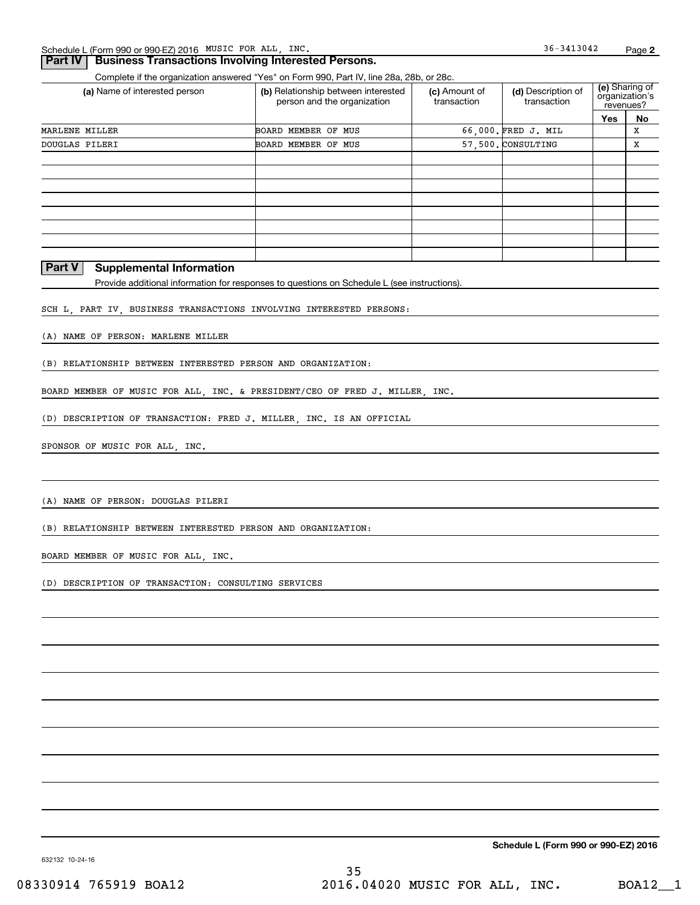Schedule L (Form 990 or 990-EZ) 2016 MUSIC FOR ALL, INC. 36-3413042

## Part IV Business Transactions Involving Interested Persons.

Complete if the organization answered "Yes" on Form 990, Part IV, line 28a, 28b, or 28c.

| (a) Name of interested person | (b) Relationship between interested person and the organization | (c) Amount of transaction | (d) Description of transaction | (e) Sharing of organization's revenues? | |
|---|---|---|---|---|---|
| | | | | Yes | No |
| MARLENE MILLER | BOARD MEMBER OF MUS | 66,000. | FRED J. MIL | | X |
| DOUGLAS PILERI | BOARD MEMBER OF MUS | 57,500. | CONSULTING | | X |
| | | | | | |
| | | | | | |
| | | | | | |
| | | | | | |
| | | | | | |
| | | | | | |
| | | | | | |
| | | | | | |

## Part V Supplemental Information

Provide additional information for responses to questions on Schedule L (see instructions).

SCH L, PART IV, BUSINESS TRANSACTIONS INVOLVING INTERESTED PERSONS:

(A) NAME OF PERSON: MARLENE MILLER

(B) RELATIONSHIP BETWEEN INTERESTED PERSON AND ORGANIZATION:

BOARD MEMBER OF MUSIC FOR ALL, INC. & PRESIDENT/CEO OF FRED J. MILLER, INC.

(D) DESCRIPTION OF TRANSACTION: FRED J. MILLER, INC. IS AN OFFICIAL

SPONSOR OF MUSIC FOR ALL, INC.

(A) NAME OF PERSON: DOUGLAS PILERI

(B) RELATIONSHIP BETWEEN INTERESTED PERSON AND ORGANIZATION:

BOARD MEMBER OF MUSIC FOR ALL, INC.

(D) DESCRIPTION OF TRANSACTION: CONSULTING SERVICES

Schedule L (Form 990 or 990-EZ) 2016

632132 10-24-16

08330914 765919 BOA12 2016.04020 MUSIC FOR ALL, INC. BOA12__1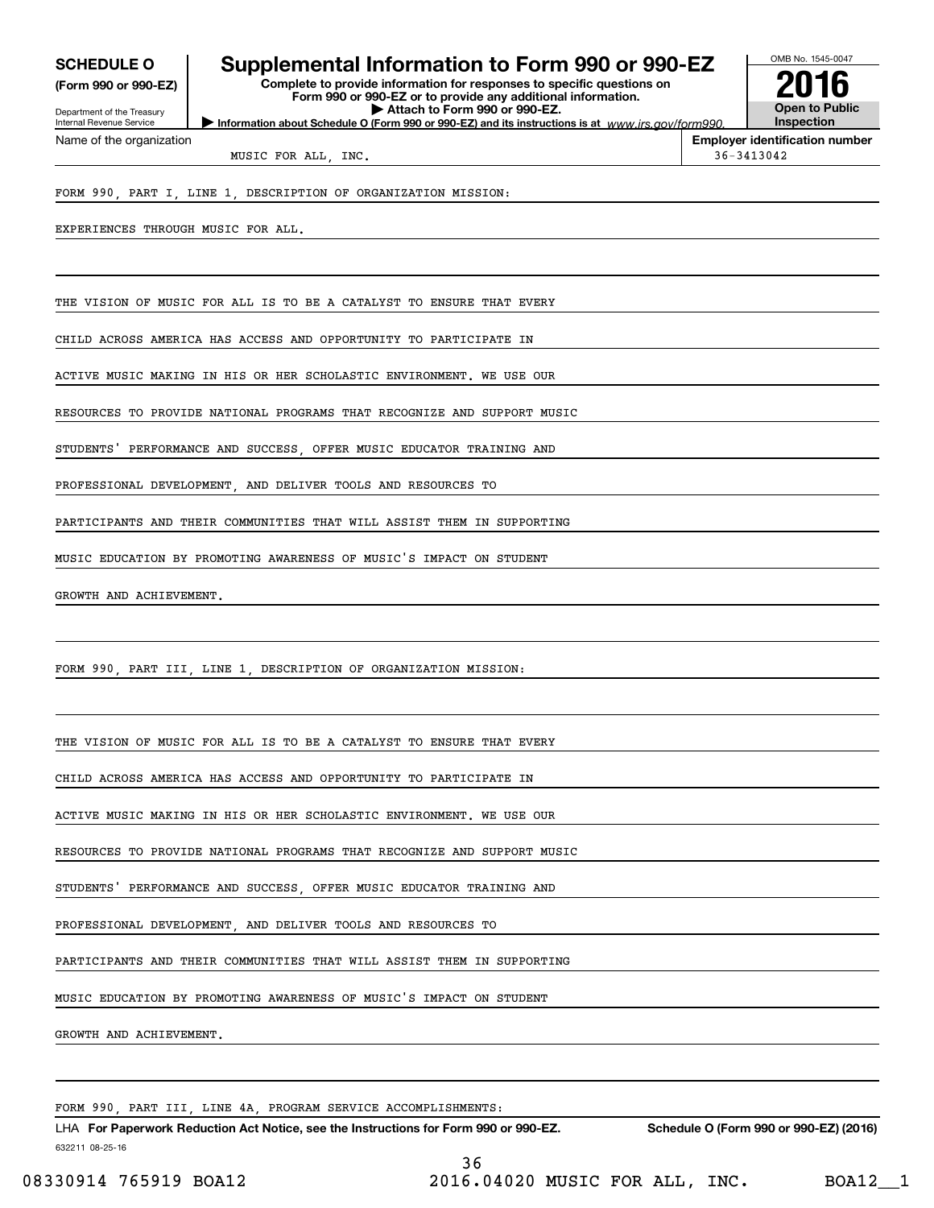**SCHEDULE O** (Form 990 or 990-EZ)

Department of the Treasury
Internal Revenue Service

# Supplemental Information to Form 990 or 990-EZ

**Complete to provide information for responses to specific questions on Form 990 or 990-EZ or to provide any additional information.**
**▶ Attach to Form 990 or 990-EZ.**
**▶ Information about Schedule O (Form 990 or 990-EZ) and its instructions is at** *www.irs.gov/form990.*

OMB No. 1545-0047

**2016**

**Open to Public Inspection**

Name of the organization: MUSIC FOR ALL, INC.

**Employer identification number:** 36-3413042

FORM 990, PART I, LINE 1, DESCRIPTION OF ORGANIZATION MISSION:

EXPERIENCES THROUGH MUSIC FOR ALL.

THE VISION OF MUSIC FOR ALL IS TO BE A CATALYST TO ENSURE THAT EVERY CHILD ACROSS AMERICA HAS ACCESS AND OPPORTUNITY TO PARTICIPATE IN ACTIVE MUSIC MAKING IN HIS OR HER SCHOLASTIC ENVIRONMENT. WE USE OUR RESOURCES TO PROVIDE NATIONAL PROGRAMS THAT RECOGNIZE AND SUPPORT MUSIC STUDENTS' PERFORMANCE AND SUCCESS, OFFER MUSIC EDUCATOR TRAINING AND PROFESSIONAL DEVELOPMENT, AND DELIVER TOOLS AND RESOURCES TO PARTICIPANTS AND THEIR COMMUNITIES THAT WILL ASSIST THEM IN SUPPORTING MUSIC EDUCATION BY PROMOTING AWARENESS OF MUSIC'S IMPACT ON STUDENT GROWTH AND ACHIEVEMENT.

FORM 990, PART III, LINE 1, DESCRIPTION OF ORGANIZATION MISSION:

THE VISION OF MUSIC FOR ALL IS TO BE A CATALYST TO ENSURE THAT EVERY CHILD ACROSS AMERICA HAS ACCESS AND OPPORTUNITY TO PARTICIPATE IN ACTIVE MUSIC MAKING IN HIS OR HER SCHOLASTIC ENVIRONMENT. WE USE OUR RESOURCES TO PROVIDE NATIONAL PROGRAMS THAT RECOGNIZE AND SUPPORT MUSIC STUDENTS' PERFORMANCE AND SUCCESS, OFFER MUSIC EDUCATOR TRAINING AND PROFESSIONAL DEVELOPMENT, AND DELIVER TOOLS AND RESOURCES TO PARTICIPANTS AND THEIR COMMUNITIES THAT WILL ASSIST THEM IN SUPPORTING MUSIC EDUCATION BY PROMOTING AWARENESS OF MUSIC'S IMPACT ON STUDENT GROWTH AND ACHIEVEMENT.

FORM 990, PART III, LINE 4A, PROGRAM SERVICE ACCOMPLISHMENTS:

LHA **For Paperwork Reduction Act Notice, see the Instructions for Form 990 or 990-EZ.** **Schedule O (Form 990 or 990-EZ) (2016)**

632211 08-25-16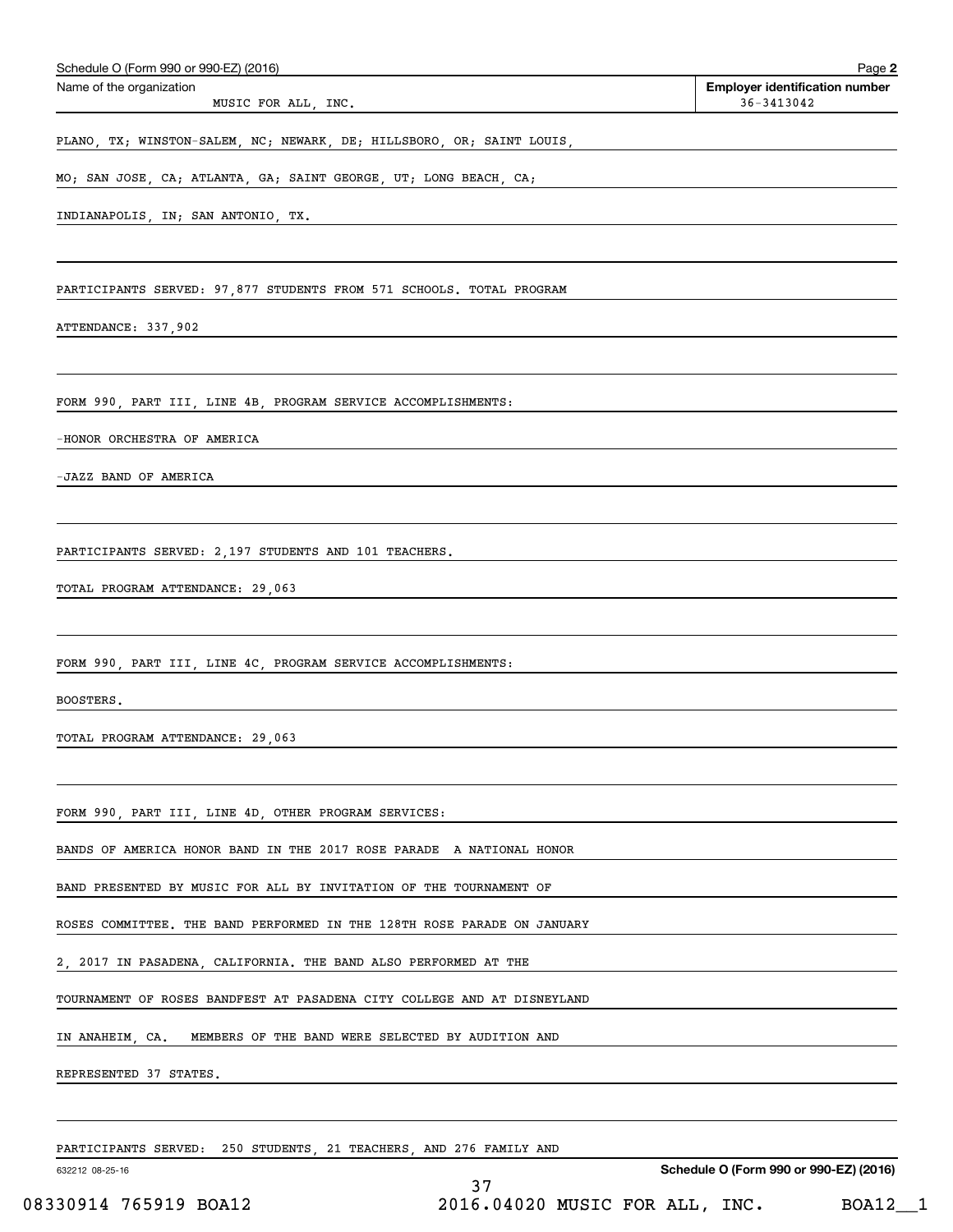Schedule O (Form 990 or 990-EZ) (2016) Page **2**

| Name of the organization | Employer identification number |
| --- | --- |
| MUSIC FOR ALL, INC. | 36-3413042 |

PLANO, TX; WINSTON-SALEM, NC; NEWARK, DE; HILLSBORO, OR; SAINT LOUIS, MO; SAN JOSE, CA; ATLANTA, GA; SAINT GEORGE, UT; LONG BEACH, CA; INDIANAPOLIS, IN; SAN ANTONIO, TX.

PARTICIPANTS SERVED: 97,877 STUDENTS FROM 571 SCHOOLS. TOTAL PROGRAM ATTENDANCE: 337,902

FORM 990, PART III, LINE 4B, PROGRAM SERVICE ACCOMPLISHMENTS:

-HONOR ORCHESTRA OF AMERICA

-JAZZ BAND OF AMERICA

PARTICIPANTS SERVED: 2,197 STUDENTS AND 101 TEACHERS.

TOTAL PROGRAM ATTENDANCE: 29,063

FORM 990, PART III, LINE 4C, PROGRAM SERVICE ACCOMPLISHMENTS:

BOOSTERS.

TOTAL PROGRAM ATTENDANCE: 29,063

FORM 990, PART III, LINE 4D, OTHER PROGRAM SERVICES:

BANDS OF AMERICA HONOR BAND IN THE 2017 ROSE PARADE A NATIONAL HONOR BAND PRESENTED BY MUSIC FOR ALL BY INVITATION OF THE TOURNAMENT OF ROSES COMMITTEE. THE BAND PERFORMED IN THE 128TH ROSE PARADE ON JANUARY 2, 2017 IN PASADENA, CALIFORNIA. THE BAND ALSO PERFORMED AT THE TOURNAMENT OF ROSES BANDFEST AT PASADENA CITY COLLEGE AND AT DISNEYLAND IN ANAHEIM, CA. MEMBERS OF THE BAND WERE SELECTED BY AUDITION AND REPRESENTED 37 STATES.

PARTICIPANTS SERVED: 250 STUDENTS, 21 TEACHERS, AND 276 FAMILY AND

632212 08-25-16 **Schedule O (Form 990 or 990-EZ) (2016)**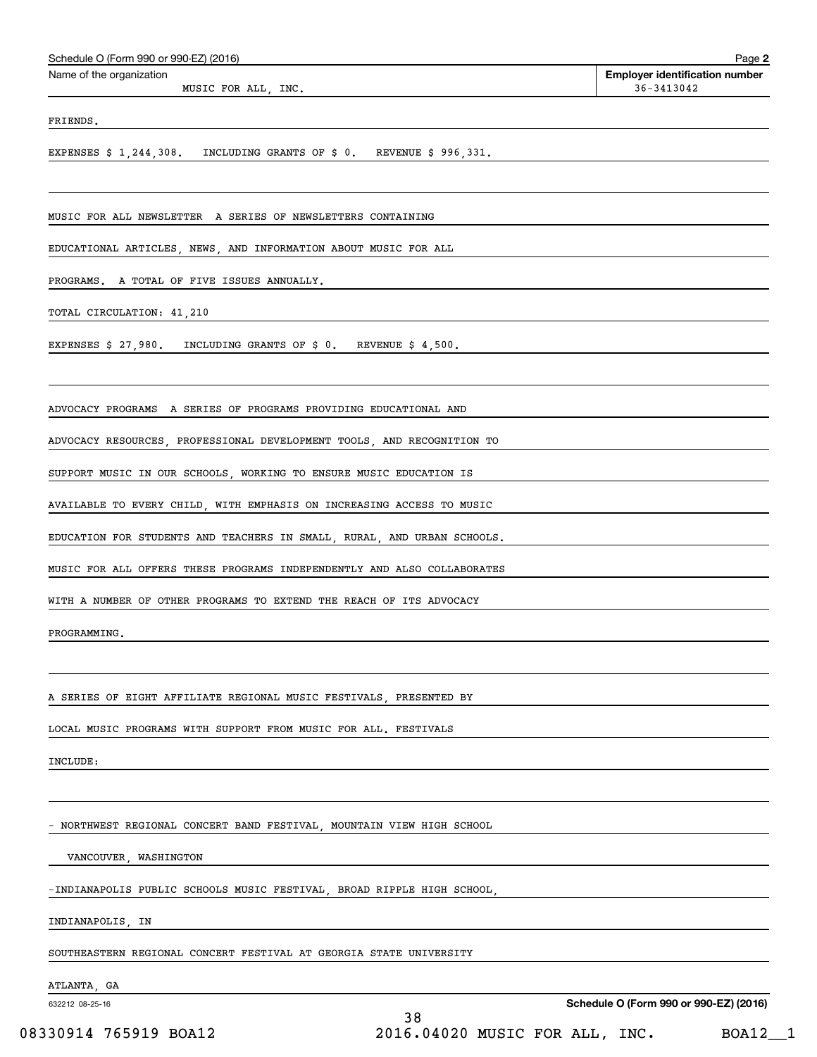Schedule O (Form 990 or 990-EZ) (2016)

Name of the organization: MUSIC FOR ALL, INC.

Employer identification number: 36-3413042

FRIENDS.

EXPENSES $ 1,244,308. INCLUDING GRANTS OF $ 0. REVENUE $ 996,331.

MUSIC FOR ALL NEWSLETTER A SERIES OF NEWSLETTERS CONTAINING EDUCATIONAL ARTICLES, NEWS, AND INFORMATION ABOUT MUSIC FOR ALL PROGRAMS. A TOTAL OF FIVE ISSUES ANNUALLY.

TOTAL CIRCULATION: 41,210

EXPENSES $ 27,980. INCLUDING GRANTS OF $ 0. REVENUE $ 4,500.

ADVOCACY PROGRAMS A SERIES OF PROGRAMS PROVIDING EDUCATIONAL AND ADVOCACY RESOURCES, PROFESSIONAL DEVELOPMENT TOOLS, AND RECOGNITION TO SUPPORT MUSIC IN OUR SCHOOLS, WORKING TO ENSURE MUSIC EDUCATION IS AVAILABLE TO EVERY CHILD, WITH EMPHASIS ON INCREASING ACCESS TO MUSIC EDUCATION FOR STUDENTS AND TEACHERS IN SMALL, RURAL, AND URBAN SCHOOLS. MUSIC FOR ALL OFFERS THESE PROGRAMS INDEPENDENTLY AND ALSO COLLABORATES WITH A NUMBER OF OTHER PROGRAMS TO EXTEND THE REACH OF ITS ADVOCACY PROGRAMMING.

A SERIES OF EIGHT AFFILIATE REGIONAL MUSIC FESTIVALS, PRESENTED BY LOCAL MUSIC PROGRAMS WITH SUPPORT FROM MUSIC FOR ALL. FESTIVALS INCLUDE:

- NORTHWEST REGIONAL CONCERT BAND FESTIVAL, MOUNTAIN VIEW HIGH SCHOOL
  VANCOUVER, WASHINGTON

-INDIANAPOLIS PUBLIC SCHOOLS MUSIC FESTIVAL, BROAD RIPPLE HIGH SCHOOL,
INDIANAPOLIS, IN

SOUTHEASTERN REGIONAL CONCERT FESTIVAL AT GEORGIA STATE UNIVERSITY
ATLANTA, GA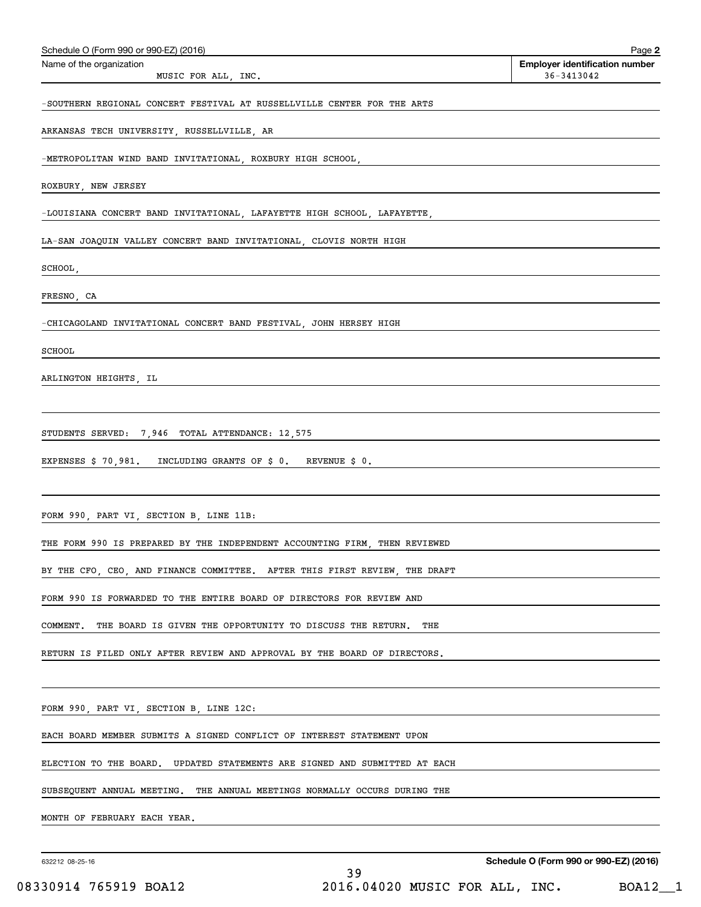Name of the organization: MUSIC FOR ALL, INC.

Employer identification number: 36-3413042

-SOUTHERN REGIONAL CONCERT FESTIVAL AT RUSSELLVILLE CENTER FOR THE ARTS

ARKANSAS TECH UNIVERSITY, RUSSELLVILLE, AR

-METROPOLITAN WIND BAND INVITATIONAL, ROXBURY HIGH SCHOOL,

ROXBURY, NEW JERSEY

-LOUISIANA CONCERT BAND INVITATIONAL, LAFAYETTE HIGH SCHOOL, LAFAYETTE,

LA-SAN JOAQUIN VALLEY CONCERT BAND INVITATIONAL, CLOVIS NORTH HIGH

SCHOOL,

FRESNO, CA

-CHICAGOLAND INVITATIONAL CONCERT BAND FESTIVAL, JOHN HERSEY HIGH

SCHOOL

ARLINGTON HEIGHTS, IL

STUDENTS SERVED: 7,946 TOTAL ATTENDANCE: 12,575

EXPENSES $ 70,981. INCLUDING GRANTS OF $ 0. REVENUE $ 0.

FORM 990, PART VI, SECTION B, LINE 11B:

THE FORM 990 IS PREPARED BY THE INDEPENDENT ACCOUNTING FIRM, THEN REVIEWED BY THE CFO, CEO, AND FINANCE COMMITTEE. AFTER THIS FIRST REVIEW, THE DRAFT FORM 990 IS FORWARDED TO THE ENTIRE BOARD OF DIRECTORS FOR REVIEW AND COMMENT. THE BOARD IS GIVEN THE OPPORTUNITY TO DISCUSS THE RETURN. THE RETURN IS FILED ONLY AFTER REVIEW AND APPROVAL BY THE BOARD OF DIRECTORS.

FORM 990, PART VI, SECTION B, LINE 12C:

EACH BOARD MEMBER SUBMITS A SIGNED CONFLICT OF INTEREST STATEMENT UPON ELECTION TO THE BOARD. UPDATED STATEMENTS ARE SIGNED AND SUBMITTED AT EACH SUBSEQUENT ANNUAL MEETING. THE ANNUAL MEETINGS NORMALLY OCCURS DURING THE MONTH OF FEBRUARY EACH YEAR.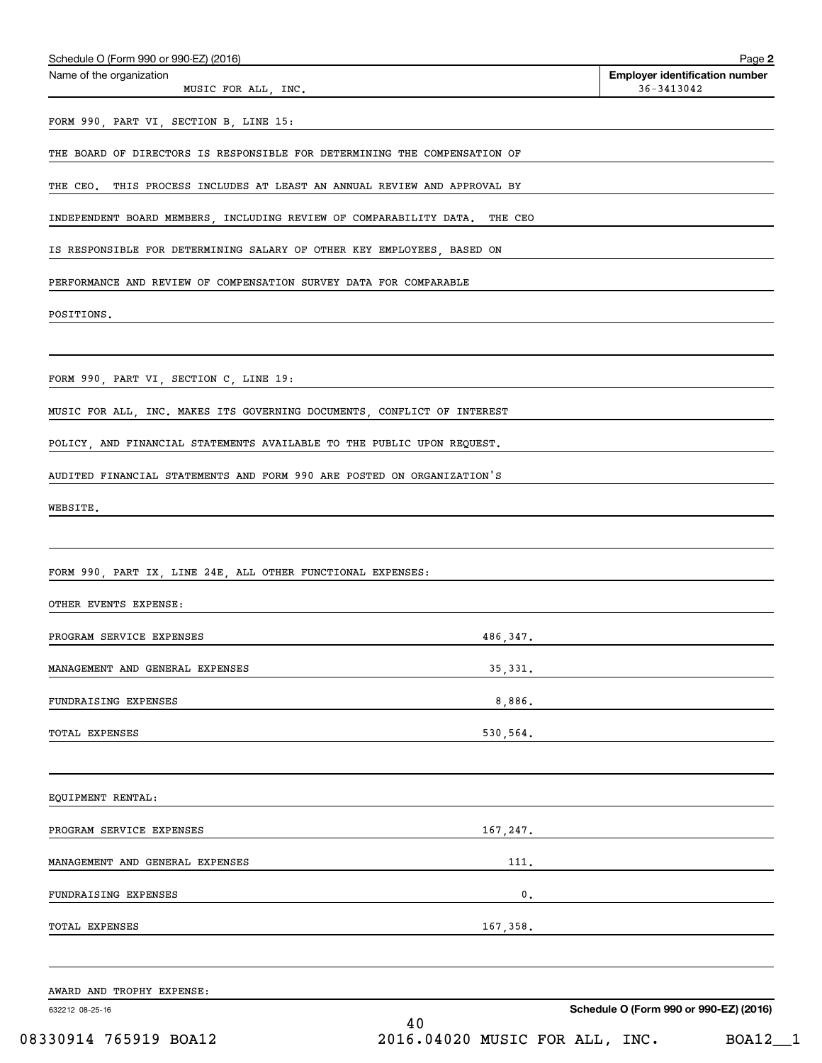Schedule O (Form 990 or 990-EZ) (2016) Page **2**

| Name of the organization | Employer identification number |
|---|---|
| MUSIC FOR ALL, INC. | 36-3413042 |

FORM 990, PART VI, SECTION B, LINE 15:

THE BOARD OF DIRECTORS IS RESPONSIBLE FOR DETERMINING THE COMPENSATION OF THE CEO. THIS PROCESS INCLUDES AT LEAST AN ANNUAL REVIEW AND APPROVAL BY INDEPENDENT BOARD MEMBERS, INCLUDING REVIEW OF COMPARABILITY DATA. THE CEO IS RESPONSIBLE FOR DETERMINING SALARY OF OTHER KEY EMPLOYEES, BASED ON PERFORMANCE AND REVIEW OF COMPENSATION SURVEY DATA FOR COMPARABLE POSITIONS.

FORM 990, PART VI, SECTION C, LINE 19:

MUSIC FOR ALL, INC. MAKES ITS GOVERNING DOCUMENTS, CONFLICT OF INTEREST POLICY, AND FINANCIAL STATEMENTS AVAILABLE TO THE PUBLIC UPON REQUEST. AUDITED FINANCIAL STATEMENTS AND FORM 990 ARE POSTED ON ORGANIZATION'S WEBSITE.

FORM 990, PART IX, LINE 24E, ALL OTHER FUNCTIONAL EXPENSES:

OTHER EVENTS EXPENSE:

| | |
|---|---|
| PROGRAM SERVICE EXPENSES | 486,347. |
| MANAGEMENT AND GENERAL EXPENSES | 35,331. |
| FUNDRAISING EXPENSES | 8,886. |
| TOTAL EXPENSES | 530,564. |

EQUIPMENT RENTAL:

| | |
|---|---|
| PROGRAM SERVICE EXPENSES | 167,247. |
| MANAGEMENT AND GENERAL EXPENSES | 111. |
| FUNDRAISING EXPENSES | 0. |
| TOTAL EXPENSES | 167,358. |

AWARD AND TROPHY EXPENSE:

632212 08-25-16

**Schedule O (Form 990 or 990-EZ) (2016)**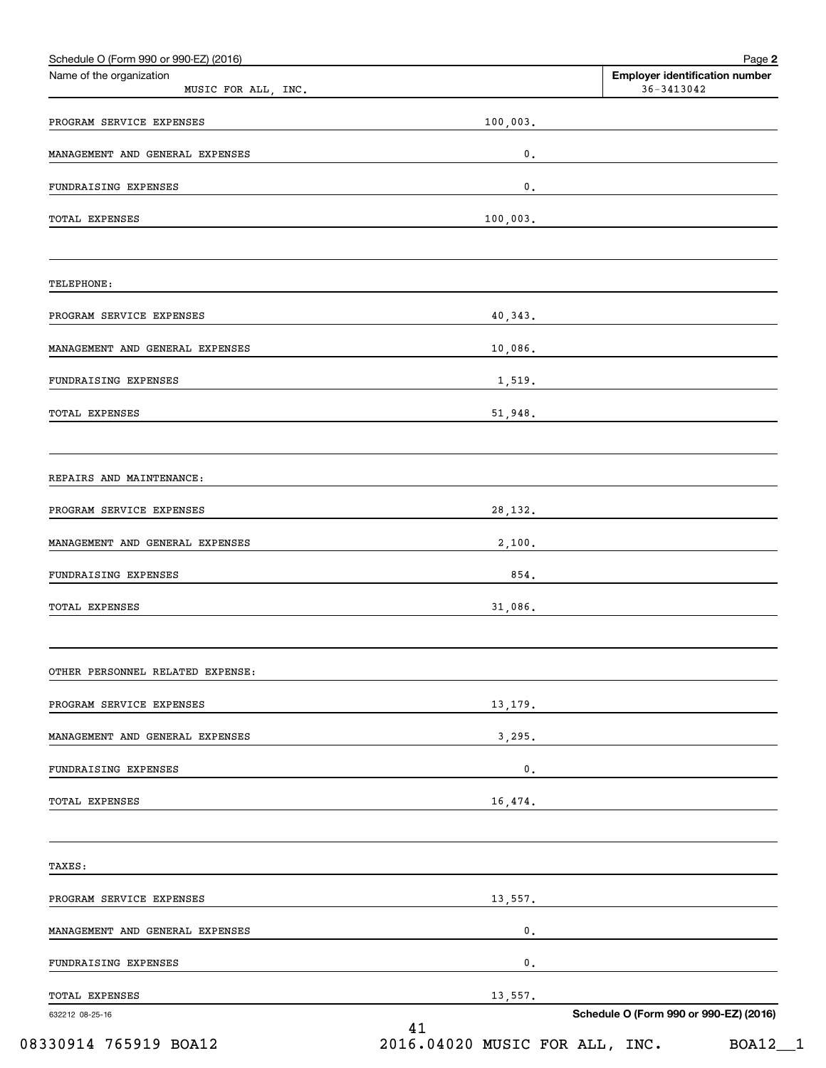Schedule O (Form 990 or 990-EZ) (2016)

| Name of the organization | Employer identification number |
|---|---|
| MUSIC FOR ALL, INC. | 36-3413042 |

| | |
|---|---|
| PROGRAM SERVICE EXPENSES | 100,003. |
| MANAGEMENT AND GENERAL EXPENSES | 0. |
| FUNDRAISING EXPENSES | 0. |
| TOTAL EXPENSES | 100,003. |
| | |
| TELEPHONE: | |
| PROGRAM SERVICE EXPENSES | 40,343. |
| MANAGEMENT AND GENERAL EXPENSES | 10,086. |
| FUNDRAISING EXPENSES | 1,519. |
| TOTAL EXPENSES | 51,948. |
| | |
| REPAIRS AND MAINTENANCE: | |
| PROGRAM SERVICE EXPENSES | 28,132. |
| MANAGEMENT AND GENERAL EXPENSES | 2,100. |
| FUNDRAISING EXPENSES | 854. |
| TOTAL EXPENSES | 31,086. |
| | |
| OTHER PERSONNEL RELATED EXPENSE: | |
| PROGRAM SERVICE EXPENSES | 13,179. |
| MANAGEMENT AND GENERAL EXPENSES | 3,295. |
| FUNDRAISING EXPENSES | 0. |
| TOTAL EXPENSES | 16,474. |
| | |
| TAXES: | |
| PROGRAM SERVICE EXPENSES | 13,557. |
| MANAGEMENT AND GENERAL EXPENSES | 0. |
| FUNDRAISING EXPENSES | 0. |
| TOTAL EXPENSES | 13,557. |

632212 08-25-16

Schedule O (Form 990 or 990-EZ) (2016)

08330914 765919 BOA12 2016.04020 MUSIC FOR ALL, INC. BOA12__1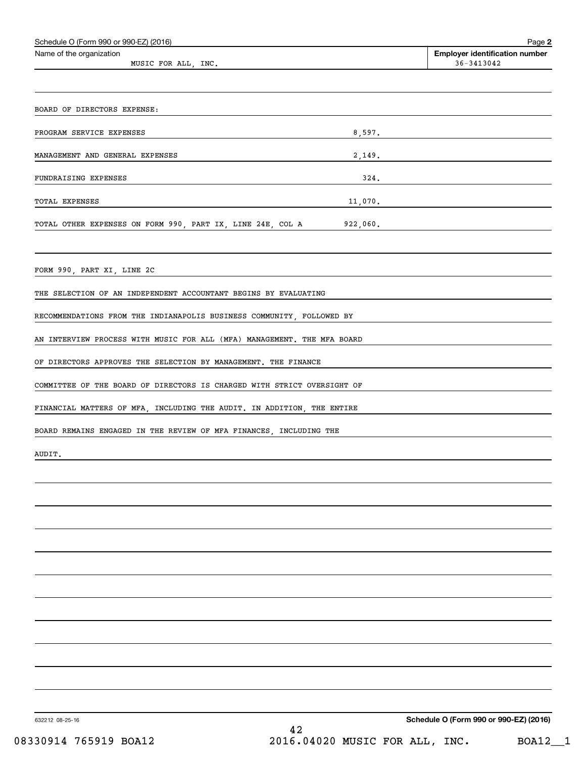Schedule O (Form 990 or 990-EZ) (2016) Page **2**

Name of the organization: MUSIC FOR ALL, INC.

**Employer identification number** 36-3413042

BOARD OF DIRECTORS EXPENSE:

| | |
|---|---|
| PROGRAM SERVICE EXPENSES | 8,597. |
| MANAGEMENT AND GENERAL EXPENSES | 2,149. |
| FUNDRAISING EXPENSES | 324. |
| TOTAL EXPENSES | 11,070. |
| TOTAL OTHER EXPENSES ON FORM 990, PART IX, LINE 24E, COL A | 922,060. |

FORM 990, PART XI, LINE 2C

THE SELECTION OF AN INDEPENDENT ACCOUNTANT BEGINS BY EVALUATING RECOMMENDATIONS FROM THE INDIANAPOLIS BUSINESS COMMUNITY, FOLLOWED BY AN INTERVIEW PROCESS WITH MUSIC FOR ALL (MFA) MANAGEMENT. THE MFA BOARD OF DIRECTORS APPROVES THE SELECTION BY MANAGEMENT. THE FINANCE COMMITTEE OF THE BOARD OF DIRECTORS IS CHARGED WITH STRICT OVERSIGHT OF FINANCIAL MATTERS OF MFA, INCLUDING THE AUDIT. IN ADDITION, THE ENTIRE BOARD REMAINS ENGAGED IN THE REVIEW OF MFA FINANCES, INCLUDING THE AUDIT.

632212 08-25-16

**Schedule O (Form 990 or 990-EZ) (2016)**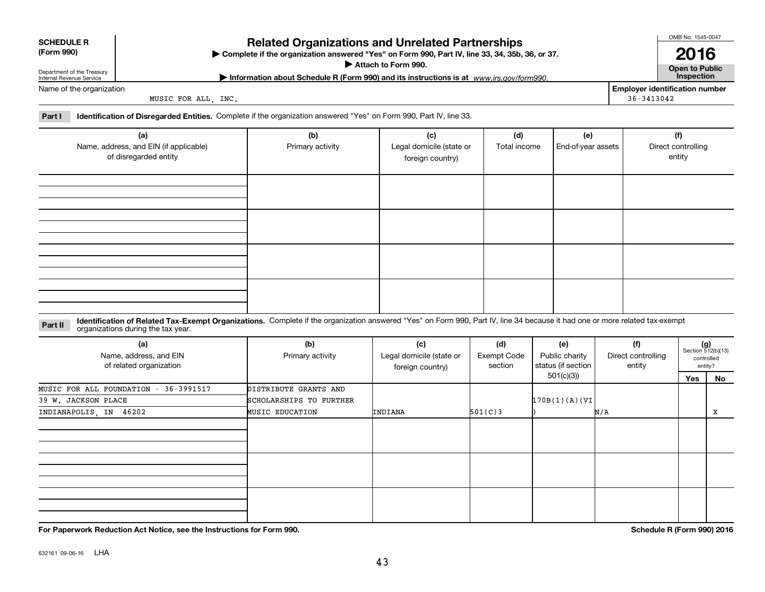**SCHEDULE R (Form 990)**

Department of the Treasury
Internal Revenue Service

# Related Organizations and Unrelated Partnerships

▶ Complete if the organization answered "Yes" on Form 990, Part IV, line 33, 34, 35b, 36, or 37.
▶ Attach to Form 990.
▶ Information about Schedule R (Form 990) and its instructions is at *www.irs.gov/form990.*

OMB No. 1545-0047

**2016**

**Open to Public Inspection**

Name of the organization: MUSIC FOR ALL, INC.

Employer identification number: 36-3413042

**Part I** **Identification of Disregarded Entities.** Complete if the organization answered "Yes" on Form 990, Part IV, line 33.

| (a) Name, address, and EIN (if applicable) of disregarded entity | (b) Primary activity | (c) Legal domicile (state or foreign country) | (d) Total income | (e) End-of-year assets | (f) Direct controlling entity |
|---|---|---|---|---|---|
| | | | | | |
| | | | | | |
| | | | | | |
| | | | | | |

**Part II** **Identification of Related Tax-Exempt Organizations.** Complete if the organization answered "Yes" on Form 990, Part IV, line 34 because it had one or more related tax-exempt organizations during the tax year.

| (a) Name, address, and EIN of related organization | (b) Primary activity | (c) Legal domicile (state or foreign country) | (d) Exempt Code section | (e) Public charity status (if section 501(c)(3)) | (f) Direct controlling entity | (g) Section 512(b)(13) controlled entity? Yes | No |
|---|---|---|---|---|---|---|---|
| MUSIC FOR ALL FOUNDATION - 36-3991517<br>39 W. JACKSON PLACE<br>INDIANAPOLIS, IN 46202 | DISTRIBUTE GRANTS AND SCHOLARSHIPS TO FURTHER MUSIC EDUCATION | INDIANA | 501(C)3 | 170B(1)(A)(VI) | N/A | | X |
| | | | | | | | |
| | | | | | | | |
| | | | | | | | |

**For Paperwork Reduction Act Notice, see the Instructions for Form 990.**

**Schedule R (Form 990) 2016**

632161 09-06-16 LHA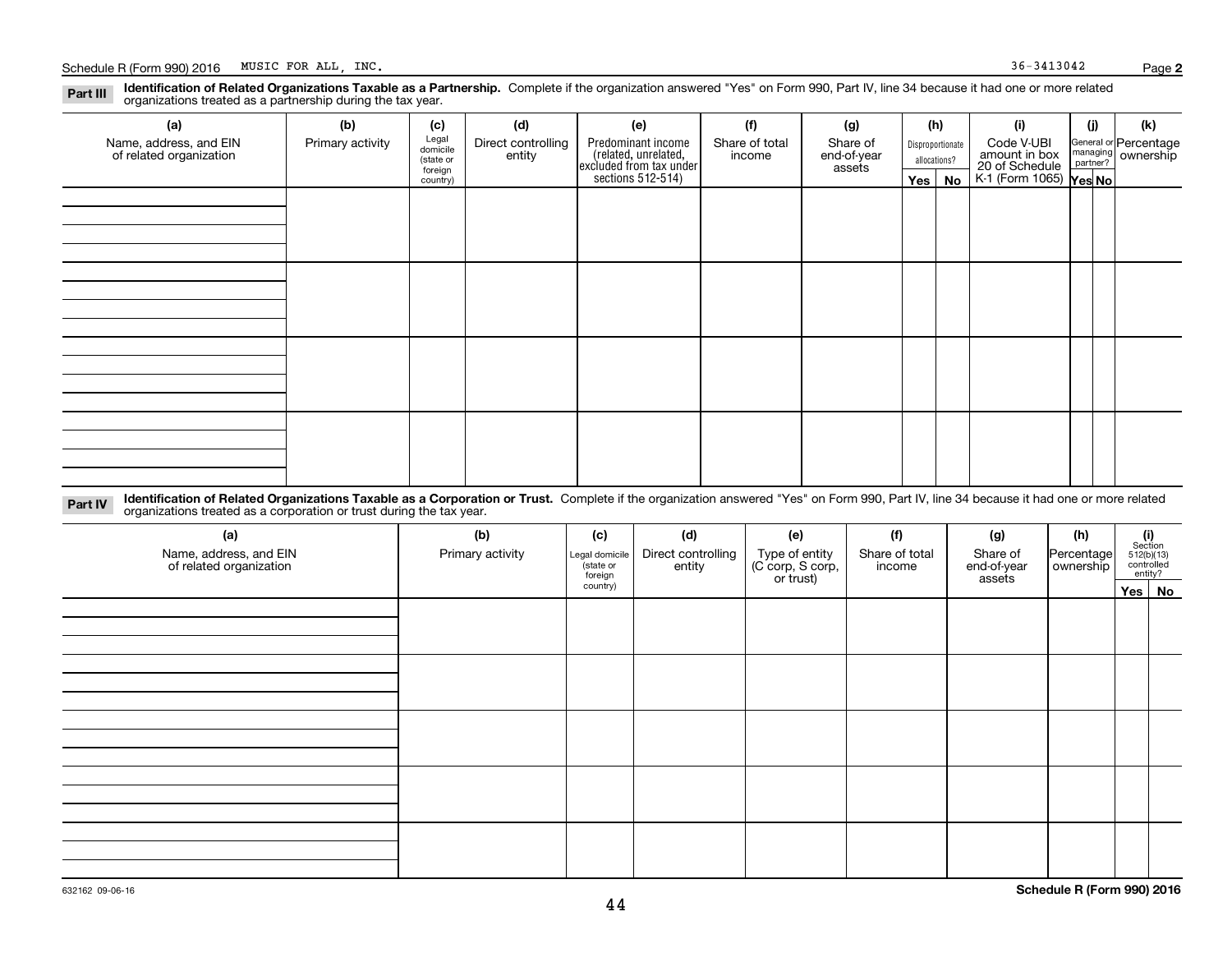Schedule R (Form 990) 2016 MUSIC FOR ALL, INC. 36-3413042

**Part III** **Identification of Related Organizations Taxable as a Partnership.** Complete if the organization answered "Yes" on Form 990, Part IV, line 34 because it had one or more related organizations treated as a partnership during the tax year.

| (a) Name, address, and EIN of related organization | (b) Primary activity | (c) Legal domicile (state or foreign country) | (d) Direct controlling entity | (e) Predominant income (related, unrelated, excluded from tax under sections 512-514) | (f) Share of total income | (g) Share of end-of-year assets | (h) Disproportionate allocations? Yes | No | (i) Code V-UBI amount in box 20 of Schedule K-1 (Form 1065) | (j) General or managing partner? Yes | No | (k) Percentage ownership |
|---|---|---|---|---|---|---|---|---|---|---|---|---|
| | | | | | | | | | | | | |
| | | | | | | | | | | | | |
| | | | | | | | | | | | | |
| | | | | | | | | | | | | |

**Part IV** **Identification of Related Organizations Taxable as a Corporation or Trust.** Complete if the organization answered "Yes" on Form 990, Part IV, line 34 because it had one or more related organizations treated as a corporation or trust during the tax year.

| (a) Name, address, and EIN of related organization | (b) Primary activity | (c) Legal domicile (state or foreign country) | (d) Direct controlling entity | (e) Type of entity (C corp, S corp, or trust) | (f) Share of total income | (g) Share of end-of-year assets | (h) Percentage ownership | (i) Section 512(b)(13) controlled entity? Yes | No |
|---|---|---|---|---|---|---|---|---|---|
| | | | | | | | | | |
| | | | | | | | | | |
| | | | | | | | | | |
| | | | | | | | | | |
| | | | | | | | | | |

632162 09-06-16

**Schedule R (Form 990) 2016**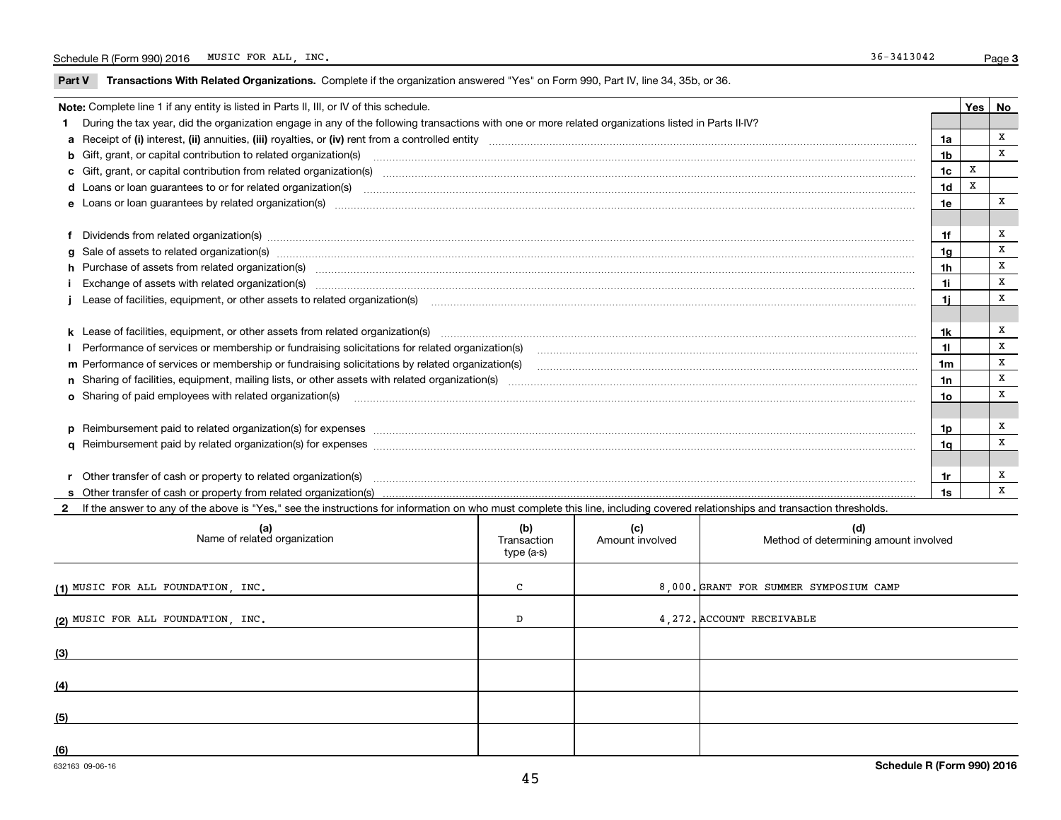Schedule R (Form 990) 2016 MUSIC FOR ALL, INC. 36-3413042 Page 3

**Part V Transactions With Related Organizations.** Complete if the organization answered "Yes" on Form 990, Part IV, line 34, 35b, or 36.

| **Note:** Complete line 1 if any entity is listed in Parts II, III, or IV of this schedule. | | Yes | No |
|---|---|---|---|
| **1** During the tax year, did the organization engage in any of the following transactions with one or more related organizations listed in Parts II-IV? | | | |
| **a** Receipt of **(i)** interest, **(ii)** annuities, **(iii)** royalties, or **(iv)** rent from a controlled entity | 1a | | X |
| **b** Gift, grant, or capital contribution to related organization(s) | 1b | | X |
| **c** Gift, grant, or capital contribution from related organization(s) | 1c | X | |
| **d** Loans or loan guarantees to or for related organization(s) | 1d | X | |
| **e** Loans or loan guarantees by related organization(s) | 1e | | X |
| **f** Dividends from related organization(s) | 1f | | X |
| **g** Sale of assets to related organization(s) | 1g | | X |
| **h** Purchase of assets from related organization(s) | 1h | | X |
| **i** Exchange of assets with related organization(s) | 1i | | X |
| **j** Lease of facilities, equipment, or other assets to related organization(s) | 1j | | X |
| **k** Lease of facilities, equipment, or other assets from related organization(s) | 1k | | X |
| **l** Performance of services or membership or fundraising solicitations for related organization(s) | 1l | | X |
| **m** Performance of services or membership or fundraising solicitations by related organization(s) | 1m | | X |
| **n** Sharing of facilities, equipment, mailing lists, or other assets with related organization(s) | 1n | | X |
| **o** Sharing of paid employees with related organization(s) | 1o | | X |
| **p** Reimbursement paid to related organization(s) for expenses | 1p | | X |
| **q** Reimbursement paid by related organization(s) for expenses | 1q | | X |
| **r** Other transfer of cash or property to related organization(s) | 1r | | X |
| **s** Other transfer of cash or property from related organization(s) | 1s | | X |

**2** If the answer to any of the above is "Yes," see the instructions for information on who must complete this line, including covered relationships and transaction thresholds.

| (a) Name of related organization | (b) Transaction type (a-s) | (c) Amount involved | (d) Method of determining amount involved |
|---|---|---|---|
| (1) MUSIC FOR ALL FOUNDATION, INC. | C | 8,000. | GRANT FOR SUMMER SYMPOSIUM CAMP |
| (2) MUSIC FOR ALL FOUNDATION, INC. | D | 4,272. | ACCOUNT RECEIVABLE |
| (3) | | | |
| (4) | | | |
| (5) | | | |
| (6) | | | |

632163 09-06-16 Schedule R (Form 990) 2016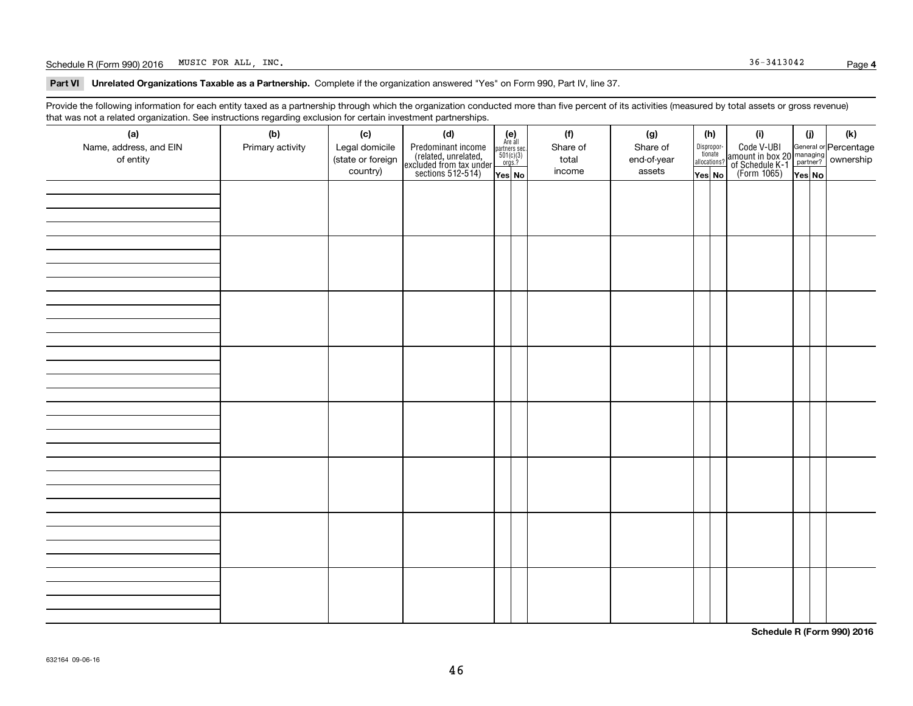Schedule R (Form 990) 2016 MUSIC FOR ALL, INC. 36-3413042 Page **4**

**Part VI Unrelated Organizations Taxable as a Partnership.** Complete if the organization answered "Yes" on Form 990, Part IV, line 37.

Provide the following information for each entity taxed as a partnership through which the organization conducted more than five percent of its activities (measured by total assets or gross revenue) that was not a related organization. See instructions regarding exclusion for certain investment partnerships.

| (a) Name, address, and EIN of entity | (b) Primary activity | (c) Legal domicile (state or foreign country) | (d) Predominant income (related, unrelated, excluded from tax under sections 512-514) | (e) Are all partners sec. 501(c)(3) orgs.? | | (f) Share of total income | (g) Share of end-of-year assets | (h) Disproportionate allocations? | | (i) Code V-UBI amount in box 20 of Schedule K-1 (Form 1065) | (j) General or managing partner? | | (k) Percentage ownership |
|---|---|---|---|---|---|---|---|---|---|---|---|---|---|
| | | | | Yes | No | | | Yes | No | | Yes | No | |
| | | | | | | | | | | | | | |
| | | | | | | | | | | | | | |
| | | | | | | | | | | | | | |
| | | | | | | | | | | | | | |
| | | | | | | | | | | | | | |
| | | | | | | | | | | | | | |
| | | | | | | | | | | | | | |
| | | | | | | | | | | | | | |

**Schedule R (Form 990) 2016**

632164 09-06-16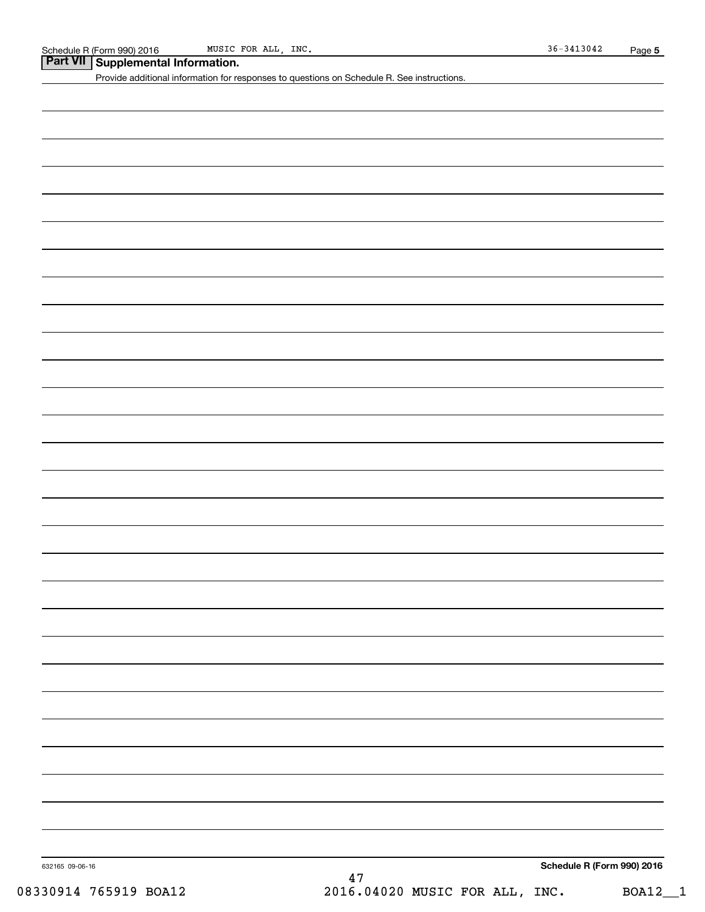Schedule R (Form 990) 2016 MUSIC FOR ALL, INC. 36-3413042 Page 5

## Part VII Supplemental Information.

Provide additional information for responses to questions on Schedule R. See instructions.

632165 09-06-16

**Schedule R (Form 990) 2016**